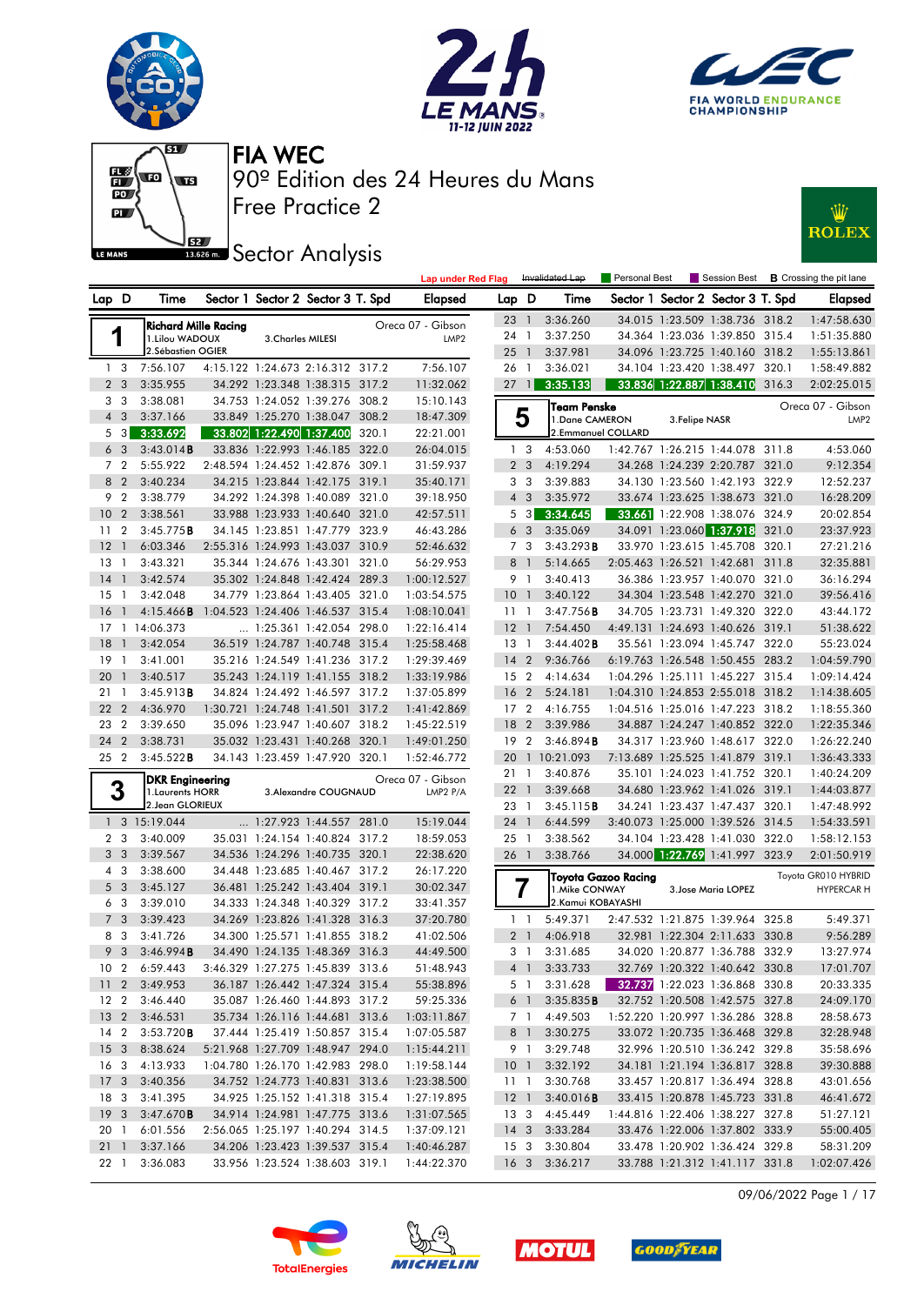# FIA WEC

## 90º Edition des 24 Heures du Mans

## Free Practice 2

## Sector Analysis

Lap under Red Flag | ~~Invalidated Lap~~ | Personal Best | Session Best | **B** Crossing the pit lane

### 1 — Richard Mille Racing — Oreca 07 - Gibson — LMP2

1.Lilou WADOUX, 2.Sébastien OGIER, 3.Charles MILESI

| Lap | D | Time | Sector 1 | Sector 2 | Sector 3 | T. Spd | Elapsed |
|---|---|---|---|---|---|---|---|
| 1 | 3 | 7:56.107 | 4:15.122 | 1:24.673 | 2:16.312 | 317.2 | 7:56.107 |
| 2 | 3 | 3:35.955 | 34.292 | 1:23.348 | 1:38.315 | 317.2 | 11:32.062 |
| 3 | 3 | 3:38.081 | 34.753 | 1:24.052 | 1:39.276 | 308.2 | 15:10.143 |
| 4 | 3 | 3:37.166 | 33.849 | 1:25.270 | 1:38.047 | 308.2 | 18:47.309 |
| 5 | 3 | 3:33.692 | 33.802 | 1:22.490 | 1:37.400 | 320.1 | 22:21.001 |
| 6 | 3 | 3:43.014**B** | 33.836 | 1:22.993 | 1:46.185 | 322.0 | 26:04.015 |
| 7 | 2 | 5:55.922 | 2:48.594 | 1:24.452 | 1:42.876 | 309.1 | 31:59.937 |
| 8 | 2 | 3:40.234 | 34.215 | 1:23.844 | 1:42.175 | 319.1 | 35:40.171 |
| 9 | 2 | 3:38.779 | 34.292 | 1:24.398 | 1:40.089 | 321.0 | 39:18.950 |
| 10 | 2 | 3:38.561 | 33.988 | 1:23.933 | 1:40.640 | 321.0 | 42:57.511 |
| 11 | 2 | 3:45.775**B** | 34.145 | 1:23.851 | 1:47.779 | 323.9 | 46:43.286 |
| 12 | 1 | 6:03.346 | 2:55.316 | 1:24.993 | 1:43.037 | 310.9 | 52:46.632 |
| 13 | 1 | 3:43.321 | 35.344 | 1:24.676 | 1:43.301 | 321.0 | 56:29.953 |
| 14 | 1 | 3:42.574 | 35.302 | 1:24.848 | 1:42.424 | 289.3 | 1:00:12.527 |
| 15 | 1 | 3:42.048 | 34.779 | 1:23.864 | 1:43.405 | 321.0 | 1:03:54.575 |
| 16 | 1 | 4:15.466**B** | 1:04.523 | 1:24.406 | 1:46.537 | 315.4 | 1:08:10.041 |
| 17 | 1 | 14:06.373 | ... | 1:25.361 | 1:42.054 | 298.0 | 1:22:16.414 |
| 18 | 1 | 3:42.054 | 36.519 | 1:24.787 | 1:40.748 | 315.4 | 1:25:58.468 |
| 19 | 1 | 3:41.001 | 35.216 | 1:24.549 | 1:41.236 | 317.2 | 1:29:39.469 |
| 20 | 1 | 3:40.517 | 35.243 | 1:24.119 | 1:41.155 | 318.2 | 1:33:19.986 |
| 21 | 1 | 3:45.913**B** | 34.824 | 1:24.492 | 1:46.597 | 317.2 | 1:37:05.899 |
| 22 | 2 | 4:36.970 | 1:30.721 | 1:24.748 | 1:41.501 | 317.2 | 1:41:42.869 |
| 23 | 2 | 3:39.650 | 35.096 | 1:23.947 | 1:40.607 | 318.2 | 1:45:22.519 |
| 24 | 2 | 3:38.731 | 35.032 | 1:23.431 | 1:40.268 | 320.1 | 1:49:01.250 |
| 25 | 2 | 3:45.522**B** | 34.143 | 1:23.459 | 1:47.920 | 320.1 | 1:52:46.772 |

### 3 — DKR Engineering — Oreca 07 - Gibson — LMP2 P/A

1.Laurents HORR, 2.Jean GLORIEUX, 3.Alexandre COUGNAUD

| Lap | D | Time | Sector 1 | Sector 2 | Sector 3 | T. Spd | Elapsed |
|---|---|---|---|---|---|---|---|
| 1 | 3 | 15:19.044 | ... | 1:27.923 | 1:44.557 | 281.0 | 15:19.044 |
| 2 | 3 | 3:40.009 | 35.031 | 1:24.154 | 1:40.824 | 317.2 | 18:59.053 |
| 3 | 3 | 3:39.567 | 34.536 | 1:24.296 | 1:40.735 | 320.1 | 22:38.620 |
| 4 | 3 | 3:38.600 | 34.448 | 1:23.685 | 1:40.467 | 317.2 | 26:17.220 |
| 5 | 3 | 3:45.127 | 36.481 | 1:25.242 | 1:43.404 | 319.1 | 30:02.347 |
| 6 | 3 | 3:39.010 | 34.333 | 1:24.348 | 1:40.329 | 317.2 | 33:41.357 |
| 7 | 3 | 3:39.423 | 34.269 | 1:23.826 | 1:41.328 | 316.3 | 37:20.780 |
| 8 | 3 | 3:41.726 | 34.300 | 1:25.571 | 1:41.855 | 318.2 | 41:02.506 |
| 9 | 3 | 3:46.994**B** | 34.490 | 1:24.135 | 1:48.369 | 316.3 | 44:49.500 |
| 10 | 2 | 6:59.443 | 3:46.329 | 1:27.275 | 1:45.839 | 313.6 | 51:48.943 |
| 11 | 2 | 3:49.953 | 36.187 | 1:26.442 | 1:47.324 | 315.4 | 55:38.896 |
| 12 | 2 | 3:46.440 | 35.087 | 1:26.460 | 1:44.893 | 317.2 | 59:25.336 |
| 13 | 2 | 3:46.531 | 35.734 | 1:26.116 | 1:44.681 | 313.6 | 1:03:11.867 |
| 14 | 2 | 3:53.720**B** | 37.444 | 1:25.419 | 1:50.857 | 315.4 | 1:07:05.587 |
| 15 | 3 | 8:38.624 | 5:21.968 | 1:27.709 | 1:48.947 | 294.0 | 1:15:44.211 |
| 16 | 3 | 4:13.933 | 1:04.780 | 1:26.170 | 1:42.983 | 298.0 | 1:19:58.144 |
| 17 | 3 | 3:40.356 | 34.752 | 1:24.773 | 1:40.831 | 313.6 | 1:23:38.500 |
| 18 | 3 | 3:41.395 | 34.925 | 1:25.152 | 1:41.318 | 315.4 | 1:27:19.895 |
| 19 | 3 | 3:47.670**B** | 34.914 | 1:24.981 | 1:47.775 | 313.6 | 1:31:07.565 |
| 20 | 1 | 6:01.556 | 2:56.065 | 1:25.197 | 1:40.294 | 314.5 | 1:37:09.121 |
| 21 | 1 | 3:37.166 | 34.206 | 1:23.423 | 1:39.537 | 315.4 | 1:40:46.287 |
| 22 | 1 | 3:36.083 | 33.956 | 1:23.524 | 1:38.603 | 319.1 | 1:44:22.370 |
| 23 | 1 | 3:36.260 | 34.015 | 1:23.509 | 1:38.736 | 318.2 | 1:47:58.630 |
| 24 | 1 | 3:37.250 | 34.364 | 1:23.036 | 1:39.850 | 315.4 | 1:51:35.880 |
| 25 | 1 | 3:37.981 | 34.096 | 1:23.725 | 1:40.160 | 318.2 | 1:55:13.861 |
| 26 | 1 | 3:36.021 | 34.104 | 1:23.420 | 1:38.497 | 320.1 | 1:58:49.882 |
| 27 | 1 | 3:35.133 | 33.836 | 1:22.887 | 1:38.410 | 316.3 | 2:02:25.015 |

### 5 — Team Penske — Oreca 07 - Gibson — LMP2

1.Dane CAMERON, 2.Emmanuel COLLARD, 3.Felipe NASR

| Lap | D | Time | Sector 1 | Sector 2 | Sector 3 | T. Spd | Elapsed |
|---|---|---|---|---|---|---|---|
| 1 | 3 | 4:53.060 | 1:42.767 | 1:26.215 | 1:44.078 | 311.8 | 4:53.060 |
| 2 | 3 | 4:19.294 | 34.268 | 1:24.239 | 2:20.787 | 321.0 | 9:12.354 |
| 3 | 3 | 3:39.883 | 34.130 | 1:23.560 | 1:42.193 | 322.9 | 12:52.237 |
| 4 | 3 | 3:35.972 | 33.674 | 1:23.625 | 1:38.673 | 321.0 | 16:28.209 |
| 5 | 3 | 3:34.645 | 33.661 | 1:22.908 | 1:38.076 | 324.9 | 20:02.854 |
| 6 | 3 | 3:35.069 | 34.091 | 1:23.060 | 1:37.918 | 321.0 | 23:37.923 |
| 7 | 3 | 3:43.293**B** | 33.970 | 1:23.615 | 1:45.708 | 320.1 | 27:21.216 |
| 8 | 1 | 5:14.665 | 2:05.463 | 1:26.521 | 1:42.681 | 311.8 | 32:35.881 |
| 9 | 1 | 3:40.413 | 36.386 | 1:23.957 | 1:40.070 | 321.0 | 36:16.294 |
| 10 | 1 | 3:40.122 | 34.304 | 1:23.548 | 1:42.270 | 321.0 | 39:56.416 |
| 11 | 1 | 3:47.756**B** | 34.705 | 1:23.731 | 1:49.320 | 322.0 | 43:44.172 |
| 12 | 1 | 7:54.450 | 4:49.131 | 1:24.693 | 1:40.626 | 319.1 | 51:38.622 |
| 13 | 1 | 3:44.402**B** | 35.561 | 1:23.094 | 1:45.747 | 322.0 | 55:23.024 |
| 14 | 2 | 9:36.766 | 6:19.763 | 1:26.548 | 1:50.455 | 283.2 | 1:04:59.790 |
| 15 | 2 | 4:14.634 | 1:04.296 | 1:25.111 | 1:45.227 | 315.4 | 1:09:14.424 |
| 16 | 2 | 5:24.181 | 1:04.310 | 1:24.853 | 2:55.018 | 318.2 | 1:14:38.605 |
| 17 | 2 | 4:16.755 | 1:04.516 | 1:25.016 | 1:47.223 | 318.2 | 1:18:55.360 |
| 18 | 2 | 3:39.986 | 34.887 | 1:24.247 | 1:40.852 | 322.0 | 1:22:35.346 |
| 19 | 2 | 3:46.894**B** | 34.317 | 1:23.960 | 1:48.617 | 322.0 | 1:26:22.240 |
| 20 | 1 | 10:21.093 | 7:13.689 | 1:25.525 | 1:41.879 | 319.1 | 1:36:43.333 |
| 21 | 1 | 3:40.876 | 35.101 | 1:24.023 | 1:41.752 | 320.1 | 1:40:24.209 |
| 22 | 1 | 3:39.668 | 34.680 | 1:23.962 | 1:41.026 | 319.1 | 1:44:03.877 |
| 23 | 1 | 3:45.115**B** | 34.241 | 1:23.437 | 1:47.437 | 320.1 | 1:47:48.992 |
| 24 | 1 | 6:44.599 | 3:40.073 | 1:25.000 | 1:39.526 | 314.5 | 1:54:33.591 |
| 25 | 1 | 3:38.562 | 34.104 | 1:23.428 | 1:41.030 | 322.0 | 1:58:12.153 |
| 26 | 1 | 3:38.766 | 34.000 | 1:22.769 | 1:41.997 | 323.9 | 2:01:50.919 |

### 7 — Toyota Gazoo Racing — Toyota GR010 HYBRID — HYPERCAR H

1.Mike CONWAY, 2.Kamui KOBAYASHI, 3.Jose Maria LOPEZ

| Lap | D | Time | Sector 1 | Sector 2 | Sector 3 | T. Spd | Elapsed |
|---|---|---|---|---|---|---|---|
| 1 | 1 | 5:49.371 | 2:47.532 | 1:21.875 | 1:39.964 | 325.8 | 5:49.371 |
| 2 | 1 | 4:06.918 | 32.981 | 1:22.304 | 2:11.633 | 330.8 | 9:56.289 |
| 3 | 1 | 3:31.685 | 34.020 | 1:20.877 | 1:36.788 | 332.9 | 13:27.974 |
| 4 | 1 | 3:33.733 | 32.769 | 1:20.322 | 1:40.642 | 330.8 | 17:01.707 |
| 5 | 1 | 3:31.628 | 32.737 | 1:22.023 | 1:36.868 | 330.8 | 20:33.335 |
| 6 | 1 | 3:35.835**B** | 32.752 | 1:20.508 | 1:42.575 | 327.8 | 24:09.170 |
| 7 | 1 | 4:49.503 | 1:52.220 | 1:20.997 | 1:36.286 | 328.8 | 28:58.673 |
| 8 | 1 | 3:30.275 | 33.072 | 1:20.735 | 1:36.468 | 329.8 | 32:28.948 |
| 9 | 1 | 3:29.748 | 32.996 | 1:20.510 | 1:36.242 | 329.8 | 35:58.696 |
| 10 | 1 | 3:32.192 | 34.181 | 1:21.194 | 1:36.817 | 328.8 | 39:30.888 |
| 11 | 1 | 3:30.768 | 33.457 | 1:20.817 | 1:36.494 | 328.8 | 43:01.656 |
| 12 | 1 | 3:40.016**B** | 33.415 | 1:20.878 | 1:45.723 | 331.8 | 46:41.672 |
| 13 | 3 | 4:45.449 | 1:44.816 | 1:22.406 | 1:38.227 | 327.8 | 51:27.121 |
| 14 | 3 | 3:33.284 | 33.476 | 1:22.006 | 1:37.802 | 333.9 | 55:00.405 |
| 15 | 3 | 3:30.804 | 33.478 | 1:20.902 | 1:36.424 | 329.8 | 58:31.209 |
| 16 | 3 | 3:36.217 | 33.788 | 1:21.312 | 1:41.117 | 331.8 | 1:02:07.426 |

09/06/2022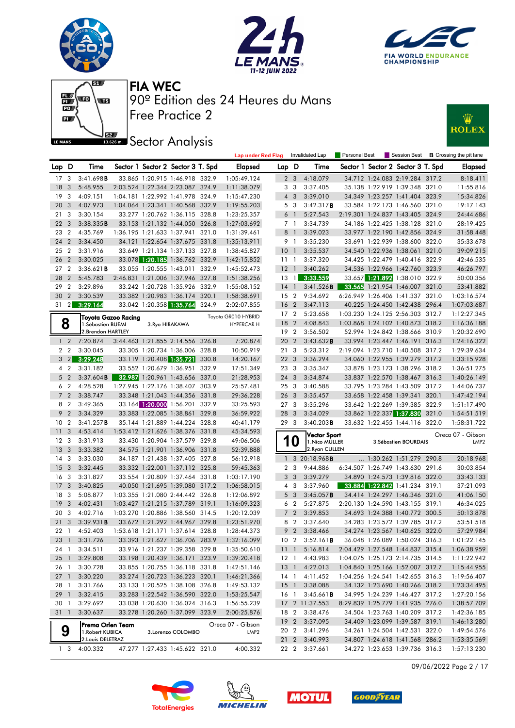# FIA WEC

## 90º Edition des 24 Heures du Mans

## Free Practice 2

## Sector Analysis

Lap under Red Flag | Invalidated Lap | Personal Best | Session Best | B Crossing the pit lane

| Lap | D | Time | Sector 1 | Sector 2 | Sector 3 | T. Spd | Elapsed |
|---|---|---|---|---|---|---|---|
| 17 | 3 | 3:41.698B | 33.865 | 1:20.915 | 1:46.918 | 332.9 | 1:05:49.124 |
| 18 | 3 | 5:48.955 | 2:03.524 | 1:22.344 | 2:23.087 | 324.9 | 1:11:38.079 |
| 19 | 3 | 4:09.151 | 1:04.181 | 1:22.992 | 1:41.978 | 324.9 | 1:15:47.230 |
| 20 | 3 | 4:07.973 | 1:04.064 | 1:23.341 | 1:40.568 | 332.9 | 1:19:55.203 |
| 21 | 3 | 3:30.154 | 33.277 | 1:20.762 | 1:36.115 | 328.8 | 1:23:25.357 |
| 22 | 3 | 3:38.335B | 33.153 | 1:21.132 | 1:44.050 | 326.8 | 1:27:03.692 |
| 23 | 2 | 4:35.769 | 1:36.195 | 1:21.633 | 1:37.941 | 321.0 | 1:31:39.461 |
| 24 | 2 | 3:34.450 | 34.121 | 1:22.654 | 1:37.675 | 331.8 | 1:35:13.911 |
| 25 | 2 | 3:31.916 | 33.649 | 1:21.134 | 1:37.133 | 327.8 | 1:38:45.827 |
| 26 | 2 | 3:30.025 | 33.078 | 1:20.185 | 1:36.762 | 332.9 | 1:42:15.852 |
| 27 | 2 | 3:36.621B | 33.055 | 1:20.555 | 1:43.011 | 332.9 | 1:45:52.473 |
| 28 | 2 | 5:45.783 | 2:46.831 | 1:21.006 | 1:37.946 | 327.8 | 1:51:38.256 |
| 29 | 2 | 3:29.896 | 33.242 | 1:20.728 | 1:35.926 | 332.9 | 1:55:08.152 |
| 30 | 2 | 3:30.539 | 33.382 | 1:20.983 | 1:36.174 | 320.1 | 1:58:38.691 |
| 31 | 2 | 3:29.164 | 33.042 | 1:20.358 | 1:35.764 | 324.9 | 2:02:07.855 |

**8** — **Toyota Gazoo Racing** — Toyota GR010 HYBRID — HYPERCAR H
1.Sébastien BUEMI, 2.Brendon HARTLEY, 3.Ryo HIRAKAWA

| Lap | D | Time | Sector 1 | Sector 2 | Sector 3 | T. Spd | Elapsed |
|---|---|---|---|---|---|---|---|
| 1 | 2 | 7:20.874 | 3:44.463 | 1:21.855 | 2:14.556 | 326.8 | 7:20.874 |
| 2 | 2 | 3:30.045 | 33.305 | 1:20.734 | 1:36.006 | 328.8 | 10:50.919 |
| 3 | 2 | 3:29.248 | 33.119 | 1:20.408 | 1:35.721 | 330.8 | 14:20.167 |
| 4 | 2 | 3:31.182 | 33.552 | 1:20.679 | 1:36.951 | 332.9 | 17:51.349 |
| 5 | 2 | 3:37.604B | 32.987 | 1:20.961 | 1:43.656 | 337.0 | 21:28.953 |
| 6 | 2 | 4:28.528 | 1:27.945 | 1:22.176 | 1:38.407 | 303.9 | 25:57.481 |
| 7 | 2 | 3:38.747 | 33.348 | 1:21.043 | 1:44.356 | 331.8 | 29:36.228 |
| 8 | 2 | 3:49.365 | 33.164 | 1:20.000 | 1:56.201 | 332.9 | 33:25.593 |
| 9 | 2 | 3:34.329 | 33.383 | 1:22.085 | 1:38.861 | 329.8 | 36:59.922 |
| 10 | 2 | 3:41.257B | 35.144 | 1:21.889 | 1:44.224 | 328.8 | 40:41.179 |
| 11 | 3 | 4:53.414 | 1:53.412 | 1:21.626 | 1:38.376 | 331.8 | 45:34.593 |
| 12 | 3 | 3:31.913 | 33.430 | 1:20.904 | 1:37.579 | 329.8 | 49:06.506 |
| 13 | 3 | 3:33.382 | 34.575 | 1:21.901 | 1:36.906 | 331.8 | 52:39.888 |
| 14 | 3 | 3:33.030 | 34.187 | 1:21.438 | 1:37.405 | 327.8 | 56:12.918 |
| 15 | 3 | 3:32.445 | 33.332 | 1:22.001 | 1:37.112 | 325.8 | 59:45.363 |
| 16 | 3 | 3:31.827 | 33.554 | 1:20.809 | 1:37.464 | 331.8 | 1:03:17.190 |
| 17 | 3 | 3:40.825 | 40.050 | 1:21.695 | 1:39.080 | 317.2 | 1:06:58.015 |
| 18 | 3 | 5:08.877 | 1:03.355 | 1:21.080 | 2:44.442 | 326.8 | 1:12:06.892 |
| 19 | 3 | 4:02.431 | 1:03.427 | 1:21.215 | 1:37.789 | 319.1 | 1:16:09.323 |
| 20 | 3 | 4:02.716 | 1:03.270 | 1:20.886 | 1:38.560 | 314.5 | 1:20:12.039 |
| 21 | 3 | 3:39.931B | 33.672 | 1:21.292 | 1:44.967 | 329.8 | 1:23:51.970 |
| 22 | 1 | 4:52.403 | 1:53.618 | 1:21.171 | 1:37.614 | 328.8 | 1:28:44.373 |
| 23 | 1 | 3:31.726 | 33.393 | 1:21.627 | 1:36.706 | 283.9 | 1:32:16.099 |
| 24 | 1 | 3:34.511 | 33.916 | 1:21.237 | 1:39.358 | 329.8 | 1:35:50.610 |
| 25 | 1 | 3:29.808 | 33.198 | 1:20.439 | 1:36.171 | 323.9 | 1:39:20.418 |
| 26 | 1 | 3:30.728 | 33.855 | 1:20.755 | 1:36.118 | 331.8 | 1:42:51.146 |
| 27 | 1 | 3:30.220 | 33.274 | 1:20.723 | 1:36.223 | 320.1 | 1:46:21.366 |
| 28 | 1 | 3:31.766 | 33.133 | 1:20.525 | 1:38.108 | 326.8 | 1:49:53.132 |
| 29 | 1 | 3:32.415 | 33.283 | 1:22.542 | 1:36.590 | 322.0 | 1:53:25.547 |
| 30 | 1 | 3:29.692 | 33.038 | 1:20.630 | 1:36.024 | 316.3 | 1:56:55.239 |
| 31 | 1 | 3:30.637 | 33.278 | 1:20.260 | 1:37.099 | 323.9 | 2:00:25.876 |

**9** — **Prema Orlen Team** — Oreca 07 - Gibson — LMP2
1.Robert KUBICA, 2.Louis DELETRAZ, 3.Lorenzo COLOMBO

| Lap | D | Time | Sector 1 | Sector 2 | Sector 3 | T. Spd | Elapsed |
|---|---|---|---|---|---|---|---|
| 1 | 3 | 4:00.332 | 47.277 | 1:27.433 | 1:45.622 | 321.0 | 4:00.332 |
| 2 | 3 | 4:18.079 | 34.712 | 1:24.083 | 2:19.284 | 317.2 | 8:18.411 |
| 3 | 3 | 3:37.405 | 35.138 | 1:22.919 | 1:39.348 | 321.0 | 11:55.816 |
| 4 | 3 | 3:39.010 | 34.349 | 1:23.257 | 1:41.404 | 323.9 | 15:34.826 |
| 5 | 3 | 3:42.317B | 33.584 | 1:22.173 | 1:46.560 | 321.0 | 19:17.143 |
| 6 | 1 | 5:27.543 | 2:19.301 | 1:24.837 | 1:43.405 | 324.9 | 24:44.686 |
| 7 | 1 | 3:34.739 | 34.186 | 1:22.425 | 1:38.128 | 321.0 | 28:19.425 |
| 8 | 1 | 3:39.023 | 33.977 | 1:22.190 | 1:42.856 | 324.9 | 31:58.448 |
| 9 | 1 | 3:35.230 | 33.691 | 1:22.939 | 1:38.600 | 322.0 | 35:33.678 |
| 10 | 1 | 3:35.537 | 34.540 | 1:22.936 | 1:38.061 | 321.0 | 39:09.215 |
| 11 | 1 | 3:37.320 | 34.425 | 1:22.479 | 1:40.416 | 322.9 | 42:46.535 |
| 12 | 1 | 3:40.262 | 34.536 | 1:22.966 | 1:42.760 | 323.9 | 46:26.797 |
| 13 | 1 | 3:33.559 | 33.657 | 1:21.892 | 1:38.010 | 322.9 | 50:00.356 |
| 14 | 1 | 3:41.526B | 33.565 | 1:21.954 | 1:46.007 | 321.0 | 53:41.882 |
| 15 | 2 | 9:34.692 | 6:26.949 | 1:26.406 | 1:41.337 | 321.0 | 1:03:16.574 |
| 16 | 2 | 3:47.113 | 40.225 | 1:24.450 | 1:42.438 | 296.4 | 1:07:03.687 |
| 17 | 2 | 5:23.658 | 1:03.230 | 1:24.125 | 2:56.303 | 312.7 | 1:12:27.345 |
| 18 | 2 | 4:08.843 | 1:03.868 | 1:24.102 | 1:40.873 | 318.2 | 1:16:36.188 |
| 19 | 2 | 3:56.502 | 52.994 | 1:24.842 | 1:38.666 | 310.9 | 1:20:32.690 |
| 20 | 2 | 3:43.632B | 33.994 | 1:23.447 | 1:46.191 | 316.3 | 1:24:16.322 |
| 21 | 3 | 5:23.312 | 2:19.094 | 1:23.710 | 1:40.508 | 317.2 | 1:29:39.634 |
| 22 | 3 | 3:36.294 | 34.060 | 1:22.955 | 1:39.279 | 317.2 | 1:33:15.928 |
| 23 | 3 | 3:35.347 | 33.878 | 1:23.173 | 1:38.296 | 318.2 | 1:36:51.275 |
| 24 | 3 | 3:34.874 | 33.837 | 1:22.570 | 1:38.467 | 316.3 | 1:40:26.149 |
| 25 | 3 | 3:40.588 | 33.795 | 1:23.284 | 1:43.509 | 317.2 | 1:44:06.737 |
| 26 | 3 | 3:35.457 | 33.658 | 1:22.458 | 1:39.341 | 320.1 | 1:47:42.194 |
| 27 | 3 | 3:35.296 | 33.642 | 1:22.269 | 1:39.385 | 322.9 | 1:51:17.490 |
| 28 | 3 | 3:34.029 | 33.862 | 1:22.337 | 1:37.830 | 321.0 | 1:54:51.519 |
| 29 | 3 | 3:40.203B | 33.632 | 1:22.455 | 1:44.116 | 322.0 | 1:58:31.722 |

**10** — **Vector Sport** — Oreca 07 - Gibson — LMP2
1.Nico MÜLLER, 2.Ryan CULLEN, 3.Sébastien BOURDAIS

| Lap | D | Time | Sector 1 | Sector 2 | Sector 3 | T. Spd | Elapsed |
|---|---|---|---|---|---|---|---|
| 1 | 3 | 20:18.968B | ... | 1:30.262 | 1:51.279 | 290.8 | 20:18.968 |
| 2 | 3 | 9:44.886 | 6:34.507 | 1:26.749 | 1:43.630 | 291.6 | 30:03.854 |
| 3 | 3 | 3:39.279 | 34.890 | 1:24.573 | 1:39.816 | 322.0 | 33:43.133 |
| 4 | 3 | 3:37.960 | 33.884 | 1:22.842 | 1:41.234 | 319.1 | 37:21.093 |
| 5 | 3 | 3:45.057B | 34.414 | 1:24.297 | 1:46.346 | 321.0 | 41:06.150 |
| 6 | 2 | 5:27.875 | 2:20.130 | 1:24.590 | 1:43.155 | 319.1 | 46:34.025 |
| 7 | 2 | 3:39.853 | 34.693 | 1:24.388 | 1:40.772 | 300.5 | 50:13.878 |
| 8 | 2 | 3:37.640 | 34.283 | 1:23.572 | 1:39.785 | 317.2 | 53:51.518 |
| 9 | 2 | 3:38.466 | 34.274 | 1:23.567 | 1:40.625 | 322.0 | 57:29.984 |
| 10 | 2 | 3:52.161B | 36.048 | 1:26.089 | 1:50.024 | 316.3 | 1:01:22.145 |
| 11 | 1 | 5:16.814 | 2:04.429 | 1:27.548 | 1:44.837 | 315.4 | 1:06:38.959 |
| 12 | 1 | 4:43.983 | 1:04.075 | 1:25.173 | 2:14.735 | 314.5 | 1:11:22.942 |
| 13 | 1 | 4:22.013 | 1:04.840 | 1:25.166 | 1:52.007 | 312.7 | 1:15:44.955 |
| 14 | 1 | 4:11.452 | 1:04.256 | 1:24.541 | 1:42.655 | 316.3 | 1:19:56.407 |
| 15 | 1 | 3:38.088 | 34.132 | 1:23.690 | 1:40.266 | 318.2 | 1:23:34.495 |
| 16 | 1 | 3:45.661B | 34.995 | 1:24.239 | 1:46.427 | 317.2 | 1:27:20.156 |
| 17 | 2 | 11:37.553 | 8:29.839 | 1:25.779 | 1:41.935 | 276.0 | 1:38:57.709 |
| 18 | 2 | 3:38.476 | 34.504 | 1:23.763 | 1:40.209 | 317.2 | 1:42:36.185 |
| 19 | 2 | 3:37.095 | 34.409 | 1:23.099 | 1:39.587 | 319.1 | 1:46:13.280 |
| 20 | 2 | 3:41.296 | 34.261 | 1:24.504 | 1:42.531 | 322.0 | 1:49:54.576 |
| 21 | 2 | 3:40.993 | 34.807 | 1:24.618 | 1:41.568 | 286.2 | 1:53:35.569 |
| 22 | 2 | 3:37.661 | 34.272 | 1:23.653 | 1:39.736 | 316.3 | 1:57:13.230 |

09/06/2022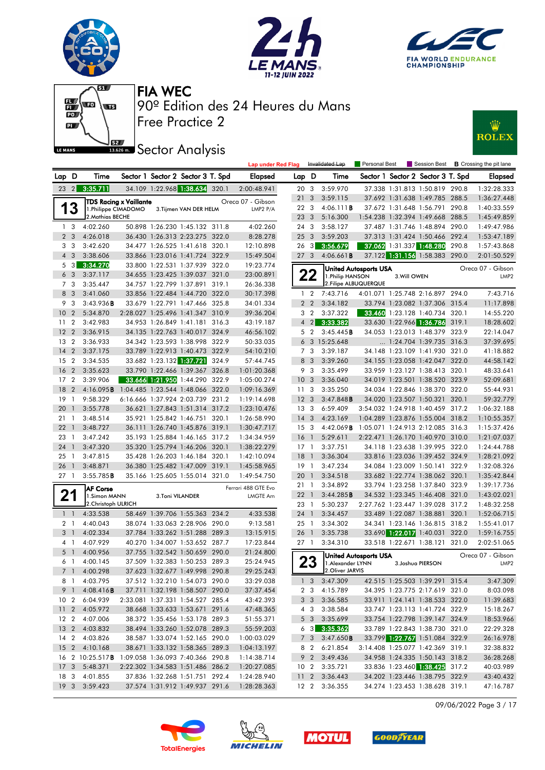# FIA WEC

## 90º Edition des 24 Heures du Mans

## Free Practice 2

## Sector Analysis

Lap under Red Flag | Invalidated Lap | Personal Best | Session Best | B Crossing the pit lane

| Lap | D | Time | Sector 1 | Sector 2 | Sector 3 | T. Spd | Elapsed |
|---|---|---|---|---|---|---|---|
| 23 | 2 | 3:35.711 | 34.109 | 1:22.968 | 1:38.634 | 320.1 | 2:00:48.941 |

**13 — TDS Racing x Vaillante** — Oreca 07 - Gibson — LMP2 P/A
1.Philippe CIMADOMO, 2.Mathias BECHE, 3.Tijmen VAN DER HELM

| Lap | D | Time | Sector 1 | Sector 2 | Sector 3 | T. Spd | Elapsed |
|---|---|---|---|---|---|---|---|
| 1 | 3 | 4:02.260 | 50.898 | 1:26.230 | 1:45.132 | 311.8 | 4:02.260 |
| 2 | 3 | 4:26.018 | 36.430 | 1:26.313 | 2:23.275 | 322.0 | 8:28.278 |
| 3 | 3 | 3:42.620 | 34.477 | 1:26.525 | 1:41.618 | 320.1 | 12:10.898 |
| 4 | 3 | 3:38.606 | 33.866 | 1:23.016 | 1:41.724 | 322.9 | 15:49.504 |
| 5 | 3 | 3:34.270 | 33.800 | 1:22.531 | 1:37.939 | 322.0 | 19:23.774 |
| 6 | 3 | 3:37.117 | 34.655 | 1:23.425 | 1:39.037 | 321.0 | 23:00.891 |
| 7 | 3 | 3:35.447 | 34.757 | 1:22.799 | 1:37.891 | 319.1 | 26:36.338 |
| 8 | 3 | 3:41.060 | 33.856 | 1:22.484 | 1:44.720 | 322.0 | 30:17.398 |
| 9 | 3 | 3:43.936 B | 33.679 | 1:22.791 | 1:47.466 | 325.8 | 34:01.334 |
| 10 | 2 | 5:34.870 | 2:28.027 | 1:25.496 | 1:41.347 | 310.9 | 39:36.204 |
| 11 | 2 | 3:42.983 | 34.953 | 1:26.849 | 1:41.181 | 316.3 | 43:19.187 |
| 12 | 2 | 3:36.915 | 34.135 | 1:22.763 | 1:40.017 | 324.9 | 46:56.102 |
| 13 | 2 | 3:36.933 | 34.342 | 1:23.593 | 1:38.998 | 322.9 | 50:33.035 |
| 14 | 2 | 3:37.175 | 33.789 | 1:22.913 | 1:40.473 | 322.9 | 54:10.210 |
| 15 | 2 | 3:34.535 | 33.682 | 1:23.132 | 1:37.721 | 324.9 | 57:44.745 |
| 16 | 2 | 3:35.623 | 33.790 | 1:22.466 | 1:39.367 | 326.8 | 1:01:20.368 |
| 17 | 2 | 3:39.906 | 33.666 | 1:21.950 | 1:44.290 | 322.9 | 1:05:00.274 |
| 18 | 2 | 4:16.095 B | 1:04.485 | 1:23.544 | 1:48.066 | 322.0 | 1:09:16.369 |
| 19 | 1 | 9:58.329 | 6:16.666 | 1:37.924 | 2:03.739 | 231.2 | 1:19:14.698 |
| 20 | 1 | 3:55.778 | 36.621 | 1:27.843 | 1:51.314 | 317.2 | 1:23:10.476 |
| 21 | 1 | 3:48.514 | 35.921 | 1:25.842 | 1:46.751 | 320.1 | 1:26:58.990 |
| 22 | 1 | 3:48.727 | 36.111 | 1:26.740 | 1:45.876 | 319.1 | 1:30:47.717 |
| 23 | 1 | 3:47.242 | 35.193 | 1:25.884 | 1:46.165 | 317.2 | 1:34:34.959 |
| 24 | 1 | 3:47.320 | 35.320 | 1:25.794 | 1:46.206 | 320.1 | 1:38:22.279 |
| 25 | 1 | 3:47.815 | 35.428 | 1:26.203 | 1:46.184 | 320.1 | 1:42:10.094 |
| 26 | 1 | 3:48.871 | 36.380 | 1:25.482 | 1:47.009 | 319.1 | 1:45:58.965 |
| 27 | 1 | 3:55.785 B | 35.166 | 1:25.605 | 1:55.014 | 321.0 | 1:49:54.750 |

**21 — AF Corse** — Ferrari 488 GTE Evo — LMGTE Am
1.Simon MANN, 2.Christoph ULRICH, 3.Toni VILANDER

| Lap | D | Time | Sector 1 | Sector 2 | Sector 3 | T. Spd | Elapsed |
|---|---|---|---|---|---|---|---|
| 1 | 1 | 4:33.538 | 58.469 | 1:39.706 | 1:55.363 | 234.2 | 4:33.538 |
| 2 | 1 | 4:40.043 | 38.074 | 1:33.063 | 2:28.906 | 290.0 | 9:13.581 |
| 3 | 1 | 4:02.334 | 37.784 | 1:33.262 | 1:51.288 | 289.3 | 13:15.915 |
| 4 | 1 | 4:07.929 | 40.270 | 1:34.007 | 1:53.652 | 287.7 | 17:23.844 |
| 5 | 1 | 4:00.956 | 37.755 | 1:32.542 | 1:50.659 | 290.0 | 21:24.800 |
| 6 | 1 | 4:00.145 | 37.509 | 1:32.383 | 1:50.253 | 289.3 | 25:24.945 |
| 7 | 1 | 4:00.298 | 37.623 | 1:32.677 | 1:49.998 | 290.8 | 29:25.243 |
| 8 | 1 | 4:03.795 | 37.512 | 1:32.210 | 1:54.073 | 290.0 | 33:29.038 |
| 9 | 1 | 4:08.416 B | 37.711 | 1:32.198 | 1:58.507 | 290.0 | 37:37.454 |
| 10 | 2 | 6:04.939 | 2:33.081 | 1:37.331 | 1:54.527 | 285.4 | 43:42.393 |
| 11 | 2 | 4:05.972 | 38.668 | 1:33.633 | 1:53.671 | 291.6 | 47:48.365 |
| 12 | 2 | 4:07.006 | 38.372 | 1:35.456 | 1:53.178 | 289.3 | 51:55.371 |
| 13 | 2 | 4:03.832 | 38.494 | 1:33.260 | 1:52.078 | 289.3 | 55:59.203 |
| 14 | 2 | 4:03.826 | 38.587 | 1:33.074 | 1:52.165 | 290.0 | 1:00:03.029 |
| 15 | 2 | 4:10.168 | 38.671 | 1:33.132 | 1:58.365 | 289.3 | 1:04:13.197 |
| 16 | 2 | 10:25.517 B | 1:09.058 | 1:36.093 | 7:40.366 | 290.8 | 1:14:38.714 |
| 17 | 3 | 5:48.371 | 2:22.302 | 1:34.583 | 1:51.486 | 286.2 | 1:20:27.085 |
| 18 | 3 | 4:01.855 | 37.836 | 1:32.268 | 1:51.751 | 292.4 | 1:24:28.940 |
| 19 | 3 | 3:59.423 | 37.574 | 1:31.912 | 1:49.937 | 291.6 | 1:28:28.363 |
| 20 | 3 | 3:59.970 | 37.338 | 1:31.813 | 1:50.819 | 290.8 | 1:32:28.333 |
| 21 | 3 | 3:59.115 | 37.692 | 1:31.638 | 1:49.785 | 288.5 | 1:36:27.448 |
| 22 | 3 | 4:06.111 B | 37.672 | 1:31.648 | 1:56.791 | 290.8 | 1:40:33.559 |
| 23 | 3 | 5:16.300 | 1:54.238 | 1:32.394 | 1:49.668 | 288.5 | 1:45:49.859 |
| 24 | 3 | 3:58.127 | 37.487 | 1:31.746 | 1:48.894 | 290.0 | 1:49:47.986 |
| 25 | 3 | 3:59.203 | 37.313 | 1:31.424 | 1:50.466 | 292.4 | 1:53:47.189 |
| 26 | 3 | 3:56.679 | 37.062 | 1:31.337 | 1:48.280 | 290.8 | 1:57:43.868 |
| 27 | 3 | 4:06.661 B | 37.122 | 1:31.156 | 1:58.383 | 290.0 | 2:01:50.529 |

**22 — United Autosports USA** — Oreca 07 - Gibson — LMP2
1.Philip HANSON, 2.Filipe ALBUQUERQUE, 3.Will OWEN

| Lap | D | Time | Sector 1 | Sector 2 | Sector 3 | T. Spd | Elapsed |
|---|---|---|---|---|---|---|---|
| 1 | 2 | 7:43.716 | 4:01.071 | 1:25.748 | 2:16.897 | 294.0 | 7:43.716 |
| 2 | 2 | 3:34.182 | 33.794 | 1:23.082 | 1:37.306 | 315.4 | 11:17.898 |
| 3 | 2 | 3:37.322 | 33.460 | 1:23.128 | 1:40.734 | 320.1 | 14:55.220 |
| 4 | 2 | 3:33.382 | 33.630 | 1:22.966 | 1:36.786 | 319.1 | 18:28.602 |
| 5 | 2 | 3:45.445 B | 34.053 | 1:23.013 | 1:48.379 | 323.9 | 22:14.047 |
| 6 | 3 | 15:25.648 | ... | 1:24.704 | 1:39.735 | 316.3 | 37:39.695 |
| 7 | 3 | 3:39.187 | 34.148 | 1:23.109 | 1:41.930 | 321.0 | 41:18.882 |
| 8 | 3 | 3:39.260 | 34.155 | 1:23.058 | 1:42.047 | 322.0 | 44:58.142 |
| 9 | 3 | 3:35.499 | 33.959 | 1:23.127 | 1:38.413 | 320.1 | 48:33.641 |
| 10 | 3 | 3:36.040 | 34.019 | 1:23.501 | 1:38.520 | 323.9 | 52:09.681 |
| 11 | 3 | 3:35.250 | 34.034 | 1:22.846 | 1:38.370 | 322.0 | 55:44.931 |
| 12 | 3 | 3:47.848 B | 34.020 | 1:23.507 | 1:50.321 | 320.1 | 59:32.779 |
| 13 | 3 | 6:59.409 | 3:54.032 | 1:24.918 | 1:40.459 | 317.2 | 1:06:32.188 |
| 14 | 3 | 4:23.169 | 1:04.289 | 1:23.876 | 1:55.004 | 318.2 | 1:10:55.357 |
| 15 | 3 | 4:42.069 B | 1:05.071 | 1:24.913 | 2:12.085 | 316.3 | 1:15:37.426 |
| 16 | 1 | 5:29.611 | 2:22.471 | 1:26.170 | 1:40.970 | 310.0 | 1:21:07.037 |
| 17 | 1 | 3:37.751 | 34.118 | 1:23.638 | 1:39.995 | 322.0 | 1:24:44.788 |
| 18 | 1 | 3:36.304 | 33.816 | 1:23.036 | 1:39.452 | 324.9 | 1:28:21.092 |
| 19 | 1 | 3:47.234 | 34.084 | 1:23.009 | 1:50.141 | 322.9 | 1:32:08.326 |
| 20 | 1 | 3:34.518 | 33.682 | 1:22.774 | 1:38.062 | 320.1 | 1:35:42.844 |
| 21 | 1 | 3:34.892 | 33.794 | 1:23.258 | 1:37.840 | 323.9 | 1:39:17.736 |
| 22 | 1 | 3:44.285 B | 34.532 | 1:23.345 | 1:46.408 | 321.0 | 1:43:02.021 |
| 23 | 1 | 5:30.237 | 2:27.762 | 1:23.447 | 1:39.028 | 317.2 | 1:48:32.258 |
| 24 | 1 | 3:34.457 | 33.489 | 1:22.087 | 1:38.881 | 320.1 | 1:52:06.715 |
| 25 | 1 | 3:34.302 | 34.341 | 1:23.146 | 1:36.815 | 318.2 | 1:55:41.017 |
| 26 | 1 | 3:35.738 | 33.690 | 1:22.017 | 1:40.031 | 322.0 | 1:59:16.755 |
| 27 | 1 | 3:34.310 | 33.518 | 1:22.671 | 1:38.121 | 321.0 | 2:02:51.065 |

**23 — United Autosports USA** — Oreca 07 - Gibson — LMP2
1.Alexander LYNN, 2.Oliver JARVIS, 3.Joshua PIERSON

| Lap | D | Time | Sector 1 | Sector 2 | Sector 3 | T. Spd | Elapsed |
|---|---|---|---|---|---|---|---|
| 1 | 3 | 3:47.309 | 42.515 | 1:25.503 | 1:39.291 | 315.4 | 3:47.309 |
| 2 | 3 | 4:15.789 | 34.395 | 1:23.775 | 2:17.619 | 321.0 | 8:03.098 |
| 3 | 3 | 3:36.585 | 33.911 | 1:24.141 | 1:38.533 | 322.0 | 11:39.683 |
| 4 | 3 | 3:38.584 | 33.747 | 1:23.113 | 1:41.724 | 322.9 | 15:18.267 |
| 5 | 3 | 3:35.699 | 33.754 | 1:22.798 | 1:39.147 | 324.9 | 18:53.966 |
| 6 | 3 | 3:35.362 | 33.789 | 1:22.843 | 1:38.730 | 321.0 | 22:29.328 |
| 7 | 3 | 3:47.650 B | 33.799 | 1:22.767 | 1:51.084 | 322.9 | 26:16.978 |
| 8 | 2 | 6:21.854 | 3:14.808 | 1:25.077 | 1:42.369 | 319.1 | 32:38.832 |
| 9 | 2 | 3:49.436 | 34.958 | 1:24.335 | 1:50.143 | 318.2 | 36:28.268 |
| 10 | 2 | 3:35.721 | 33.836 | 1:23.460 | 1:38.425 | 317.2 | 40:03.989 |
| 11 | 2 | 3:36.443 | 34.202 | 1:23.446 | 1:38.795 | 322.9 | 43:40.432 |
| 12 | 2 | 3:36.355 | 34.274 | 1:23.453 | 1:38.628 | 319.1 | 47:16.787 |

09/06/2022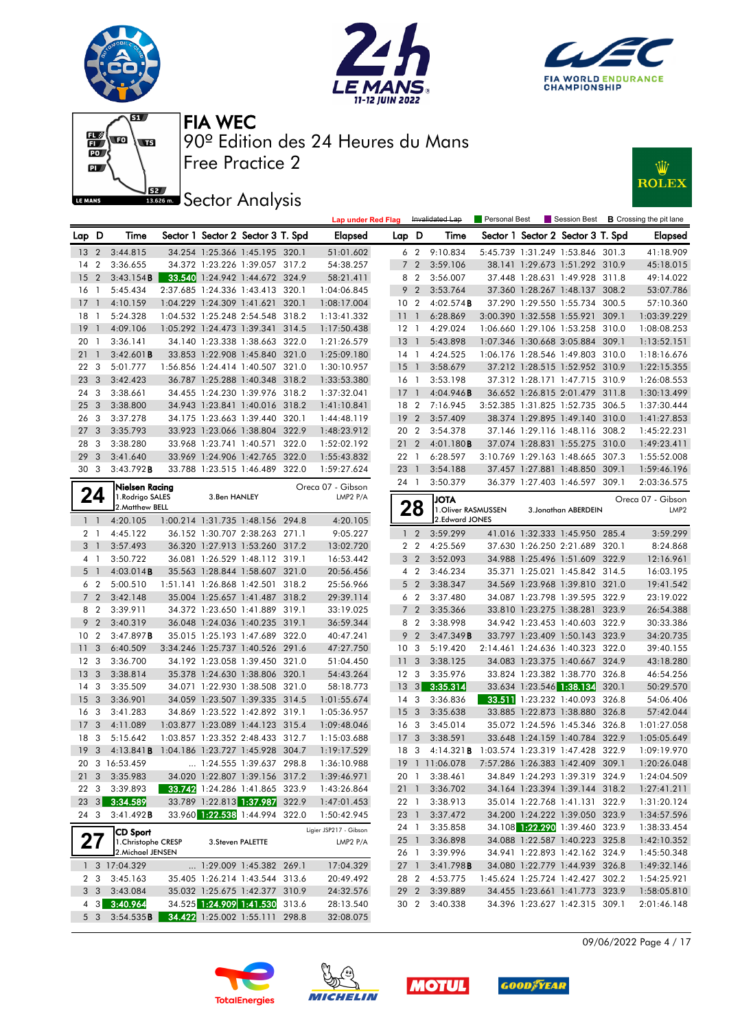# FIA WEC

90º Edition des 24 Heures du Mans

Free Practice 2

## Sector Analysis

Lap under Red Flag | Invalidated Lap | Personal Best | Session Best | B Crossing the pit lane

| Lap | D | Time | Sector 1 | Sector 2 | Sector 3 | T. Spd | Elapsed |
|---|---|---|---|---|---|---|---|
| 13 | 2 | 3:44.815 | 34.254 | 1:25.366 | 1:45.195 | 320.1 | 51:01.602 |
| 14 | 2 | 3:36.655 | 34.372 | 1:23.226 | 1:39.057 | 317.2 | 54:38.257 |
| 15 | 2 | 3:43.154B | 33.540 | 1:24.942 | 1:44.672 | 324.9 | 58:21.411 |
| 16 | 1 | 5:45.434 | 2:37.685 | 1:24.336 | 1:43.413 | 320.1 | 1:04:06.845 |
| 17 | 1 | 4:10.159 | 1:04.229 | 1:24.309 | 1:41.621 | 320.1 | 1:08:17.004 |
| 18 | 1 | 5:24.328 | 1:04.532 | 1:25.248 | 2:54.548 | 318.2 | 1:13:41.332 |
| 19 | 1 | 4:09.106 | 1:05.292 | 1:24.473 | 1:39.341 | 314.5 | 1:17:50.438 |
| 20 | 1 | 3:36.141 | 34.140 | 1:23.338 | 1:38.663 | 322.0 | 1:21:26.579 |
| 21 | 1 | 3:42.601B | 33.853 | 1:22.908 | 1:45.840 | 321.0 | 1:25:09.180 |
| 22 | 3 | 5:01.777 | 1:56.856 | 1:24.414 | 1:40.507 | 321.0 | 1:30:10.957 |
| 23 | 3 | 3:42.423 | 36.787 | 1:25.288 | 1:40.348 | 318.2 | 1:33:53.380 |
| 24 | 3 | 3:38.661 | 34.455 | 1:24.230 | 1:39.976 | 318.2 | 1:37:32.041 |
| 25 | 3 | 3:38.800 | 34.943 | 1:23.841 | 1:40.016 | 318.2 | 1:41:10.841 |
| 26 | 3 | 3:37.278 | 34.175 | 1:23.663 | 1:39.440 | 320.1 | 1:44:48.119 |
| 27 | 3 | 3:35.793 | 33.923 | 1:23.066 | 1:38.804 | 322.9 | 1:48:23.912 |
| 28 | 3 | 3:38.280 | 33.968 | 1:23.741 | 1:40.571 | 322.0 | 1:52:02.192 |
| 29 | 3 | 3:41.640 | 33.969 | 1:24.906 | 1:42.765 | 322.0 | 1:55:43.832 |
| 30 | 3 | 3:43.792B | 33.788 | 1:23.515 | 1:46.489 | 322.0 | 1:59:27.624 |

**24 — Nielsen Racing** — Oreca 07 - Gibson — LMP2 P/A
1.Rodrigo SALES, 2.Matthew BELL, 3.Ben HANLEY

| Lap | D | Time | Sector 1 | Sector 2 | Sector 3 | T. Spd | Elapsed |
|---|---|---|---|---|---|---|---|
| 1 | 1 | 4:20.105 | 1:00.214 | 1:31.735 | 1:48.156 | 294.8 | 4:20.105 |
| 2 | 1 | 4:45.122 | 36.152 | 1:30.707 | 2:38.263 | 271.1 | 9:05.227 |
| 3 | 1 | 3:57.493 | 36.320 | 1:27.913 | 1:53.260 | 317.2 | 13:02.720 |
| 4 | 1 | 3:50.722 | 36.081 | 1:26.529 | 1:48.112 | 319.1 | 16:53.442 |
| 5 | 1 | 4:03.014B | 35.563 | 1:28.844 | 1:58.607 | 321.0 | 20:56.456 |
| 6 | 2 | 5:00.510 | 1:51.141 | 1:26.868 | 1:42.501 | 318.2 | 25:56.966 |
| 7 | 2 | 3:42.148 | 35.004 | 1:25.657 | 1:41.487 | 318.2 | 29:39.114 |
| 8 | 2 | 3:39.911 | 34.372 | 1:23.650 | 1:41.889 | 319.1 | 33:19.025 |
| 9 | 2 | 3:40.319 | 36.048 | 1:24.036 | 1:40.235 | 319.1 | 36:59.344 |
| 10 | 2 | 3:47.897B | 35.015 | 1:25.193 | 1:47.689 | 322.0 | 40:47.241 |
| 11 | 3 | 6:40.509 | 3:34.246 | 1:25.737 | 1:40.526 | 291.6 | 47:27.750 |
| 12 | 3 | 3:36.700 | 34.192 | 1:23.058 | 1:39.450 | 321.0 | 51:04.450 |
| 13 | 3 | 3:38.814 | 35.378 | 1:24.630 | 1:38.806 | 320.1 | 54:43.264 |
| 14 | 3 | 3:35.509 | 34.071 | 1:22.930 | 1:38.508 | 321.0 | 58:18.773 |
| 15 | 3 | 3:36.901 | 34.059 | 1:23.507 | 1:39.335 | 314.5 | 1:01:55.674 |
| 16 | 3 | 3:41.283 | 34.869 | 1:23.522 | 1:42.892 | 319.1 | 1:05:36.957 |
| 17 | 3 | 4:11.089 | 1:03.877 | 1:23.089 | 1:44.123 | 315.4 | 1:09:48.046 |
| 18 | 3 | 5:15.642 | 1:03.857 | 1:23.352 | 2:48.433 | 312.7 | 1:15:03.688 |
| 19 | 3 | 4:13.841B | 1:04.186 | 1:23.727 | 1:45.928 | 304.7 | 1:19:17.529 |
| 20 | 3 | 16:53.459 | ... | 1:24.555 | 1:39.637 | 298.8 | 1:36:10.988 |
| 21 | 3 | 3:35.983 | 34.020 | 1:22.807 | 1:39.156 | 317.2 | 1:39:46.971 |
| 22 | 3 | 3:39.893 | 33.742 | 1:24.286 | 1:41.865 | 323.9 | 1:43:26.864 |
| 23 | 3 | 3:34.589 | 33.789 | 1:22.813 | 1:37.987 | 322.9 | 1:47:01.453 |
| 24 | 3 | 3:41.492B | 33.960 | 1:22.538 | 1:44.994 | 322.0 | 1:50:42.945 |

**27 — CD Sport** — Ligier JSP217 - Gibson — LMP2 P/A
1.Christophe CRESP, 2.Michael JENSEN, 3.Steven PALETTE

| Lap | D | Time | Sector 1 | Sector 2 | Sector 3 | T. Spd | Elapsed |
|---|---|---|---|---|---|---|---|
| 1 | 3 | 17:04.329 | ... | 1:29.009 | 1:45.382 | 269.1 | 17:04.329 |
| 2 | 3 | 3:45.163 | 35.405 | 1:26.214 | 1:43.544 | 313.6 | 20:49.492 |
| 3 | 3 | 3:43.084 | 35.032 | 1:25.675 | 1:42.377 | 310.9 | 24:32.576 |
| 4 | 3 | 3:40.964 | 34.525 | 1:24.909 | 1:41.530 | 313.6 | 28:13.540 |
| 5 | 3 | 3:54.535B | 34.422 | 1:25.002 | 1:55.111 | 298.8 | 32:08.075 |

| Lap | D | Time | Sector 1 | Sector 2 | Sector 3 | T. Spd | Elapsed |
|---|---|---|---|---|---|---|---|
| 6 | 2 | 9:10.834 | 5:45.739 | 1:31.249 | 1:53.846 | 301.3 | 41:18.909 |
| 7 | 2 | 3:59.106 | 38.141 | 1:29.673 | 1:51.292 | 310.9 | 45:18.015 |
| 8 | 2 | 3:56.007 | 37.448 | 1:28.631 | 1:49.928 | 311.8 | 49:14.022 |
| 9 | 2 | 3:53.764 | 37.360 | 1:28.267 | 1:48.137 | 308.2 | 53:07.786 |
| 10 | 2 | 4:02.574B | 37.290 | 1:29.550 | 1:55.734 | 300.5 | 57:10.360 |
| 11 | 1 | 6:28.869 | 3:00.390 | 1:32.558 | 1:55.921 | 309.1 | 1:03:39.229 |
| 12 | 1 | 4:29.024 | 1:06.660 | 1:29.106 | 1:53.258 | 310.0 | 1:08:08.253 |
| 13 | 1 | 5:43.898 | 1:07.346 | 1:30.668 | 3:05.884 | 309.1 | 1:13:52.151 |
| 14 | 1 | 4:24.525 | 1:06.176 | 1:28.546 | 1:49.803 | 310.0 | 1:18:16.676 |
| 15 | 1 | 3:58.679 | 37.212 | 1:28.515 | 1:52.952 | 310.9 | 1:22:15.355 |
| 16 | 1 | 3:53.198 | 37.312 | 1:28.171 | 1:47.715 | 310.9 | 1:26:08.553 |
| 17 | 1 | 4:04.946B | 36.652 | 1:26.815 | 2:01.479 | 311.8 | 1:30:13.499 |
| 18 | 2 | 7:16.945 | 3:52.385 | 1:31.825 | 1:52.735 | 306.5 | 1:37:30.444 |
| 19 | 2 | 3:57.409 | 38.374 | 1:29.895 | 1:49.140 | 310.0 | 1:41:27.853 |
| 20 | 2 | 3:54.378 | 37.146 | 1:29.116 | 1:48.116 | 308.2 | 1:45:22.231 |
| 21 | 2 | 4:01.180B | 37.074 | 1:28.831 | 1:55.275 | 310.0 | 1:49:23.411 |
| 22 | 1 | 6:28.597 | 3:10.769 | 1:29.163 | 1:48.665 | 307.3 | 1:55:52.008 |
| 23 | 1 | 3:54.188 | 37.457 | 1:27.881 | 1:48.850 | 309.1 | 1:59:46.196 |
| 24 | 1 | 3:50.379 | 36.379 | 1:27.403 | 1:46.597 | 309.1 | 2:03:36.575 |

**28 — JOTA** — Oreca 07 - Gibson — LMP2
1.Oliver RASMUSSEN, 2.Edward JONES, 3.Jonathan ABERDEIN

| Lap | D | Time | Sector 1 | Sector 2 | Sector 3 | T. Spd | Elapsed |
|---|---|---|---|---|---|---|---|
| 1 | 2 | 3:59.299 | 41.016 | 1:32.333 | 1:45.950 | 285.4 | 3:59.299 |
| 2 | 2 | 4:25.569 | 37.630 | 1:26.250 | 2:21.689 | 320.1 | 8:24.868 |
| 3 | 2 | 3:52.093 | 34.988 | 1:25.496 | 1:51.609 | 322.9 | 12:16.961 |
| 4 | 2 | 3:46.234 | 35.371 | 1:25.021 | 1:45.842 | 314.5 | 16:03.195 |
| 5 | 2 | 3:38.347 | 34.569 | 1:23.968 | 1:39.810 | 321.0 | 19:41.542 |
| 6 | 2 | 3:37.480 | 34.087 | 1:23.798 | 1:39.595 | 322.9 | 23:19.022 |
| 7 | 2 | 3:35.366 | 33.810 | 1:23.275 | 1:38.281 | 323.9 | 26:54.388 |
| 8 | 2 | 3:38.998 | 34.942 | 1:23.453 | 1:40.603 | 322.9 | 30:33.386 |
| 9 | 2 | 3:47.349B | 33.797 | 1:23.409 | 1:50.143 | 323.9 | 34:20.735 |
| 10 | 3 | 5:19.420 | 2:14.461 | 1:24.636 | 1:40.323 | 322.0 | 39:40.155 |
| 11 | 3 | 3:38.125 | 34.083 | 1:23.375 | 1:40.667 | 324.9 | 43:18.280 |
| 12 | 3 | 3:35.976 | 33.824 | 1:23.382 | 1:38.770 | 326.8 | 46:54.256 |
| 13 | 3 | 3:35.314 | 33.634 | 1:23.546 | 1:38.134 | 320.1 | 50:29.570 |
| 14 | 3 | 3:36.836 | 33.511 | 1:23.232 | 1:40.093 | 326.8 | 54:06.406 |
| 15 | 3 | 3:35.638 | 33.885 | 1:22.873 | 1:38.880 | 326.8 | 57:42.044 |
| 16 | 3 | 3:45.014 | 35.072 | 1:24.596 | 1:45.346 | 326.8 | 1:01:27.058 |
| 17 | 3 | 3:38.591 | 33.648 | 1:24.159 | 1:40.784 | 322.9 | 1:05:05.649 |
| 18 | 3 | 4:14.321B | 1:03.574 | 1:23.319 | 1:47.428 | 322.9 | 1:09:19.970 |
| 19 | 1 | 11:06.078 | 7:57.286 | 1:26.383 | 1:42.409 | 309.1 | 1:20:26.048 |
| 20 | 1 | 3:38.461 | 34.849 | 1:24.293 | 1:39.319 | 324.9 | 1:24:04.509 |
| 21 | 1 | 3:36.702 | 34.164 | 1:23.394 | 1:39.144 | 318.2 | 1:27:41.211 |
| 22 | 1 | 3:38.913 | 35.014 | 1:22.768 | 1:41.131 | 322.9 | 1:31:20.124 |
| 23 | 1 | 3:37.472 | 34.200 | 1:24.222 | 1:39.050 | 323.9 | 1:34:57.596 |
| 24 | 1 | 3:35.858 | 34.108 | 1:22.290 | 1:39.460 | 323.9 | 1:38:33.454 |
| 25 | 1 | 3:36.898 | 34.088 | 1:22.587 | 1:40.223 | 325.8 | 1:42:10.352 |
| 26 | 1 | 3:39.996 | 34.941 | 1:22.893 | 1:42.162 | 324.9 | 1:45:50.348 |
| 27 | 1 | 3:41.798B | 34.080 | 1:22.779 | 1:44.939 | 326.8 | 1:49:32.146 |
| 28 | 2 | 4:53.775 | 1:45.624 | 1:25.724 | 1:42.427 | 302.2 | 1:54:25.921 |
| 29 | 2 | 3:39.889 | 34.455 | 1:23.661 | 1:41.773 | 323.9 | 1:58:05.810 |
| 30 | 2 | 3:40.338 | 34.396 | 1:23.627 | 1:42.315 | 309.1 | 2:01:46.148 |

09/06/2022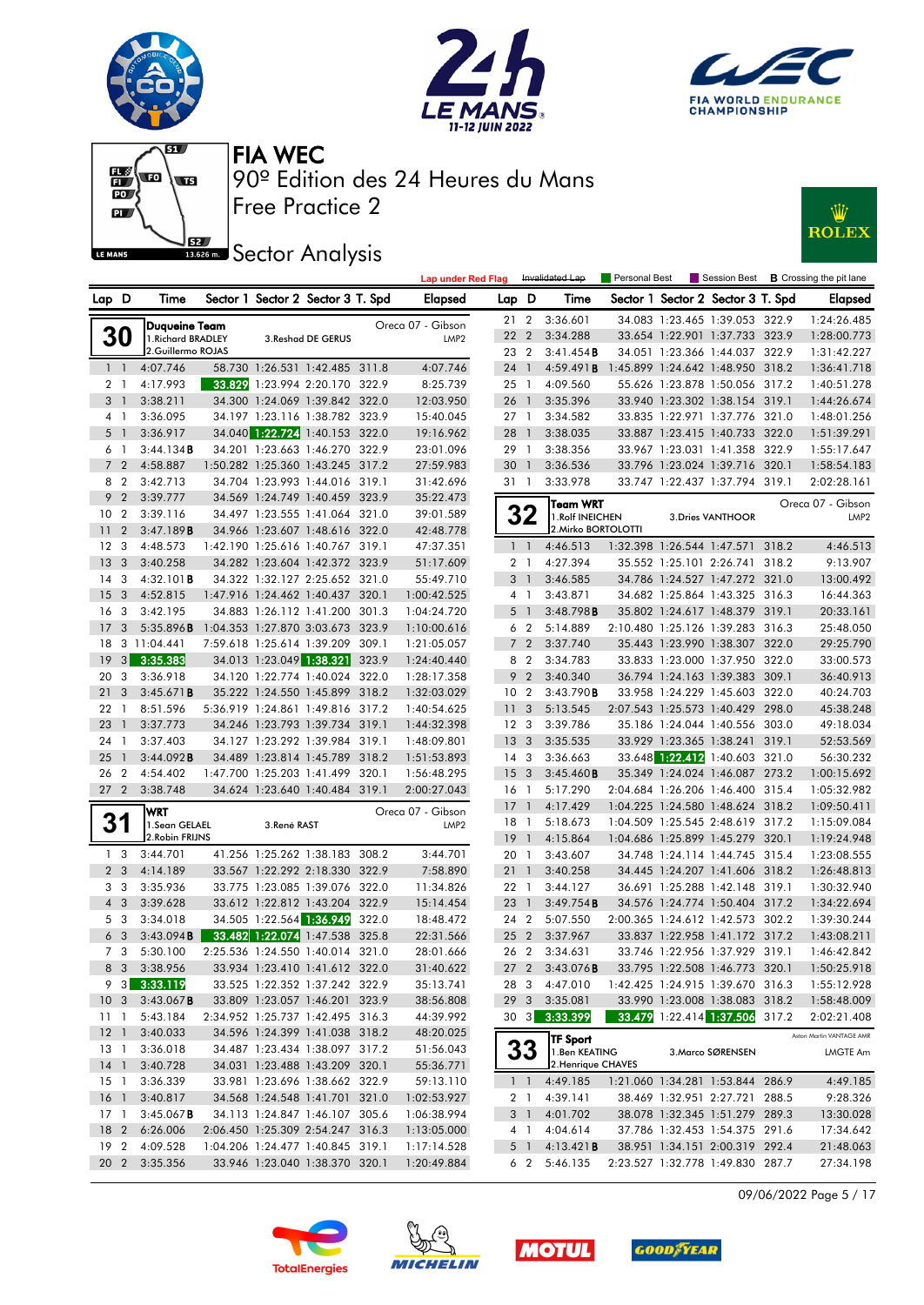# FIA WEC

## 90º Edition des 24 Heures du Mans

## Free Practice 2

## Sector Analysis

Lap under Red Flag | Invalidated Lap | Personal Best | Session Best | B Crossing the pit lane

### 30 — Duqueine Team — Oreca 07 - Gibson — LMP2

1.Richard BRADLEY, 2.Guillermo ROJAS, 3.Reshad DE GERUS

| Lap | D | Time | Sector 1 | Sector 2 | Sector 3 | T. Spd | Elapsed |
|---|---|---|---|---|---|---|---|
| 1 | 1 | 4:07.746 | 58.730 | 1:26.531 | 1:42.485 | 311.8 | 4:07.746 |
| 2 | 1 | 4:17.993 | 33.829 | 1:23.994 | 2:20.170 | 322.9 | 8:25.739 |
| 3 | 1 | 3:38.211 | 34.300 | 1:24.069 | 1:39.842 | 322.0 | 12:03.950 |
| 4 | 1 | 3:36.095 | 34.197 | 1:23.116 | 1:38.782 | 323.9 | 15:40.045 |
| 5 | 1 | 3:36.917 | 34.040 | 1:22.724 | 1:40.153 | 322.0 | 19:16.962 |
| 6 | 1 | 3:44.134 B | 34.201 | 1:23.663 | 1:46.270 | 322.9 | 23:01.096 |
| 7 | 2 | 4:58.887 | 1:50.282 | 1:25.360 | 1:43.245 | 317.2 | 27:59.983 |
| 8 | 2 | 3:42.713 | 34.704 | 1:23.993 | 1:44.016 | 319.1 | 31:42.696 |
| 9 | 2 | 3:39.777 | 34.569 | 1:24.749 | 1:40.459 | 323.9 | 35:22.473 |
| 10 | 2 | 3:39.116 | 34.497 | 1:23.555 | 1:41.064 | 321.0 | 39:01.589 |
| 11 | 2 | 3:47.189 B | 34.966 | 1:23.607 | 1:48.616 | 322.0 | 42:48.778 |
| 12 | 3 | 4:48.573 | 1:42.190 | 1:25.616 | 1:40.767 | 319.1 | 47:37.351 |
| 13 | 3 | 3:40.258 | 34.282 | 1:23.604 | 1:42.372 | 323.9 | 51:17.609 |
| 14 | 3 | 4:32.101 B | 34.322 | 1:32.127 | 2:25.652 | 321.0 | 55:49.710 |
| 15 | 3 | 4:52.815 | 1:47.916 | 1:24.462 | 1:40.437 | 320.1 | 1:00:42.525 |
| 16 | 3 | 3:42.195 | 34.883 | 1:26.112 | 1:41.200 | 301.3 | 1:04:24.720 |
| 17 | 3 | 5:35.896 B | 1:04.353 | 1:27.870 | 3:03.673 | 323.9 | 1:10:00.616 |
| 18 | 3 | 11:04.441 | 7:59.618 | 1:25.614 | 1:39.209 | 309.1 | 1:21:05.057 |
| 19 | 3 | 3:35.383 | 34.013 | 1:23.049 | 1:38.321 | 323.9 | 1:24:40.440 |
| 20 | 3 | 3:36.918 | 34.120 | 1:22.774 | 1:40.024 | 322.0 | 1:28:17.358 |
| 21 | 3 | 3:45.671 B | 35.222 | 1:24.550 | 1:45.899 | 318.2 | 1:32:03.029 |
| 22 | 1 | 8:51.596 | 5:36.919 | 1:24.861 | 1:49.816 | 317.2 | 1:40:54.625 |
| 23 | 1 | 3:37.773 | 34.246 | 1:23.793 | 1:39.734 | 319.1 | 1:44:32.398 |
| 24 | 1 | 3:37.403 | 34.127 | 1:23.292 | 1:39.984 | 319.1 | 1:48:09.801 |
| 25 | 1 | 3:44.092 B | 34.489 | 1:23.814 | 1:45.789 | 318.2 | 1:51:53.893 |
| 26 | 2 | 4:54.402 | 1:47.700 | 1:25.203 | 1:41.499 | 320.1 | 1:56:48.295 |
| 27 | 2 | 3:38.748 | 34.624 | 1:23.640 | 1:40.484 | 319.1 | 2:00:27.043 |

### 31 — WRT — Oreca 07 - Gibson — LMP2

1.Sean GELAEL, 2.Robin FRIJNS, 3.René RAST

| Lap | D | Time | Sector 1 | Sector 2 | Sector 3 | T. Spd | Elapsed |
|---|---|---|---|---|---|---|---|
| 1 | 3 | 3:44.701 | 41.256 | 1:25.262 | 1:38.183 | 308.2 | 3:44.701 |
| 2 | 3 | 4:14.189 | 33.567 | 1:22.292 | 2:18.330 | 322.9 | 7:58.890 |
| 3 | 3 | 3:35.936 | 33.775 | 1:23.085 | 1:39.076 | 322.0 | 11:34.826 |
| 4 | 3 | 3:39.628 | 33.612 | 1:22.812 | 1:43.204 | 322.9 | 15:14.454 |
| 5 | 3 | 3:34.018 | 34.505 | 1:22.564 | 1:36.949 | 322.0 | 18:48.472 |
| 6 | 3 | 3:43.094 B | 33.482 | 1:22.074 | 1:47.538 | 325.8 | 22:31.566 |
| 7 | 3 | 5:30.100 | 2:25.536 | 1:24.550 | 1:40.014 | 321.0 | 28:01.666 |
| 8 | 3 | 3:38.956 | 33.934 | 1:23.410 | 1:41.612 | 322.0 | 31:40.622 |
| 9 | 3 | 3:33.119 | 33.525 | 1:22.352 | 1:37.242 | 322.9 | 35:13.741 |
| 10 | 3 | 3:43.067 B | 33.809 | 1:23.057 | 1:46.201 | 323.9 | 38:56.808 |
| 11 | 1 | 5:43.184 | 2:34.597 | 1:25.737 | 1:42.495 | 316.3 | 44:39.992 |
| 12 | 1 | 3:40.033 | 34.596 | 1:24.399 | 1:41.038 | 318.2 | 48:20.025 |
| 13 | 1 | 3:36.018 | 34.487 | 1:23.434 | 1:38.097 | 317.2 | 51:56.043 |
| 14 | 1 | 3:40.728 | 34.031 | 1:23.488 | 1:43.209 | 320.1 | 55:36.771 |
| 15 | 1 | 3:36.339 | 33.981 | 1:23.696 | 1:38.662 | 322.9 | 59:13.110 |
| 16 | 1 | 3:40.817 | 34.568 | 1:24.548 | 1:41.701 | 321.0 | 1:02:53.927 |
| 17 | 1 | 3:45.067 B | 34.113 | 1:24.847 | 1:46.107 | 305.6 | 1:06:38.994 |
| 18 | 2 | 6:26.006 | 2:06.450 | 1:25.309 | 2:54.247 | 316.3 | 1:13:05.000 |
| 19 | 2 | 4:09.528 | 1:04.206 | 1:24.477 | 1:40.845 | 319.1 | 1:17:14.528 |
| 20 | 2 | 3:35.356 | 33.946 | 1:23.040 | 1:38.370 | 320.1 | 1:20:49.884 |
| 21 | 2 | 3:36.601 | 34.083 | 1:23.465 | 1:39.053 | 322.9 | 1:24:26.485 |
| 22 | 2 | 3:34.288 | 33.654 | 1:22.901 | 1:37.733 | 323.9 | 1:28:00.773 |
| 23 | 2 | 3:41.454 B | 34.051 | 1:23.366 | 1:44.037 | 322.9 | 1:31:42.227 |
| 24 | 1 | 4:59.491 B | 1:45.899 | 1:24.642 | 1:48.950 | 318.2 | 1:36:41.718 |
| 25 | 1 | 4:09.560 | 55.626 | 1:23.878 | 1:50.056 | 317.2 | 1:40:51.278 |
| 26 | 1 | 3:35.396 | 33.940 | 1:23.302 | 1:38.154 | 319.1 | 1:44:26.674 |
| 27 | 1 | 3:34.582 | 33.835 | 1:22.971 | 1:37.776 | 321.0 | 1:48:01.256 |
| 28 | 1 | 3:38.035 | 33.887 | 1:23.415 | 1:40.733 | 322.0 | 1:51:39.291 |
| 29 | 1 | 3:38.356 | 33.967 | 1:23.031 | 1:41.358 | 322.9 | 1:55:17.647 |
| 30 | 1 | 3:36.536 | 33.796 | 1:23.024 | 1:39.716 | 320.1 | 1:58:54.183 |
| 31 | 1 | 3:33.978 | 33.747 | 1:22.437 | 1:37.794 | 319.1 | 2:02:28.161 |

### 32 — Team WRT — Oreca 07 - Gibson — LMP2

1.Rolf INEICHEN, 2.Mirko BORTOLOTTI, 3.Dries VANTHOOR

| Lap | D | Time | Sector 1 | Sector 2 | Sector 3 | T. Spd | Elapsed |
|---|---|---|---|---|---|---|---|
| 1 | 1 | 4:46.513 | 1:32.398 | 1:26.544 | 1:47.571 | 318.2 | 4:46.513 |
| 2 | 1 | 4:27.394 | 35.552 | 1:25.101 | 2:26.741 | 318.2 | 9:13.907 |
| 3 | 1 | 3:46.585 | 34.786 | 1:24.527 | 1:47.272 | 321.0 | 13:00.492 |
| 4 | 1 | 3:43.871 | 34.682 | 1:25.864 | 1:43.325 | 316.3 | 16:44.363 |
| 5 | 1 | 3:48.798 B | 35.802 | 1:24.617 | 1:48.379 | 319.1 | 20:33.161 |
| 6 | 2 | 5:14.889 | 2:10.480 | 1:25.126 | 1:39.283 | 316.3 | 25:48.050 |
| 7 | 2 | 3:37.740 | 35.443 | 1:23.990 | 1:38.307 | 322.0 | 29:25.790 |
| 8 | 2 | 3:34.783 | 33.833 | 1:23.000 | 1:37.950 | 322.0 | 33:00.573 |
| 9 | 2 | 3:40.340 | 36.794 | 1:24.163 | 1:39.383 | 309.1 | 36:40.913 |
| 10 | 2 | 3:43.790 B | 33.958 | 1:24.229 | 1:45.603 | 322.0 | 40:24.703 |
| 11 | 3 | 5:13.545 | 2:07.543 | 1:25.573 | 1:40.429 | 298.0 | 45:38.248 |
| 12 | 3 | 3:39.786 | 35.186 | 1:24.044 | 1:40.556 | 303.0 | 49:18.034 |
| 13 | 3 | 3:35.535 | 33.929 | 1:23.365 | 1:38.241 | 319.1 | 52:53.569 |
| 14 | 3 | 3:36.663 | 33.648 | 1:22.412 | 1:40.603 | 321.0 | 56:30.232 |
| 15 | 3 | 3:45.460 B | 35.349 | 1:24.024 | 1:46.087 | 273.2 | 1:00:15.692 |
| 16 | 1 | 5:17.290 | 2:04.684 | 1:26.206 | 1:46.400 | 315.4 | 1:05:32.982 |
| 17 | 1 | 4:17.429 | 1:04.225 | 1:24.580 | 1:48.624 | 318.2 | 1:09:50.411 |
| 18 | 1 | 5:18.673 | 1:04.509 | 1:25.545 | 2:48.619 | 317.2 | 1:15:09.084 |
| 19 | 1 | 4:15.864 | 1:04.686 | 1:25.899 | 1:45.279 | 320.1 | 1:19:24.948 |
| 20 | 1 | 3:43.607 | 34.748 | 1:24.114 | 1:44.745 | 315.4 | 1:23:08.555 |
| 21 | 1 | 3:40.258 | 34.445 | 1:24.207 | 1:41.606 | 318.2 | 1:26:48.813 |
| 22 | 1 | 3:44.127 | 36.691 | 1:25.288 | 1:42.148 | 319.1 | 1:30:32.940 |
| 23 | 1 | 3:49.754 B | 34.576 | 1:24.774 | 1:50.404 | 317.2 | 1:34:22.694 |
| 24 | 2 | 5:07.550 | 2:00.365 | 1:24.612 | 1:42.573 | 302.2 | 1:39:30.244 |
| 25 | 2 | 3:37.967 | 33.837 | 1:22.958 | 1:41.172 | 317.2 | 1:43:08.211 |
| 26 | 2 | 3:34.631 | 33.746 | 1:22.956 | 1:37.929 | 319.1 | 1:46:42.842 |
| 27 | 2 | 3:43.076 B | 33.795 | 1:22.508 | 1:46.773 | 320.1 | 1:50:25.918 |
| 28 | 3 | 4:47.010 | 1:42.425 | 1:24.915 | 1:39.670 | 316.3 | 1:55:12.928 |
| 29 | 3 | 3:35.081 | 33.990 | 1:23.008 | 1:38.083 | 318.2 | 1:58:48.009 |
| 30 | 3 | 3:33.399 | 33.479 | 1:22.414 | 1:37.506 | 317.2 | 2:02:21.408 |

### 33 — TF Sport — Aston Martin VANTAGE AMR — LMGTE Am

1.Ben KEATING, 2.Henrique CHAVES, 3.Marco SØRENSEN

| Lap | D | Time | Sector 1 | Sector 2 | Sector 3 | T. Spd | Elapsed |
|---|---|---|---|---|---|---|---|
| 1 | 1 | 4:49.185 | 1:21.060 | 1:34.281 | 1:53.844 | 286.9 | 4:49.185 |
| 2 | 1 | 4:39.141 | 38.469 | 1:32.951 | 2:27.721 | 288.5 | 9:28.326 |
| 3 | 1 | 4:01.702 | 38.078 | 1:32.345 | 1:51.279 | 289.3 | 13:30.028 |
| 4 | 1 | 4:04.614 | 37.786 | 1:32.453 | 1:54.375 | 291.6 | 17:34.642 |
| 5 | 1 | 4:13.421 B | 38.951 | 1:34.151 | 2:00.319 | 292.4 | 21:48.063 |
| 6 | 2 | 5:46.135 | 2:23.527 | 1:32.778 | 1:49.830 | 287.7 | 27:34.198 |

09/06/2022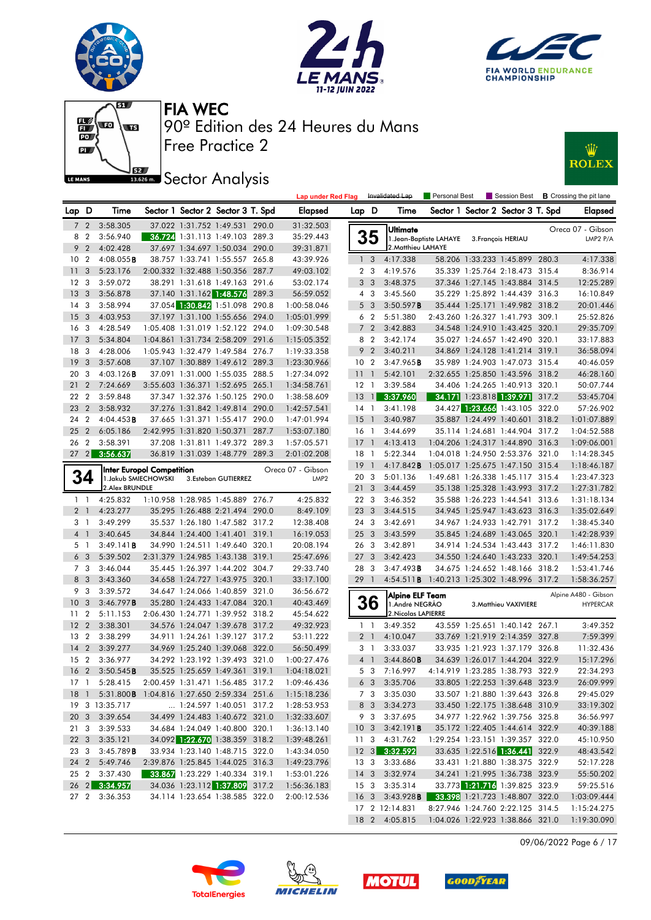# FIA WEC

## 90º Edition des 24 Heures du Mans

## Free Practice 2

## Sector Analysis

Lap under Red Flag | Invalidated Lap | Personal Best | Session Best | **B** Crossing the pit lane

| Lap | D | Time | Sector 1 | Sector 2 | Sector 3 | T. Spd | Elapsed |
|---|---|---|---|---|---|---|---|
| 7 | 2 | 3:58.305 | 37.022 | 1:31.752 | 1:49.531 | 290.0 | 31:32.503 |
| 8 | 2 | 3:56.940 | 36.724 | 1:31.113 | 1:49.103 | 289.3 | 35:29.443 |
| 9 | 2 | 4:02.428 | 37.697 | 1:34.697 | 1:50.034 | 290.0 | 39:31.871 |
| 10 | 2 | 4:08.055B | 38.757 | 1:33.741 | 1:55.557 | 265.8 | 43:39.926 |
| 11 | 3 | 5:23.176 | 2:00.332 | 1:32.488 | 1:50.356 | 287.7 | 49:03.102 |
| 12 | 3 | 3:59.072 | 38.291 | 1:31.618 | 1:49.163 | 291.6 | 53:02.174 |
| 13 | 3 | 3:56.878 | 37.140 | 1:31.162 | 1:48.576 | 289.3 | 56:59.052 |
| 14 | 3 | 3:58.994 | 37.054 | 1:30.842 | 1:51.098 | 290.8 | 1:00:58.046 |
| 15 | 3 | 4:03.953 | 37.197 | 1:31.100 | 1:55.656 | 294.0 | 1:05:01.999 |
| 16 | 3 | 4:28.549 | 1:05.408 | 1:31.019 | 1:52.122 | 294.0 | 1:09:30.548 |
| 17 | 3 | 5:34.804 | 1:04.861 | 1:31.734 | 2:58.209 | 291.6 | 1:15:05.352 |
| 18 | 3 | 4:28.006 | 1:05.943 | 1:32.479 | 1:49.584 | 276.7 | 1:19:33.358 |
| 19 | 3 | 3:57.608 | 37.107 | 1:30.889 | 1:49.612 | 289.3 | 1:23:30.966 |
| 20 | 3 | 4:03.126B | 37.091 | 1:31.000 | 1:55.035 | 288.5 | 1:27:34.092 |
| 21 | 2 | 7:24.669 | 3:55.603 | 1:36.371 | 1:52.695 | 265.1 | 1:34:58.761 |
| 22 | 2 | 3:59.848 | 37.347 | 1:32.376 | 1:50.125 | 290.0 | 1:38:58.609 |
| 23 | 2 | 3:58.932 | 37.276 | 1:31.842 | 1:49.814 | 290.0 | 1:42:57.541 |
| 24 | 2 | 4:04.453B | 37.665 | 1:31.371 | 1:55.417 | 290.0 | 1:47:01.994 |
| 25 | 2 | 6:05.186 | 2:42.995 | 1:31.820 | 1:50.371 | 287.7 | 1:53:07.180 |
| 26 | 2 | 3:58.391 | 37.208 | 1:31.811 | 1:49.372 | 289.3 | 1:57:05.571 |
| 27 | 2 | 3:56.637 | 36.819 | 1:31.039 | 1:48.779 | 289.3 | 2:01:02.208 |

**34 Inter Europol Competition** — Oreca 07 - Gibson — LMP2
1.Jakub SMIECHOWSKI, 2.Alex BRUNDLE, 3.Esteban GUTIERREZ

| Lap | D | Time | Sector 1 | Sector 2 | Sector 3 | T. Spd | Elapsed |
|---|---|---|---|---|---|---|---|
| 1 | 1 | 4:25.832 | 1:10.958 | 1:28.985 | 1:45.889 | 276.7 | 4:25.832 |
| 2 | 1 | 4:23.277 | 35.295 | 1:26.488 | 2:21.494 | 290.0 | 8:49.109 |
| 3 | 1 | 3:49.299 | 35.537 | 1:26.180 | 1:47.582 | 317.2 | 12:38.408 |
| 4 | 1 | 3:40.645 | 34.844 | 1:24.400 | 1:41.401 | 319.1 | 16:19.053 |
| 5 | 1 | 3:49.141B | 34.990 | 1:24.511 | 1:49.640 | 320.1 | 20:08.194 |
| 6 | 3 | 5:39.502 | 2:31.379 | 1:24.985 | 1:43.138 | 319.1 | 25:47.696 |
| 7 | 3 | 3:46.044 | 35.445 | 1:26.397 | 1:44.202 | 304.7 | 29:33.740 |
| 8 | 3 | 3:43.360 | 34.658 | 1:24.727 | 1:43.975 | 320.1 | 33:17.100 |
| 9 | 3 | 3:39.572 | 34.647 | 1:24.066 | 1:40.859 | 321.0 | 36:56.672 |
| 10 | 3 | 3:46.797B | 35.280 | 1:24.433 | 1:47.084 | 320.1 | 40:43.469 |
| 11 | 2 | 5:11.153 | 2:06.430 | 1:24.771 | 1:39.952 | 318.2 | 45:54.622 |
| 12 | 2 | 3:38.301 | 34.576 | 1:24.047 | 1:39.678 | 317.2 | 49:32.923 |
| 13 | 2 | 3:38.299 | 34.911 | 1:24.261 | 1:39.127 | 317.2 | 53:11.222 |
| 14 | 2 | 3:39.277 | 34.969 | 1:25.240 | 1:39.068 | 322.0 | 56:50.499 |
| 15 | 2 | 3:36.977 | 34.292 | 1:23.192 | 1:39.493 | 321.0 | 1:00:27.476 |
| 16 | 2 | 3:50.545B | 35.525 | 1:25.659 | 1:49.361 | 319.1 | 1:04:18.021 |
| 17 | 1 | 5:28.415 | 2:00.459 | 1:31.471 | 1:56.485 | 317.2 | 1:09:46.436 |
| 18 | 1 | 5:31.800B | 1:04.816 | 1:27.650 | 2:59.334 | 251.6 | 1:15:18.236 |
| 19 | 3 | 13:35.717 | ... | 1:24.597 | 1:40.051 | 317.2 | 1:28:53.953 |
| 20 | 3 | 3:39.654 | 34.499 | 1:24.483 | 1:40.672 | 321.0 | 1:32:33.607 |
| 21 | 3 | 3:39.533 | 34.684 | 1:24.049 | 1:40.800 | 320.1 | 1:36:13.140 |
| 22 | 3 | 3:35.121 | 34.092 | 1:22.670 | 1:38.359 | 318.2 | 1:39:48.261 |
| 23 | 3 | 3:45.789B | 33.934 | 1:23.140 | 1:48.715 | 322.0 | 1:43:34.050 |
| 24 | 2 | 5:49.746 | 2:39.876 | 1:25.845 | 1:44.025 | 316.3 | 1:49:23.796 |
| 25 | 2 | 3:37.430 | 33.867 | 1:23.229 | 1:40.334 | 319.1 | 1:53:01.226 |
| 26 | 2 | 3:34.957 | 34.036 | 1:23.112 | 1:37.809 | 317.2 | 1:56:36.183 |
| 27 | 2 | 3:36.353 | 34.114 | 1:23.654 | 1:38.585 | 322.0 | 2:00:12.536 |

**35 Ultimate** — Oreca 07 - Gibson — LMP2 P/A
1.Jean-Baptiste LAHAYE, 2.Matthieu LAHAYE, 3.François HERIAU

| Lap | D | Time | Sector 1 | Sector 2 | Sector 3 | T. Spd | Elapsed |
|---|---|---|---|---|---|---|---|
| 1 | 3 | 4:17.338 | 58.206 | 1:33.233 | 1:45.899 | 280.3 | 4:17.338 |
| 2 | 3 | 4:19.576 | 35.339 | 1:25.764 | 2:18.473 | 315.4 | 8:36.914 |
| 3 | 3 | 3:48.375 | 37.346 | 1:27.145 | 1:43.884 | 314.5 | 12:25.289 |
| 4 | 3 | 3:45.560 | 35.229 | 1:25.892 | 1:44.439 | 316.3 | 16:10.849 |
| 5 | 3 | 3:50.597B | 35.444 | 1:25.171 | 1:49.982 | 318.2 | 20:01.446 |
| 6 | 2 | 5:51.380 | 2:43.260 | 1:26.327 | 1:41.793 | 309.1 | 25:52.826 |
| 7 | 2 | 3:42.883 | 34.548 | 1:24.910 | 1:43.425 | 320.1 | 29:35.709 |
| 8 | 2 | 3:42.174 | 35.027 | 1:24.657 | 1:42.490 | 320.1 | 33:17.883 |
| 9 | 2 | 3:40.211 | 34.869 | 1:24.128 | 1:41.214 | 319.1 | 36:58.094 |
| 10 | 2 | 3:47.965B | 35.989 | 1:24.903 | 1:47.073 | 315.4 | 40:46.059 |
| 11 | 1 | 5:42.101 | 2:32.655 | 1:25.850 | 1:43.596 | 318.2 | 46:28.160 |
| 12 | 1 | 3:39.584 | 34.406 | 1:24.265 | 1:40.913 | 320.1 | 50:07.744 |
| 13 | 1 | 3:37.960 | 34.171 | 1:23.818 | 1:39.971 | 317.2 | 53:45.704 |
| 14 | 1 | 3:41.198 | 34.427 | 1:23.666 | 1:43.105 | 322.0 | 57:26.902 |
| 15 | 1 | 3:40.987 | 35.887 | 1:24.499 | 1:40.601 | 318.2 | 1:01:07.889 |
| 16 | 1 | 3:44.699 | 35.114 | 1:24.681 | 1:44.904 | 317.2 | 1:04:52.588 |
| 17 | 1 | 4:13.413 | 1:04.206 | 1:24.317 | 1:44.890 | 316.3 | 1:09:06.001 |
| 18 | 1 | 5:22.344 | 1:04.018 | 1:24.950 | 2:53.376 | 321.0 | 1:14:28.345 |
| 19 | 1 | 4:17.842B | 1:05.017 | 1:25.675 | 1:47.150 | 315.4 | 1:18:46.187 |
| 20 | 3 | 5:01.136 | 1:49.681 | 1:26.338 | 1:45.117 | 315.4 | 1:23:47.323 |
| 21 | 3 | 3:44.459 | 35.138 | 1:25.328 | 1:43.993 | 317.2 | 1:27:31.782 |
| 22 | 3 | 3:46.352 | 35.588 | 1:26.223 | 1:44.541 | 313.6 | 1:31:18.134 |
| 23 | 3 | 3:44.515 | 34.945 | 1:25.947 | 1:43.623 | 316.3 | 1:35:02.649 |
| 24 | 3 | 3:42.691 | 34.967 | 1:24.933 | 1:42.791 | 317.2 | 1:38:45.340 |
| 25 | 3 | 3:43.599 | 35.845 | 1:24.689 | 1:43.065 | 320.1 | 1:42:28.939 |
| 26 | 3 | 3:42.891 | 34.914 | 1:24.534 | 1:43.443 | 317.2 | 1:46:11.830 |
| 27 | 3 | 3:42.423 | 34.550 | 1:24.640 | 1:43.233 | 320.1 | 1:49:54.253 |
| 28 | 3 | 3:47.493B | 34.675 | 1:24.652 | 1:48.166 | 318.2 | 1:53:41.746 |
| 29 | 1 | 4:54.511B | 1:40.213 | 1:25.302 | 1:48.996 | 317.2 | 1:58:36.257 |

**36 Alpine ELF Team** — Alpine A480 - Gibson — HYPERCAR
1.André NEGRÃO, 2.Nicolas LAPIERRE, 3.Matthieu VAXIVIERE

| Lap | D | Time | Sector 1 | Sector 2 | Sector 3 | T. Spd | Elapsed |
|---|---|---|---|---|---|---|---|
| 1 | 1 | 3:49.352 | 43.559 | 1:25.651 | 1:40.142 | 267.1 | 3:49.352 |
| 2 | 1 | 4:10.047 | 33.769 | 1:21.919 | 2:14.359 | 327.8 | 7:59.399 |
| 3 | 1 | 3:33.037 | 33.935 | 1:21.923 | 1:37.179 | 326.8 | 11:32.436 |
| 4 | 1 | 3:44.860B | 34.639 | 1:26.017 | 1:44.204 | 322.9 | 15:17.296 |
| 5 | 3 | 7:16.997 | 4:14.919 | 1:23.285 | 1:38.793 | 322.9 | 22:34.293 |
| 6 | 3 | 3:35.706 | 33.805 | 1:22.253 | 1:39.648 | 323.9 | 26:09.999 |
| 7 | 3 | 3:35.030 | 33.507 | 1:21.880 | 1:39.643 | 326.8 | 29:45.029 |
| 8 | 3 | 3:34.273 | 33.450 | 1:22.175 | 1:38.648 | 310.9 | 33:19.302 |
| 9 | 3 | 3:37.695 | 34.977 | 1:22.962 | 1:39.756 | 325.8 | 36:56.997 |
| 10 | 3 | 3:42.191B | 35.172 | 1:22.405 | 1:44.614 | 322.9 | 40:39.188 |
| 11 | 3 | 4:31.762 | 1:29.254 | 1:23.151 | 1:39.357 | 322.0 | 45:10.950 |
| 12 | 3 | 3:32.592 | 33.635 | 1:22.516 | 1:36.441 | 322.9 | 48:43.542 |
| 13 | 3 | 3:33.686 | 33.431 | 1:21.880 | 1:38.375 | 322.9 | 52:17.228 |
| 14 | 3 | 3:32.974 | 34.241 | 1:21.995 | 1:36.738 | 323.9 | 55:50.202 |
| 15 | 3 | 3:35.314 | 33.773 | 1:21.716 | 1:39.825 | 323.9 | 59:25.516 |
| 16 | 3 | 3:43.928B | 33.398 | 1:21.723 | 1:48.807 | 322.0 | 1:03:09.444 |
| 17 | 2 | 12:14.831 | 8:27.946 | 1:24.760 | 2:22.125 | 314.5 | 1:15:24.275 |
| 18 | 2 | 4:05.815 | 1:04.026 | 1:22.923 | 1:38.866 | 321.0 | 1:19:30.090 |

09/06/2022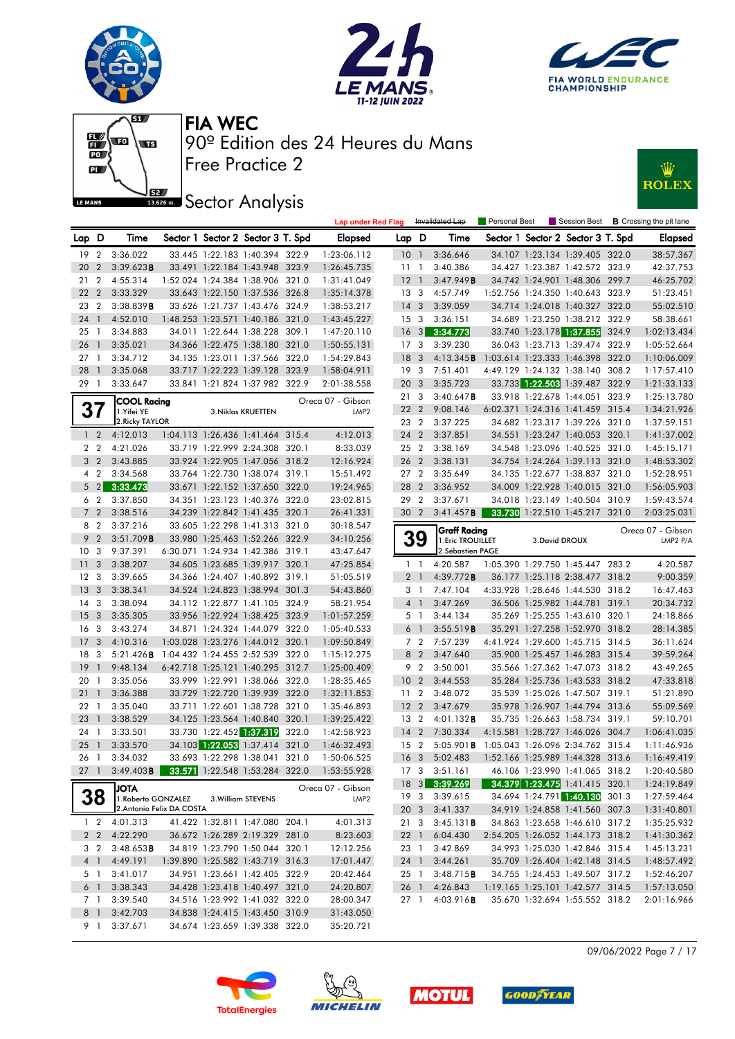# FIA WEC

90º Edition des 24 Heures du Mans

Free Practice 2

## Sector Analysis

Lap under Red Flag | Invalidated Lap | Personal Best | Session Best | **B** Crossing the pit lane

| Lap | D | Time | Sector 1 | Sector 2 | Sector 3 | T. Spd | Elapsed |
|---|---|---|---|---|---|---|---|
| 19 | 2 | 3:36.022 | 33.445 | 1:22.183 | 1:40.394 | 322.9 | 1:23:06.112 |
| 20 | 2 | 3:39.623**B** | 33.491 | 1:22.184 | 1:43.948 | 323.9 | 1:26:45.735 |
| 21 | 2 | 4:55.314 | 1:52.024 | 1:24.384 | 1:38.906 | 321.0 | 1:31:41.049 |
| 22 | 2 | 3:33.329 | 33.643 | 1:22.150 | 1:37.536 | 326.8 | 1:35:14.378 |
| 23 | 2 | 3:38.839**B** | 33.626 | 1:21.737 | 1:43.476 | 324.9 | 1:38:53.217 |
| 24 | 1 | 4:52.010 | 1:48.253 | 1:23.571 | 1:40.186 | 321.0 | 1:43:45.227 |
| 25 | 1 | 3:34.883 | 34.011 | 1:22.644 | 1:38.228 | 309.1 | 1:47:20.110 |
| 26 | 1 | 3:35.021 | 34.366 | 1:22.475 | 1:38.180 | 321.0 | 1:50:55.131 |
| 27 | 1 | 3:34.712 | 34.135 | 1:23.011 | 1:37.566 | 322.0 | 1:54:29.843 |
| 28 | 1 | 3:35.068 | 33.717 | 1:22.223 | 1:39.128 | 323.9 | 1:58:04.911 |
| 29 | 1 | 3:33.647 | 33.841 | 1:21.824 | 1:37.982 | 322.9 | 2:01:38.558 |

### 37 — COOL Racing — Oreca 07 - Gibson — LMP2
1.Yifei YE / 2.Ricky TAYLOR / 3.Niklas KRUETTEN

| Lap | D | Time | Sector 1 | Sector 2 | Sector 3 | T. Spd | Elapsed |
|---|---|---|---|---|---|---|---|
| 1 | 2 | 4:12.013 | 1:04.113 | 1:26.436 | 1:41.464 | 315.4 | 4:12.013 |
| 2 | 2 | 4:21.026 | 33.719 | 1:22.999 | 2:24.308 | 320.1 | 8:33.039 |
| 3 | 2 | 3:43.885 | 33.924 | 1:22.905 | 1:47.056 | 318.2 | 12:16.924 |
| 4 | 2 | 3:34.568 | 33.764 | 1:22.730 | 1:38.074 | 319.1 | 15:51.492 |
| 5 | 2 | 3:33.473 | 33.671 | 1:22.152 | 1:37.650 | 322.0 | 19:24.965 |
| 6 | 2 | 3:37.850 | 34.351 | 1:23.123 | 1:40.376 | 322.0 | 23:02.815 |
| 7 | 2 | 3:38.516 | 34.239 | 1:22.842 | 1:41.435 | 320.1 | 26:41.331 |
| 8 | 2 | 3:37.216 | 33.605 | 1:22.298 | 1:41.313 | 321.0 | 30:18.547 |
| 9 | 2 | 3:51.709**B** | 33.980 | 1:25.463 | 1:52.266 | 322.9 | 34:10.256 |
| 10 | 3 | 9:37.391 | 6:30.071 | 1:24.934 | 1:42.386 | 319.1 | 43:47.647 |
| 11 | 3 | 3:38.207 | 34.605 | 1:23.685 | 1:39.917 | 320.1 | 47:25.854 |
| 12 | 3 | 3:39.665 | 34.366 | 1:24.407 | 1:40.892 | 319.1 | 51:05.519 |
| 13 | 3 | 3:38.341 | 34.524 | 1:24.823 | 1:38.994 | 301.3 | 54:43.860 |
| 14 | 3 | 3:38.094 | 34.112 | 1:22.877 | 1:41.105 | 324.9 | 58:21.954 |
| 15 | 3 | 3:35.305 | 33.956 | 1:22.924 | 1:38.425 | 323.9 | 1:01:57.259 |
| 16 | 3 | 3:43.274 | 34.871 | 1:24.324 | 1:44.079 | 322.0 | 1:05:40.533 |
| 17 | 3 | 4:10.316 | 1:03.028 | 1:23.276 | 1:44.012 | 320.1 | 1:09:50.849 |
| 18 | 3 | 5:21.426**B** | 1:04.432 | 1:24.455 | 2:52.539 | 322.0 | 1:15:12.275 |
| 19 | 1 | 9:48.134 | 6:42.718 | 1:25.121 | 1:40.295 | 312.7 | 1:25:00.409 |
| 20 | 1 | 3:35.056 | 33.999 | 1:22.991 | 1:38.066 | 322.0 | 1:28:35.465 |
| 21 | 1 | 3:36.388 | 33.729 | 1:22.720 | 1:39.939 | 322.0 | 1:32:11.853 |
| 22 | 1 | 3:35.040 | 33.711 | 1:22.601 | 1:38.728 | 321.0 | 1:35:46.893 |
| 23 | 1 | 3:38.529 | 34.125 | 1:23.564 | 1:40.840 | 320.1 | 1:39:25.422 |
| 24 | 1 | 3:33.501 | 33.730 | 1:22.452 | 1:37.319 | 322.0 | 1:42:58.923 |
| 25 | 1 | 3:33.570 | 34.103 | 1:22.053 | 1:37.414 | 321.0 | 1:46:32.493 |
| 26 | 1 | 3:34.032 | 33.693 | 1:22.298 | 1:38.041 | 321.0 | 1:50:06.525 |
| 27 | 1 | 3:49.403**B** | 33.571 | 1:22.548 | 1:53.284 | 322.0 | 1:53:55.928 |

### 38 — JOTA — Oreca 07 - Gibson — LMP2
1.Roberto GONZALEZ / 2.Antonio Felix DA COSTA / 3.William STEVENS

| Lap | D | Time | Sector 1 | Sector 2 | Sector 3 | T. Spd | Elapsed |
|---|---|---|---|---|---|---|---|
| 1 | 2 | 4:01.313 | 41.422 | 1:32.811 | 1:47.080 | 204.1 | 4:01.313 |
| 2 | 2 | 4:22.290 | 36.672 | 1:26.289 | 2:19.329 | 281.0 | 8:23.603 |
| 3 | 2 | 3:48.653**B** | 34.819 | 1:23.790 | 1:50.044 | 320.1 | 12:12.256 |
| 4 | 1 | 4:49.191 | 1:39.890 | 1:25.582 | 1:43.719 | 316.3 | 17:01.447 |
| 5 | 1 | 3:41.017 | 34.951 | 1:23.661 | 1:42.405 | 322.9 | 20:42.464 |
| 6 | 1 | 3:38.343 | 34.428 | 1:23.418 | 1:40.497 | 321.0 | 24:20.807 |
| 7 | 1 | 3:39.540 | 34.516 | 1:23.992 | 1:41.032 | 322.0 | 28:00.347 |
| 8 | 1 | 3:42.703 | 34.838 | 1:24.415 | 1:43.450 | 310.9 | 31:43.050 |
| 9 | 1 | 3:37.671 | 34.674 | 1:23.659 | 1:39.338 | 322.0 | 35:20.721 |
| 10 | 1 | 3:36.646 | 34.107 | 1:23.134 | 1:39.405 | 322.0 | 38:57.367 |
| 11 | 1 | 3:40.386 | 34.427 | 1:23.387 | 1:42.572 | 323.9 | 42:37.753 |
| 12 | 1 | 3:47.949**B** | 34.742 | 1:24.901 | 1:48.306 | 299.7 | 46:25.702 |
| 13 | 3 | 4:57.749 | 1:52.756 | 1:24.350 | 1:40.643 | 323.9 | 51:23.451 |
| 14 | 3 | 3:39.059 | 34.714 | 1:24.018 | 1:40.327 | 322.0 | 55:02.510 |
| 15 | 3 | 3:36.151 | 34.689 | 1:23.250 | 1:38.212 | 322.9 | 58:38.661 |
| 16 | 3 | 3:34.773 | 33.740 | 1:23.178 | 1:37.855 | 324.9 | 1:02:13.434 |
| 17 | 3 | 3:39.230 | 36.043 | 1:23.713 | 1:39.474 | 322.9 | 1:05:52.664 |
| 18 | 3 | 4:13.345**B** | 1:03.614 | 1:23.333 | 1:46.398 | 322.0 | 1:10:06.009 |
| 19 | 3 | 7:51.401 | 4:49.129 | 1:24.132 | 1:38.140 | 308.2 | 1:17:57.410 |
| 20 | 3 | 3:35.723 | 33.733 | 1:22.503 | 1:39.487 | 322.9 | 1:21:33.133 |
| 21 | 3 | 3:40.647**B** | 33.918 | 1:22.678 | 1:44.051 | 323.9 | 1:25:13.780 |
| 22 | 2 | 9:08.146 | 6:02.371 | 1:24.316 | 1:41.459 | 315.4 | 1:34:21.926 |
| 23 | 2 | 3:37.225 | 34.682 | 1:23.317 | 1:39.226 | 321.0 | 1:37:59.151 |
| 24 | 2 | 3:37.851 | 34.551 | 1:23.247 | 1:40.053 | 320.1 | 1:41:37.002 |
| 25 | 2 | 3:38.169 | 34.548 | 1:23.096 | 1:40.525 | 321.0 | 1:45:15.171 |
| 26 | 2 | 3:38.131 | 34.754 | 1:24.264 | 1:39.113 | 321.0 | 1:48:53.302 |
| 27 | 2 | 3:35.649 | 34.135 | 1:22.677 | 1:38.837 | 321.0 | 1:52:28.951 |
| 28 | 2 | 3:36.952 | 34.009 | 1:22.928 | 1:40.015 | 321.0 | 1:56:05.903 |
| 29 | 2 | 3:37.671 | 34.018 | 1:23.149 | 1:40.504 | 310.9 | 1:59:43.574 |
| 30 | 2 | 3:41.457**B** | 33.730 | 1:22.510 | 1:45.217 | 321.0 | 2:03:25.031 |

### 39 — Graff Racing — Oreca 07 - Gibson — LMP2 P/A
1.Eric TROUILLET / 2.Sébastien PAGE / 3.David DROUX

| Lap | D | Time | Sector 1 | Sector 2 | Sector 3 | T. Spd | Elapsed |
|---|---|---|---|---|---|---|---|
| 1 | 1 | 4:20.587 | 1:05.390 | 1:29.750 | 1:45.447 | 283.2 | 4:20.587 |
| 2 | 1 | 4:39.772**B** | 36.177 | 1:25.118 | 2:38.477 | 318.2 | 9:00.359 |
| 3 | 1 | 7:47.104 | 4:33.928 | 1:28.646 | 1:44.530 | 318.2 | 16:47.463 |
| 4 | 1 | 3:47.269 | 36.506 | 1:25.982 | 1:44.781 | 319.1 | 20:34.732 |
| 5 | 1 | 3:44.134 | 35.269 | 1:25.255 | 1:43.610 | 320.1 | 24:18.866 |
| 6 | 1 | 3:55.519**B** | 35.291 | 1:27.258 | 1:52.970 | 318.2 | 28:14.385 |
| 7 | 2 | 7:57.239 | 4:41.924 | 1:29.600 | 1:45.715 | 314.5 | 36:11.624 |
| 8 | 2 | 3:47.640 | 35.900 | 1:25.457 | 1:46.283 | 315.4 | 39:59.264 |
| 9 | 2 | 3:50.001 | 35.566 | 1:27.362 | 1:47.073 | 318.2 | 43:49.265 |
| 10 | 2 | 3:44.553 | 35.284 | 1:25.736 | 1:43.533 | 318.2 | 47:33.818 |
| 11 | 2 | 3:48.072 | 35.539 | 1:25.026 | 1:47.507 | 319.1 | 51:21.890 |
| 12 | 2 | 3:47.679 | 35.978 | 1:26.907 | 1:44.794 | 313.6 | 55:09.569 |
| 13 | 2 | 4:01.132**B** | 35.735 | 1:26.663 | 1:58.734 | 319.1 | 59:10.701 |
| 14 | 2 | 7:30.334 | 4:15.581 | 1:28.727 | 1:46.026 | 304.7 | 1:06:41.035 |
| 15 | 2 | 5:05.901**B** | 1:05.043 | 1:26.096 | 2:34.762 | 315.4 | 1:11:46.936 |
| 16 | 3 | 5:02.483 | 1:52.166 | 1:25.989 | 1:44.328 | 313.6 | 1:16:49.419 |
| 17 | 3 | 3:51.161 | 46.106 | 1:23.990 | 1:41.065 | 318.2 | 1:20:40.580 |
| 18 | 3 | 3:39.269 | 34.379 | 1:23.475 | 1:41.415 | 320.1 | 1:24:19.849 |
| 19 | 3 | 3:39.615 | 34.694 | 1:24.791 | 1:40.130 | 301.3 | 1:27:59.464 |
| 20 | 3 | 3:41.337 | 34.919 | 1:24.858 | 1:41.560 | 307.3 | 1:31:40.801 |
| 21 | 3 | 3:45.131**B** | 34.863 | 1:23.658 | 1:46.610 | 317.2 | 1:35:25.932 |
| 22 | 1 | 6:04.430 | 2:54.205 | 1:26.052 | 1:44.173 | 318.2 | 1:41:30.362 |
| 23 | 1 | 3:42.869 | 34.993 | 1:25.030 | 1:42.846 | 315.4 | 1:45:13.231 |
| 24 | 1 | 3:44.261 | 35.709 | 1:26.404 | 1:42.148 | 314.5 | 1:48:57.492 |
| 25 | 1 | 3:48.715**B** | 34.755 | 1:24.453 | 1:49.507 | 317.2 | 1:52:46.207 |
| 26 | 1 | 4:26.843 | 1:19.165 | 1:25.101 | 1:42.577 | 314.5 | 1:57:13.050 |
| 27 | 1 | 4:03.916**B** | 35.670 | 1:32.694 | 1:55.552 | 318.2 | 2:01:16.966 |

09/06/2022 Page 7 / 17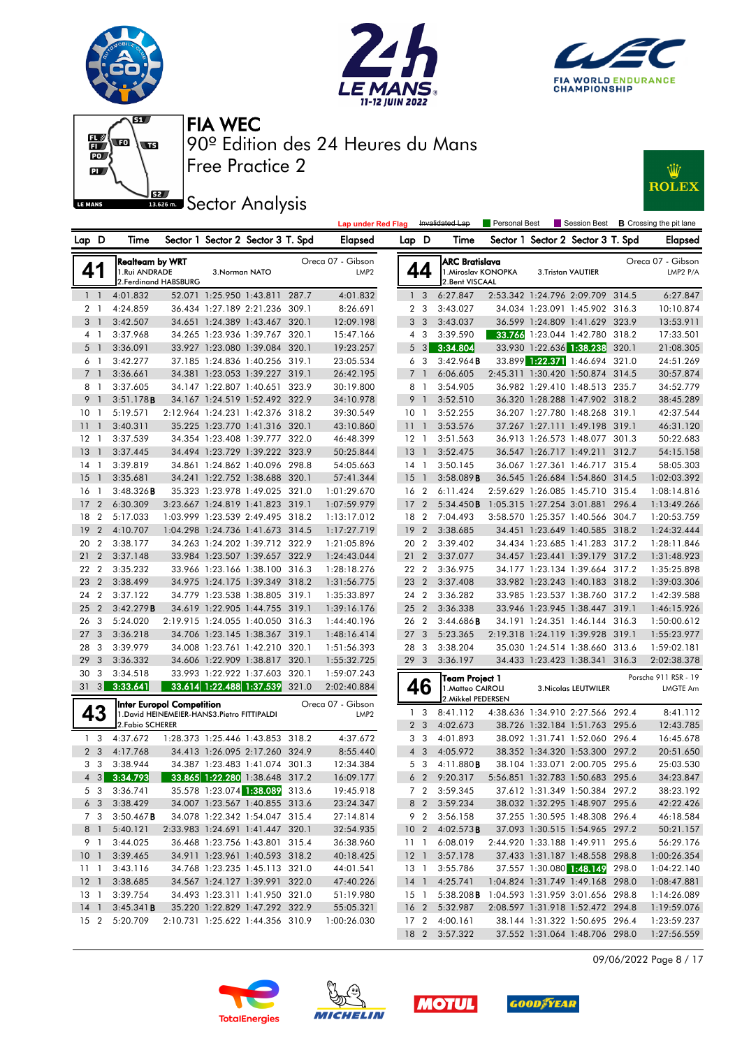# FIA WEC

## 90º Edition des 24 Heures du Mans

## Free Practice 2

## Sector Analysis

Lap under Red Flag | Invalidated Lap | Personal Best | Session Best | **B** Crossing the pit lane

### 41 — Realteam by WRT — Oreca 07 - Gibson — LMP2
1.Rui ANDRADE, 2.Ferdinand HABSBURG, 3.Norman NATO

| Lap | D | Time | Sector 1 | Sector 2 | Sector 3 | T. Spd | Elapsed |
|---|---|---|---|---|---|---|---|
| 1 | 1 | 4:01.832 | 52.071 | 1:25.950 | 1:43.811 | 287.7 | 4:01.832 |
| 2 | 1 | 4:24.859 | 36.434 | 1:27.189 | 2:21.236 | 309.1 | 8:26.691 |
| 3 | 1 | 3:42.507 | 34.651 | 1:24.389 | 1:43.467 | 320.1 | 12:09.198 |
| 4 | 1 | 3:37.968 | 34.265 | 1:23.936 | 1:39.767 | 320.1 | 15:47.166 |
| 5 | 1 | 3:36.091 | 33.927 | 1:23.080 | 1:39.084 | 320.1 | 19:23.257 |
| 6 | 1 | 3:42.277 | 37.185 | 1:24.836 | 1:40.256 | 319.1 | 23:05.534 |
| 7 | 1 | 3:36.661 | 34.381 | 1:23.053 | 1:39.227 | 319.1 | 26:42.195 |
| 8 | 1 | 3:37.605 | 34.147 | 1:22.807 | 1:40.651 | 323.9 | 30:19.800 |
| 9 | 1 | 3:51.178**B** | 34.167 | 1:24.519 | 1:52.492 | 322.9 | 34:10.978 |
| 10 | 1 | 5:19.571 | 2:12.964 | 1:24.231 | 1:42.376 | 318.2 | 39:30.549 |
| 11 | 1 | 3:40.311 | 35.225 | 1:23.770 | 1:41.316 | 320.1 | 43:10.860 |
| 12 | 1 | 3:37.539 | 34.354 | 1:23.408 | 1:39.777 | 322.0 | 46:48.399 |
| 13 | 1 | 3:37.445 | 34.494 | 1:23.729 | 1:39.222 | 323.9 | 50:25.844 |
| 14 | 1 | 3:39.819 | 34.861 | 1:24.862 | 1:40.096 | 298.8 | 54:05.663 |
| 15 | 1 | 3:35.681 | 34.241 | 1:22.752 | 1:38.688 | 320.1 | 57:41.344 |
| 16 | 1 | 3:48.326**B** | 35.323 | 1:23.978 | 1:49.025 | 321.0 | 1:01:29.670 |
| 17 | 2 | 6:30.309 | 3:23.667 | 1:24.819 | 1:41.823 | 319.1 | 1:07:59.979 |
| 18 | 2 | 5:17.033 | 1:03.999 | 1:23.539 | 2:49.495 | 318.2 | 1:13:17.012 |
| 19 | 2 | 4:10.707 | 1:04.298 | 1:24.736 | 1:41.673 | 314.5 | 1:17:27.719 |
| 20 | 2 | 3:38.177 | 34.263 | 1:24.202 | 1:39.712 | 322.9 | 1:21:05.896 |
| 21 | 2 | 3:37.148 | 33.984 | 1:23.507 | 1:39.657 | 322.9 | 1:24:43.044 |
| 22 | 2 | 3:35.232 | 33.966 | 1:23.166 | 1:38.100 | 316.3 | 1:28:18.276 |
| 23 | 2 | 3:38.499 | 34.975 | 1:24.175 | 1:39.349 | 318.2 | 1:31:56.775 |
| 24 | 2 | 3:37.122 | 34.779 | 1:23.538 | 1:38.805 | 319.1 | 1:35:33.897 |
| 25 | 2 | 3:42.279**B** | 34.619 | 1:22.905 | 1:44.755 | 319.1 | 1:39:16.176 |
| 26 | 3 | 5:24.020 | 2:19.915 | 1:24.055 | 1:40.050 | 316.3 | 1:44:40.196 |
| 27 | 3 | 3:36.218 | 34.706 | 1:23.145 | 1:38.367 | 319.1 | 1:48:16.414 |
| 28 | 3 | 3:39.979 | 34.008 | 1:23.761 | 1:42.210 | 320.1 | 1:51:56.393 |
| 29 | 3 | 3:36.332 | 34.606 | 1:22.909 | 1:38.817 | 320.1 | 1:55:32.725 |
| 30 | 3 | 3:34.518 | 33.993 | 1:22.922 | 1:37.603 | 320.1 | 1:59:07.243 |
| 31 | 3 | 3:33.641 | 33.614 | 1:22.488 | 1:37.539 | 321.0 | 2:02:40.884 |

### 43 — Inter Europol Competition — Oreca 07 - Gibson — LMP2
1.David HEINEMEIER-HANSS, 2.Fabio SCHERER, 3.Pietro FITTIPALDI

| Lap | D | Time | Sector 1 | Sector 2 | Sector 3 | T. Spd | Elapsed |
|---|---|---|---|---|---|---|---|
| 1 | 3 | 4:37.672 | 1:28.373 | 1:25.446 | 1:43.853 | 318.2 | 4:37.672 |
| 2 | 3 | 4:17.768 | 34.413 | 1:26.095 | 2:17.260 | 324.9 | 8:55.440 |
| 3 | 3 | 3:38.944 | 34.387 | 1:23.483 | 1:41.074 | 301.3 | 12:34.384 |
| 4 | 3 | 3:34.793 | 33.865 | 1:22.280 | 1:38.648 | 317.2 | 16:09.177 |
| 5 | 3 | 3:36.741 | 35.578 | 1:23.074 | 1:38.089 | 313.6 | 19:45.918 |
| 6 | 3 | 3:38.429 | 34.007 | 1:23.567 | 1:40.855 | 313.6 | 23:24.347 |
| 7 | 3 | 3:50.467**B** | 34.078 | 1:22.335 | 1:54.047 | 315.4 | 27:14.814 |
| 8 | 1 | 5:40.121 | 2:33.983 | 1:24.691 | 1:41.447 | 320.1 | 32:54.935 |
| 9 | 1 | 3:44.025 | 36.468 | 1:23.756 | 1:43.801 | 315.4 | 36:38.960 |
| 10 | 1 | 3:39.465 | 34.911 | 1:23.961 | 1:40.593 | 318.2 | 40:18.425 |
| 11 | 1 | 3:43.116 | 34.768 | 1:23.235 | 1:45.113 | 321.0 | 44:01.541 |
| 12 | 1 | 3:38.685 | 34.567 | 1:24.127 | 1:39.991 | 322.0 | 47:40.226 |
| 13 | 1 | 3:39.754 | 34.493 | 1:23.311 | 1:41.950 | 321.0 | 51:19.980 |
| 14 | 1 | 3:45.341**B** | 35.220 | 1:22.829 | 1:47.292 | 322.9 | 55:05.321 |
| 15 | 2 | 5:20.709 | 2:10.731 | 1:25.622 | 1:44.356 | 310.9 | 1:00:26.030 |

### 44 — ARC Bratislava — Oreca 07 - Gibson — LMP2 P/A
1.Miroslav KONOPKA, 2.Bent VISCAAL, 3.Tristan VAUTIER

| Lap | D | Time | Sector 1 | Sector 2 | Sector 3 | T. Spd | Elapsed |
|---|---|---|---|---|---|---|---|
| 1 | 3 | 6:27.847 | 2:53.342 | 1:24.796 | 2:09.709 | 314.5 | 6:27.847 |
| 2 | 3 | 3:43.027 | 34.034 | 1:23.091 | 1:45.902 | 316.3 | 10:10.874 |
| 3 | 3 | 3:43.037 | 36.599 | 1:24.809 | 1:41.629 | 323.9 | 13:53.911 |
| 4 | 3 | 3:39.590 | 33.766 | 1:23.044 | 1:42.780 | 318.2 | 17:33.501 |
| 5 | 3 | 3:34.804 | 33.930 | 1:22.636 | 1:38.238 | 320.1 | 21:08.305 |
| 6 | 3 | 3:42.964**B** | 33.899 | 1:22.371 | 1:46.694 | 321.0 | 24:51.269 |
| 7 | 1 | 6:06.605 | 2:45.311 | 1:30.420 | 1:50.874 | 314.5 | 30:57.874 |
| 8 | 1 | 3:54.905 | 36.982 | 1:29.410 | 1:48.513 | 235.7 | 34:52.779 |
| 9 | 1 | 3:52.510 | 36.320 | 1:28.288 | 1:47.902 | 318.2 | 38:45.289 |
| 10 | 1 | 3:52.255 | 36.207 | 1:27.780 | 1:48.268 | 319.1 | 42:37.544 |
| 11 | 1 | 3:53.576 | 37.267 | 1:27.111 | 1:49.198 | 319.1 | 46:31.120 |
| 12 | 1 | 3:51.563 | 36.913 | 1:26.573 | 1:48.077 | 301.3 | 50:22.683 |
| 13 | 1 | 3:52.475 | 36.547 | 1:26.717 | 1:49.211 | 312.7 | 54:15.158 |
| 14 | 1 | 3:50.145 | 36.067 | 1:27.361 | 1:46.717 | 315.4 | 58:05.303 |
| 15 | 1 | 3:58.089**B** | 36.545 | 1:26.684 | 1:54.860 | 314.5 | 1:02:03.392 |
| 16 | 2 | 6:11.424 | 2:59.629 | 1:26.085 | 1:45.710 | 315.4 | 1:08:14.816 |
| 17 | 2 | 5:34.450**B** | 1:05.315 | 1:27.254 | 3:01.881 | 296.4 | 1:13:49.266 |
| 18 | 2 | 7:04.493 | 3:58.570 | 1:25.357 | 1:40.566 | 304.7 | 1:20:53.759 |
| 19 | 2 | 3:38.685 | 34.451 | 1:23.649 | 1:40.585 | 318.2 | 1:24:32.444 |
| 20 | 2 | 3:39.402 | 34.434 | 1:23.685 | 1:41.283 | 317.2 | 1:28:11.846 |
| 21 | 2 | 3:37.077 | 34.457 | 1:23.441 | 1:39.179 | 317.2 | 1:31:48.923 |
| 22 | 2 | 3:36.975 | 34.177 | 1:23.134 | 1:39.664 | 317.2 | 1:35:25.898 |
| 23 | 2 | 3:37.408 | 33.982 | 1:23.243 | 1:40.183 | 318.2 | 1:39:03.306 |
| 24 | 2 | 3:36.282 | 33.985 | 1:23.537 | 1:38.760 | 317.2 | 1:42:39.588 |
| 25 | 2 | 3:36.338 | 33.946 | 1:23.945 | 1:38.447 | 319.1 | 1:46:15.926 |
| 26 | 2 | 3:44.686**B** | 34.191 | 1:24.351 | 1:46.144 | 316.3 | 1:50:00.612 |
| 27 | 3 | 5:23.365 | 2:19.318 | 1:24.119 | 1:39.928 | 319.1 | 1:55:23.977 |
| 28 | 3 | 3:38.204 | 35.030 | 1:24.514 | 1:38.660 | 313.6 | 1:59:02.181 |
| 29 | 3 | 3:36.197 | 34.433 | 1:23.423 | 1:38.341 | 316.3 | 2:02:38.378 |

### 46 — Team Project 1 — Porsche 911 RSR - 19 — LMGTE Am
1.Matteo CAIROLI, 2.Mikkel PEDERSEN, 3.Nicolas LEUTWILER

| Lap | D | Time | Sector 1 | Sector 2 | Sector 3 | T. Spd | Elapsed |
|---|---|---|---|---|---|---|---|
| 1 | 3 | 8:41.112 | 4:38.636 | 1:34.910 | 2:27.566 | 292.4 | 8:41.112 |
| 2 | 3 | 4:02.673 | 38.726 | 1:32.184 | 1:51.763 | 295.6 | 12:43.785 |
| 3 | 3 | 4:01.893 | 38.092 | 1:31.741 | 1:52.060 | 296.4 | 16:45.678 |
| 4 | 3 | 4:05.972 | 38.352 | 1:34.320 | 1:53.300 | 297.2 | 20:51.650 |
| 5 | 3 | 4:11.880**B** | 38.104 | 1:33.071 | 2:00.705 | 295.6 | 25:03.530 |
| 6 | 2 | 9:20.317 | 5:56.851 | 1:32.783 | 1:50.683 | 295.6 | 34:23.847 |
| 7 | 2 | 3:59.345 | 37.612 | 1:31.349 | 1:50.384 | 297.2 | 38:23.192 |
| 8 | 2 | 3:59.234 | 38.032 | 1:32.295 | 1:48.907 | 295.6 | 42:22.426 |
| 9 | 2 | 3:56.158 | 37.255 | 1:30.595 | 1:48.308 | 296.4 | 46:18.584 |
| 10 | 2 | 4:02.573**B** | 37.093 | 1:30.515 | 1:54.965 | 297.2 | 50:21.157 |
| 11 | 1 | 6:08.019 | 2:45.920 | 1:33.188 | 1:48.911 | 295.6 | 56:29.176 |
| 12 | 1 | 3:57.178 | 37.433 | 1:31.187 | 1:48.558 | 298.8 | 1:00:26.354 |
| 13 | 1 | 3:55.786 | 37.557 | 1:30.080 | 1:48.149 | 298.0 | 1:04:22.140 |
| 14 | 1 | 4:25.741 | 1:04.824 | 1:31.749 | 1:49.168 | 298.0 | 1:08:47.881 |
| 15 | 1 | 5:38.208**B** | 1:04.593 | 1:31.959 | 3:01.656 | 298.8 | 1:14:26.089 |
| 16 | 2 | 5:32.987 | 2:08.597 | 1:31.918 | 1:52.472 | 294.8 | 1:19:59.076 |
| 17 | 2 | 4:00.161 | 38.144 | 1:31.322 | 1:50.695 | 296.4 | 1:23:59.237 |
| 18 | 2 | 3:57.322 | 37.552 | 1:31.064 | 1:48.706 | 298.0 | 1:27:56.559 |

09/06/2022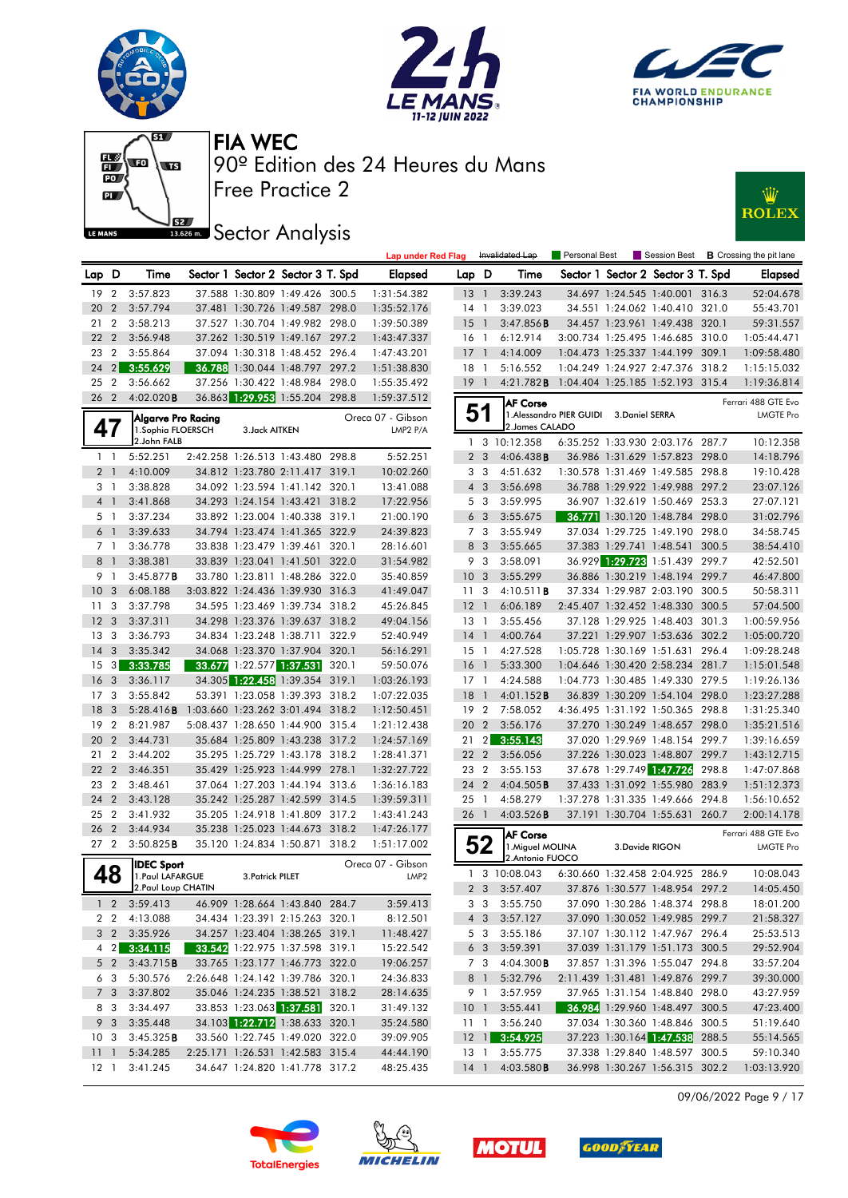# FIA WEC

## 90º Edition des 24 Heures du Mans

## Free Practice 2

## Sector Analysis

Lap under Red Flag | Invalidated Lap | Personal Best | Session Best | B Crossing the pit lane

| Lap | D | Time | Sector 1 | Sector 2 | Sector 3 | T. Spd | Elapsed |
|---|---|---|---|---|---|---|---|
| 19 | 2 | 3:57.823 | 37.588 | 1:30.809 | 1:49.426 | 300.5 | 1:31:54.382 |
| 20 | 2 | 3:57.794 | 37.481 | 1:30.726 | 1:49.587 | 298.0 | 1:35:52.176 |
| 21 | 2 | 3:58.213 | 37.527 | 1:30.704 | 1:49.982 | 298.0 | 1:39:50.389 |
| 22 | 2 | 3:56.948 | 37.262 | 1:30.519 | 1:49.167 | 297.2 | 1:43:47.337 |
| 23 | 2 | 3:55.864 | 37.094 | 1:30.318 | 1:48.452 | 296.4 | 1:47:43.201 |
| 24 | 2 | 3:55.629 | 36.788 | 1:30.044 | 1:48.797 | 297.2 | 1:51:38.830 |
| 25 | 2 | 3:56.662 | 37.256 | 1:30.422 | 1:48.984 | 298.0 | 1:55:35.492 |
| 26 | 2 | 4:02.020B | 36.863 | 1:29.953 | 1:55.204 | 298.8 | 1:59:37.512 |

### 47 — Algarve Pro Racing — Oreca 07 - Gibson — LMP2 P/A

1.Sophia FLOERSCH, 2.John FALB, 3.Jack AITKEN

| Lap | D | Time | Sector 1 | Sector 2 | Sector 3 | T. Spd | Elapsed |
|---|---|---|---|---|---|---|---|
| 1 | 1 | 5:52.251 | 2:42.258 | 1:26.513 | 1:43.480 | 298.8 | 5:52.251 |
| 2 | 1 | 4:10.009 | 34.812 | 1:23.780 | 2:11.417 | 319.1 | 10:02.260 |
| 3 | 1 | 3:38.828 | 34.092 | 1:23.594 | 1:41.142 | 320.1 | 13:41.088 |
| 4 | 1 | 3:41.868 | 34.293 | 1:24.154 | 1:43.421 | 318.2 | 17:22.956 |
| 5 | 1 | 3:37.234 | 33.892 | 1:23.004 | 1:40.338 | 319.1 | 21:00.190 |
| 6 | 1 | 3:39.633 | 34.794 | 1:23.474 | 1:41.365 | 322.9 | 24:39.823 |
| 7 | 1 | 3:36.778 | 33.838 | 1:23.479 | 1:39.461 | 320.1 | 28:16.601 |
| 8 | 1 | 3:38.381 | 33.839 | 1:23.041 | 1:41.501 | 322.0 | 31:54.982 |
| 9 | 1 | 3:45.877B | 33.780 | 1:23.811 | 1:48.286 | 322.0 | 35:40.859 |
| 10 | 3 | 6:08.188 | 3:03.822 | 1:24.436 | 1:39.930 | 316.3 | 41:49.047 |
| 11 | 3 | 3:37.798 | 34.595 | 1:23.469 | 1:39.734 | 318.2 | 45:26.845 |
| 12 | 3 | 3:37.311 | 34.298 | 1:23.376 | 1:39.637 | 318.2 | 49:04.156 |
| 13 | 3 | 3:36.793 | 34.834 | 1:23.248 | 1:38.711 | 322.9 | 52:40.949 |
| 14 | 3 | 3:35.342 | 34.068 | 1:23.370 | 1:37.904 | 320.1 | 56:16.291 |
| 15 | 3 | 3:33.785 | 33.677 | 1:22.577 | 1:37.531 | 320.1 | 59:50.076 |
| 16 | 3 | 3:36.117 | 34.305 | 1:22.458 | 1:39.354 | 319.1 | 1:03:26.193 |
| 17 | 3 | 3:55.842 | 53.391 | 1:23.058 | 1:39.393 | 318.2 | 1:07:22.035 |
| 18 | 3 | 5:28.416B | 1:03.660 | 1:23.262 | 3:01.494 | 318.2 | 1:12:50.451 |
| 19 | 2 | 8:21.987 | 5:08.437 | 1:28.650 | 1:44.900 | 315.4 | 1:21:12.438 |
| 20 | 2 | 3:44.731 | 35.684 | 1:25.809 | 1:43.238 | 317.2 | 1:24:57.169 |
| 21 | 2 | 3:44.202 | 35.295 | 1:25.729 | 1:43.178 | 318.2 | 1:28:41.371 |
| 22 | 2 | 3:46.351 | 35.429 | 1:25.923 | 1:44.999 | 278.1 | 1:32:27.722 |
| 23 | 2 | 3:48.461 | 37.064 | 1:27.203 | 1:44.194 | 313.6 | 1:36:16.183 |
| 24 | 2 | 3:43.128 | 35.242 | 1:25.287 | 1:42.599 | 314.5 | 1:39:59.311 |
| 25 | 2 | 3:41.932 | 35.205 | 1:24.918 | 1:41.809 | 317.2 | 1:43:41.243 |
| 26 | 2 | 3:44.934 | 35.238 | 1:25.023 | 1:44.673 | 318.2 | 1:47:26.177 |
| 27 | 2 | 3:50.825B | 35.120 | 1:24.834 | 1:50.871 | 318.2 | 1:51:17.002 |

### 48 — IDEC Sport — Oreca 07 - Gibson — LMP2

1.Paul LAFARGUE, 2.Paul Loup CHATIN, 3.Patrick PILET

| Lap | D | Time | Sector 1 | Sector 2 | Sector 3 | T. Spd | Elapsed |
|---|---|---|---|---|---|---|---|
| 1 | 2 | 3:59.413 | 46.909 | 1:28.664 | 1:43.840 | 284.7 | 3:59.413 |
| 2 | 2 | 4:13.088 | 34.434 | 1:23.391 | 2:15.263 | 320.1 | 8:12.501 |
| 3 | 2 | 3:35.926 | 34.257 | 1:23.404 | 1:38.265 | 319.1 | 11:48.427 |
| 4 | 2 | 3:34.115 | 33.542 | 1:22.975 | 1:37.598 | 319.1 | 15:22.542 |
| 5 | 2 | 3:43.715B | 33.765 | 1:23.177 | 1:46.773 | 322.0 | 19:06.257 |
| 6 | 3 | 5:30.576 | 2:26.648 | 1:24.142 | 1:39.786 | 320.1 | 24:36.833 |
| 7 | 3 | 3:37.802 | 35.046 | 1:24.235 | 1:38.521 | 318.2 | 28:14.635 |
| 8 | 3 | 3:34.497 | 33.853 | 1:23.063 | 1:37.581 | 320.1 | 31:49.132 |
| 9 | 3 | 3:35.448 | 34.103 | 1:22.712 | 1:38.633 | 320.1 | 35:24.580 |
| 10 | 3 | 3:45.325B | 33.560 | 1:22.745 | 1:49.020 | 322.0 | 39:09.905 |
| 11 | 1 | 5:34.285 | 2:25.171 | 1:26.531 | 1:42.583 | 315.4 | 44:44.190 |
| 12 | 1 | 3:41.245 | 34.647 | 1:24.820 | 1:41.778 | 317.2 | 48:25.435 |
| 13 | 1 | 3:39.243 | 34.697 | 1:24.545 | 1:40.001 | 316.3 | 52:04.678 |
| 14 | 1 | 3:39.023 | 34.551 | 1:24.062 | 1:40.410 | 321.0 | 55:43.701 |
| 15 | 1 | 3:47.856B | 34.457 | 1:23.961 | 1:49.438 | 320.1 | 59:31.557 |
| 16 | 1 | 6:12.914 | 3:00.734 | 1:25.495 | 1:46.685 | 310.0 | 1:05:44.471 |
| 17 | 1 | 4:14.009 | 1:04.473 | 1:25.337 | 1:44.199 | 309.1 | 1:09:58.480 |
| 18 | 1 | 5:16.552 | 1:04.249 | 1:24.927 | 2:47.376 | 318.2 | 1:15:15.032 |
| 19 | 1 | 4:21.782B | 1:04.404 | 1:25.185 | 1:52.193 | 315.4 | 1:19:36.814 |

### 51 — AF Corse — Ferrari 488 GTE Evo — LMGTE Pro

1.Alessandro PIER GUIDI, 2.James CALADO, 3.Daniel SERRA

| Lap | D | Time | Sector 1 | Sector 2 | Sector 3 | T. Spd | Elapsed |
|---|---|---|---|---|---|---|---|
| 1 | 3 | 10:12.358 | 6:35.252 | 1:33.930 | 2:03.176 | 287.7 | 10:12.358 |
| 2 | 3 | 4:06.438B | 36.986 | 1:31.629 | 1:57.823 | 298.0 | 14:18.796 |
| 3 | 3 | 4:51.632 | 1:30.578 | 1:31.469 | 1:49.585 | 298.8 | 19:10.428 |
| 4 | 3 | 3:56.698 | 36.788 | 1:29.922 | 1:49.988 | 297.2 | 23:07.126 |
| 5 | 3 | 3:59.995 | 36.907 | 1:32.619 | 1:50.469 | 253.3 | 27:07.121 |
| 6 | 3 | 3:55.675 | 36.771 | 1:30.120 | 1:48.784 | 298.0 | 31:02.796 |
| 7 | 3 | 3:55.949 | 37.034 | 1:29.725 | 1:49.190 | 298.0 | 34:58.745 |
| 8 | 3 | 3:55.665 | 37.383 | 1:29.741 | 1:48.541 | 300.5 | 38:54.410 |
| 9 | 3 | 3:58.091 | 36.929 | 1:29.723 | 1:51.439 | 299.7 | 42:52.501 |
| 10 | 3 | 3:55.299 | 36.886 | 1:30.219 | 1:48.194 | 299.7 | 46:47.800 |
| 11 | 3 | 4:10.511B | 37.334 | 1:29.987 | 2:03.190 | 300.5 | 50:58.311 |
| 12 | 1 | 6:06.189 | 2:45.407 | 1:32.452 | 1:48.330 | 300.5 | 57:04.500 |
| 13 | 1 | 3:55.456 | 37.128 | 1:29.925 | 1:48.403 | 301.3 | 1:00:59.956 |
| 14 | 1 | 4:00.764 | 37.221 | 1:29.907 | 1:53.636 | 302.2 | 1:05:00.720 |
| 15 | 1 | 4:27.528 | 1:05.728 | 1:30.169 | 1:51.631 | 296.4 | 1:09:28.248 |
| 16 | 1 | 5:33.300 | 1:04.646 | 1:30.420 | 2:58.234 | 281.7 | 1:15:01.548 |
| 17 | 1 | 4:24.588 | 1:04.773 | 1:30.485 | 1:49.330 | 279.5 | 1:19:26.136 |
| 18 | 1 | 4:01.152B | 36.839 | 1:30.209 | 1:54.104 | 298.0 | 1:23:27.288 |
| 19 | 2 | 7:58.052 | 4:36.495 | 1:31.192 | 1:50.365 | 298.8 | 1:31:25.340 |
| 20 | 2 | 3:56.176 | 37.270 | 1:30.249 | 1:48.657 | 298.0 | 1:35:21.516 |
| 21 | 2 | 3:55.143 | 37.020 | 1:29.969 | 1:48.154 | 299.7 | 1:39:16.659 |
| 22 | 2 | 3:56.056 | 37.226 | 1:30.023 | 1:48.807 | 299.7 | 1:43:12.715 |
| 23 | 2 | 3:55.153 | 37.678 | 1:29.749 | 1:47.726 | 298.8 | 1:47:07.868 |
| 24 | 2 | 4:04.505B | 37.433 | 1:31.092 | 1:55.980 | 283.9 | 1:51:12.373 |
| 25 | 1 | 4:58.279 | 1:37.278 | 1:31.335 | 1:49.666 | 294.8 | 1:56:10.652 |
| 26 | 1 | 4:03.526B | 37.191 | 1:30.704 | 1:55.631 | 260.7 | 2:00:14.178 |

### 52 — AF Corse — Ferrari 488 GTE Evo — LMGTE Pro

1.Miguel MOLINA, 2.Antonio FUOCO, 3.Davide RIGON

| Lap | D | Time | Sector 1 | Sector 2 | Sector 3 | T. Spd | Elapsed |
|---|---|---|---|---|---|---|---|
| 1 | 3 | 10:08.043 | 6:30.660 | 1:32.458 | 2:04.925 | 286.9 | 10:08.043 |
| 2 | 3 | 3:57.407 | 37.876 | 1:30.577 | 1:48.954 | 297.2 | 14:05.450 |
| 3 | 3 | 3:55.750 | 37.090 | 1:30.286 | 1:48.374 | 298.8 | 18:01.200 |
| 4 | 3 | 3:57.127 | 37.090 | 1:30.052 | 1:49.985 | 299.7 | 21:58.327 |
| 5 | 3 | 3:55.186 | 37.107 | 1:30.112 | 1:47.967 | 296.4 | 25:53.513 |
| 6 | 3 | 3:59.391 | 37.039 | 1:31.179 | 1:51.173 | 300.5 | 29:52.904 |
| 7 | 3 | 4:04.300B | 37.857 | 1:31.396 | 1:55.047 | 294.8 | 33:57.204 |
| 8 | 1 | 5:32.796 | 2:11.439 | 1:31.481 | 1:49.876 | 299.7 | 39:30.000 |
| 9 | 1 | 3:57.959 | 37.965 | 1:31.154 | 1:48.840 | 298.0 | 43:27.959 |
| 10 | 1 | 3:55.441 | 36.984 | 1:29.960 | 1:48.497 | 300.5 | 47:23.400 |
| 11 | 1 | 3:56.240 | 37.034 | 1:30.360 | 1:48.846 | 300.5 | 51:19.640 |
| 12 | 1 | 3:54.925 | 37.223 | 1:30.164 | 1:47.538 | 288.5 | 55:14.565 |
| 13 | 1 | 3:55.775 | 37.338 | 1:29.840 | 1:48.597 | 300.5 | 59:10.340 |
| 14 | 1 | 4:03.580B | 36.998 | 1:30.267 | 1:56.315 | 302.2 | 1:03:13.920 |

09/06/2022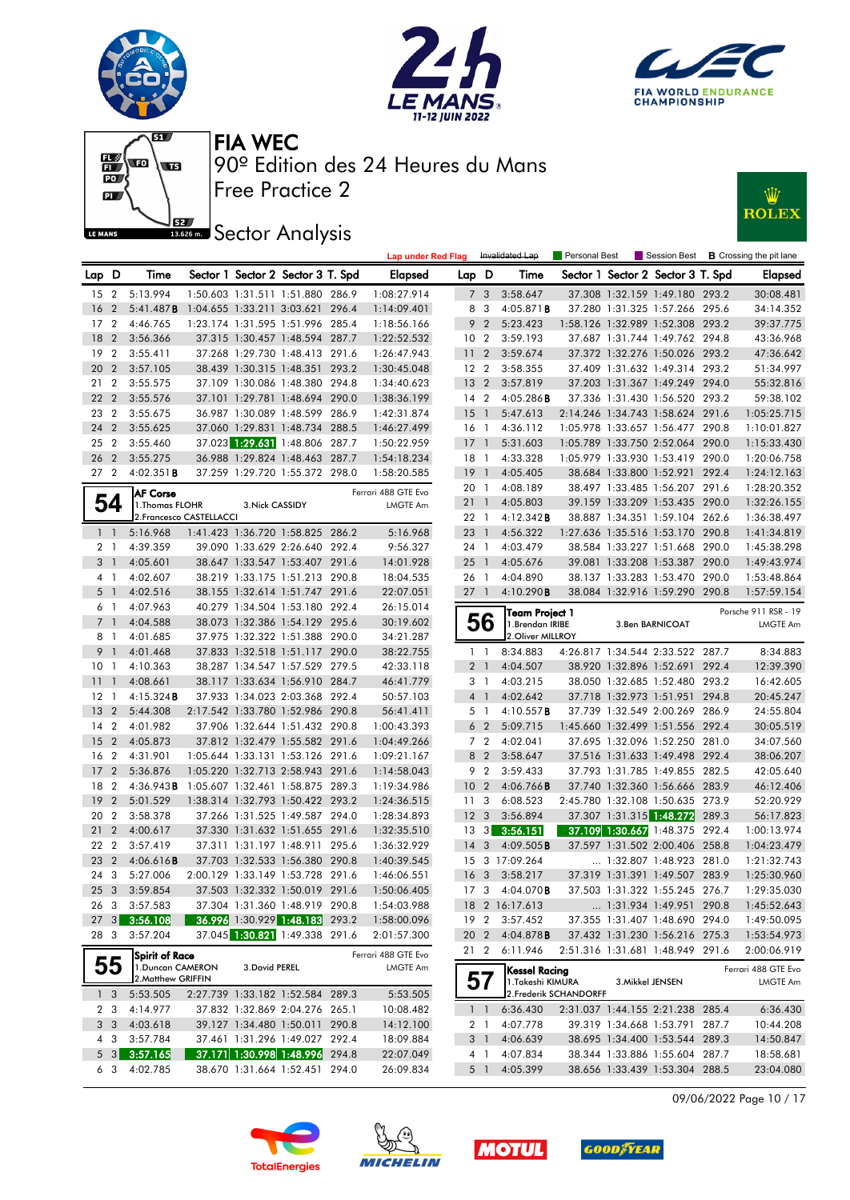# FIA WEC

## 90º Edition des 24 Heures du Mans

## Free Practice 2

## Sector Analysis

Lap under Red Flag | Invalidated Lap | Personal Best | Session Best | **B** Crossing the pit lane

| Lap | D | Time | Sector 1 | Sector 2 | Sector 3 | T. Spd | Elapsed |
|---|---|---|---|---|---|---|---|
| 15 | 2 | 5:13.994 | 1:50.603 | 1:31.511 | 1:51.880 | 286.9 | 1:08:27.914 |
| 16 | 2 | 5:41.487**B** | 1:04.655 | 1:33.211 | 3:03.621 | 296.4 | 1:14:09.401 |
| 17 | 2 | 4:46.765 | 1:23.174 | 1:31.595 | 1:51.996 | 285.4 | 1:18:56.166 |
| 18 | 2 | 3:56.366 | 37.315 | 1:30.457 | 1:48.594 | 287.7 | 1:22:52.532 |
| 19 | 2 | 3:55.411 | 37.268 | 1:29.730 | 1:48.413 | 291.6 | 1:26:47.943 |
| 20 | 2 | 3:57.105 | 38.439 | 1:30.315 | 1:48.351 | 293.2 | 1:30:45.048 |
| 21 | 2 | 3:55.575 | 37.109 | 1:30.086 | 1:48.380 | 294.8 | 1:34:40.623 |
| 22 | 2 | 3:55.576 | 37.101 | 1:29.781 | 1:48.694 | 290.0 | 1:38:36.199 |
| 23 | 2 | 3:55.675 | 36.987 | 1:30.089 | 1:48.599 | 286.9 | 1:42:31.874 |
| 24 | 2 | 3:55.625 | 37.060 | 1:29.831 | 1:48.734 | 288.5 | 1:46:27.499 |
| 25 | 2 | 3:55.460 | 37.023 | 1:29.631 | 1:48.806 | 287.7 | 1:50:22.959 |
| 26 | 2 | 3:55.275 | 36.988 | 1:29.824 | 1:48.463 | 287.7 | 1:54:18.234 |
| 27 | 2 | 4:02.351**B** | 37.259 | 1:29.720 | 1:55.372 | 298.0 | 1:58:20.585 |

**54 AF Corse** — Ferrari 488 GTE Evo — LMGTE Am
1.Thomas FLOHR / 2.Francesco CASTELLACCI / 3.Nick CASSIDY

| Lap | D | Time | Sector 1 | Sector 2 | Sector 3 | T. Spd | Elapsed |
|---|---|---|---|---|---|---|---|
| 1 | 1 | 5:16.968 | 1:41.423 | 1:36.720 | 1:58.825 | 286.2 | 5:16.968 |
| 2 | 1 | 4:39.359 | 39.090 | 1:33.629 | 2:26.640 | 292.4 | 9:56.327 |
| 3 | 1 | 4:05.601 | 38.647 | 1:33.547 | 1:53.407 | 291.6 | 14:01.928 |
| 4 | 1 | 4:02.607 | 38.219 | 1:33.175 | 1:51.213 | 290.8 | 18:04.535 |
| 5 | 1 | 4:02.516 | 38.155 | 1:32.614 | 1:51.747 | 291.6 | 22:07.051 |
| 6 | 1 | 4:07.963 | 40.279 | 1:34.504 | 1:53.180 | 292.4 | 26:15.014 |
| 7 | 1 | 4:04.588 | 38.073 | 1:32.386 | 1:54.129 | 295.6 | 30:19.602 |
| 8 | 1 | 4:01.685 | 37.975 | 1:32.322 | 1:51.388 | 290.0 | 34:21.287 |
| 9 | 1 | 4:01.468 | 37.833 | 1:32.518 | 1:51.117 | 290.0 | 38:22.755 |
| 10 | 1 | 4:10.363 | 38.287 | 1:34.547 | 1:57.529 | 279.5 | 42:33.118 |
| 11 | 1 | 4:08.661 | 38.117 | 1:33.634 | 1:56.910 | 284.7 | 46:41.779 |
| 12 | 1 | 4:15.324**B** | 37.933 | 1:34.023 | 2:03.368 | 292.4 | 50:57.103 |
| 13 | 2 | 5:44.308 | 2:17.542 | 1:33.780 | 1:52.986 | 290.8 | 56:41.411 |
| 14 | 2 | 4:01.982 | 37.906 | 1:32.646 | 1:51.432 | 290.8 | 1:00:43.393 |
| 15 | 2 | 4:05.873 | 37.812 | 1:32.479 | 1:55.582 | 291.6 | 1:04:49.266 |
| 16 | 2 | 4:31.901 | 1:05.644 | 1:33.131 | 1:53.126 | 291.6 | 1:09:21.167 |
| 17 | 2 | 5:36.876 | 1:05.220 | 1:32.713 | 2:58.943 | 291.6 | 1:14:58.043 |
| 18 | 2 | 4:36.943**B** | 1:05.607 | 1:32.461 | 1:58.875 | 289.3 | 1:19:34.986 |
| 19 | 2 | 5:01.529 | 1:38.314 | 1:32.793 | 1:50.422 | 293.2 | 1:24:36.515 |
| 20 | 2 | 3:58.378 | 37.266 | 1:31.525 | 1:49.587 | 291.6 | 1:28:34.893 |
| 21 | 2 | 4:00.617 | 37.330 | 1:31.632 | 1:51.655 | 291.6 | 1:32:35.510 |
| 22 | 2 | 3:57.419 | 37.311 | 1:31.197 | 1:48.911 | 295.6 | 1:36:32.929 |
| 23 | 2 | 4:06.616**B** | 37.703 | 1:32.533 | 1:56.380 | 290.8 | 1:40:39.545 |
| 24 | 3 | 5:27.006 | 2:00.129 | 1:33.149 | 1:53.728 | 291.6 | 1:46:06.551 |
| 25 | 3 | 3:59.854 | 37.503 | 1:32.332 | 1:50.019 | 291.6 | 1:50:06.405 |
| 26 | 3 | 3:57.583 | 37.304 | 1:31.360 | 1:48.919 | 290.8 | 1:54:03.988 |
| 27 | 3 | 3:56.108 | 36.996 | 1:30.929 | 1:48.183 | 293.2 | 1:58:00.096 |
| 28 | 3 | 3:57.204 | 37.045 | 1:30.821 | 1:49.338 | 291.6 | 2:01:57.300 |

**55 Spirit of Race** — Ferrari 488 GTE Evo — LMGTE Am
1.Duncan CAMERON / 2.Matthew GRIFFIN / 3.David PEREL

| Lap | D | Time | Sector 1 | Sector 2 | Sector 3 | T. Spd | Elapsed |
|---|---|---|---|---|---|---|---|
| 1 | 3 | 5:53.505 | 2:27.739 | 1:33.182 | 1:52.584 | 289.3 | 5:53.505 |
| 2 | 3 | 4:14.977 | 37.832 | 1:32.869 | 2:04.276 | 265.1 | 10:08.482 |
| 3 | 3 | 4:03.618 | 39.127 | 1:34.480 | 1:50.011 | 290.8 | 14:12.100 |
| 4 | 3 | 3:57.784 | 37.461 | 1:31.296 | 1:49.027 | 292.4 | 18:09.884 |
| 5 | 3 | 3:57.165 | 37.171 | 1:30.998 | 1:48.996 | 294.8 | 22:07.049 |
| 6 | 3 | 4:02.785 | 38.670 | 1:31.664 | 1:52.451 | 294.0 | 26:09.834 |
| 7 | 3 | 3:58.647 | 37.308 | 1:32.159 | 1:49.180 | 293.2 | 30:08.481 |
| 8 | 3 | 4:05.871**B** | 37.280 | 1:31.325 | 1:57.266 | 295.6 | 34:14.352 |
| 9 | 2 | 5:23.423 | 1:58.126 | 1:32.989 | 1:52.308 | 293.2 | 39:37.775 |
| 10 | 2 | 3:59.193 | 37.687 | 1:31.744 | 1:49.762 | 294.8 | 43:36.968 |
| 11 | 2 | 3:59.674 | 37.372 | 1:32.276 | 1:50.026 | 293.2 | 47:36.642 |
| 12 | 2 | 3:58.355 | 37.409 | 1:31.632 | 1:49.314 | 293.2 | 51:34.997 |
| 13 | 2 | 3:57.819 | 37.203 | 1:31.367 | 1:49.249 | 294.0 | 55:32.816 |
| 14 | 2 | 4:05.286**B** | 37.336 | 1:31.430 | 1:56.520 | 293.2 | 59:38.102 |
| 15 | 1 | 5:47.613 | 2:14.246 | 1:34.743 | 1:58.624 | 291.6 | 1:05:25.715 |
| 16 | 1 | 4:36.112 | 1:05.978 | 1:33.657 | 1:56.477 | 290.8 | 1:10:01.827 |
| 17 | 1 | 5:31.603 | 1:05.789 | 1:33.750 | 2:52.064 | 290.0 | 1:15:33.430 |
| 18 | 1 | 4:33.328 | 1:05.979 | 1:33.930 | 1:53.419 | 290.0 | 1:20:06.758 |
| 19 | 1 | 4:05.405 | 38.684 | 1:33.800 | 1:52.921 | 292.4 | 1:24:12.163 |
| 20 | 1 | 4:08.189 | 38.497 | 1:33.485 | 1:56.207 | 291.6 | 1:28:20.352 |
| 21 | 1 | 4:05.803 | 39.159 | 1:33.209 | 1:53.435 | 290.0 | 1:32:26.155 |
| 22 | 1 | 4:12.342**B** | 38.887 | 1:34.351 | 1:59.104 | 262.6 | 1:36:38.497 |
| 23 | 1 | 4:56.322 | 1:27.636 | 1:35.516 | 1:53.170 | 290.8 | 1:41:34.819 |
| 24 | 1 | 4:03.479 | 38.584 | 1:33.227 | 1:51.668 | 290.0 | 1:45:38.298 |
| 25 | 1 | 4:05.676 | 39.081 | 1:33.208 | 1:53.387 | 290.0 | 1:49:43.974 |
| 26 | 1 | 4:04.890 | 38.137 | 1:33.283 | 1:53.470 | 290.0 | 1:53:48.864 |
| 27 | 1 | 4:10.290**B** | 38.084 | 1:32.916 | 1:59.290 | 290.8 | 1:57:59.154 |

**56 Team Project 1** — Porsche 911 RSR - 19 — LMGTE Am
1.Brendan IRIBE / 2.Oliver MILLROY / 3.Ben BARNICOAT

| Lap | D | Time | Sector 1 | Sector 2 | Sector 3 | T. Spd | Elapsed |
|---|---|---|---|---|---|---|---|
| 1 | 1 | 8:34.883 | 4:26.817 | 1:34.544 | 2:33.522 | 287.7 | 8:34.883 |
| 2 | 1 | 4:04.507 | 38.920 | 1:32.896 | 1:52.691 | 292.4 | 12:39.390 |
| 3 | 1 | 4:03.215 | 38.050 | 1:32.685 | 1:52.480 | 293.2 | 16:42.605 |
| 4 | 1 | 4:02.642 | 37.718 | 1:32.973 | 1:51.951 | 294.8 | 20:45.247 |
| 5 | 1 | 4:10.557**B** | 37.739 | 1:32.549 | 2:00.269 | 286.9 | 24:55.804 |
| 6 | 2 | 5:09.715 | 1:45.660 | 1:32.499 | 1:51.556 | 292.4 | 30:05.519 |
| 7 | 2 | 4:02.041 | 37.695 | 1:32.096 | 1:52.250 | 281.0 | 34:07.560 |
| 8 | 2 | 3:58.647 | 37.516 | 1:31.633 | 1:49.498 | 292.4 | 38:06.207 |
| 9 | 2 | 3:59.433 | 37.793 | 1:31.785 | 1:49.855 | 282.5 | 42:05.640 |
| 10 | 2 | 4:06.766**B** | 37.740 | 1:32.360 | 1:56.666 | 283.9 | 46:12.406 |
| 11 | 3 | 6:08.523 | 2:45.780 | 1:32.108 | 1:50.635 | 273.9 | 52:20.929 |
| 12 | 3 | 3:56.894 | 37.307 | 1:31.315 | 1:48.272 | 289.3 | 56:17.823 |
| 13 | 3 | 3:56.151 | 37.109 | 1:30.667 | 1:48.375 | 292.4 | 1:00:13.974 |
| 14 | 3 | 4:09.505**B** | 37.597 | 1:31.502 | 2:00.406 | 258.8 | 1:04:23.479 |
| 15 | 3 | 17:09.264 | ... | 1:32.807 | 1:48.923 | 281.0 | 1:21:32.743 |
| 16 | 3 | 3:58.217 | 37.319 | 1:31.391 | 1:49.507 | 283.9 | 1:25:30.960 |
| 17 | 3 | 4:04.070**B** | 37.503 | 1:31.322 | 1:55.245 | 276.7 | 1:29:35.030 |
| 18 | 2 | 16:17.613 | ... | 1:31.934 | 1:49.951 | 290.8 | 1:45:52.643 |
| 19 | 2 | 3:57.452 | 37.355 | 1:31.407 | 1:48.690 | 294.0 | 1:49:50.095 |
| 20 | 2 | 4:04.878**B** | 37.432 | 1:31.230 | 1:56.216 | 275.3 | 1:53:54.973 |
| 21 | 2 | 6:11.946 | 2:51.316 | 1:31.681 | 1:48.949 | 291.6 | 2:00:06.919 |

**57 Kessel Racing** — Ferrari 488 GTE Evo — LMGTE Am
1.Takeshi KIMURA / 2.Frederik SCHANDORFF / 3.Mikkel JENSEN

| Lap | D | Time | Sector 1 | Sector 2 | Sector 3 | T. Spd | Elapsed |
|---|---|---|---|---|---|---|---|
| 1 | 1 | 6:36.430 | 2:31.037 | 1:44.155 | 2:21.238 | 285.4 | 6:36.430 |
| 2 | 1 | 4:07.778 | 39.319 | 1:34.668 | 1:53.791 | 287.7 | 10:44.208 |
| 3 | 1 | 4:06.639 | 38.695 | 1:34.400 | 1:53.544 | 289.3 | 14:50.847 |
| 4 | 1 | 4:07.834 | 38.344 | 1:33.886 | 1:55.604 | 287.7 | 18:58.681 |
| 5 | 1 | 4:05.399 | 38.656 | 1:33.439 | 1:53.304 | 288.5 | 23:04.080 |

09/06/2022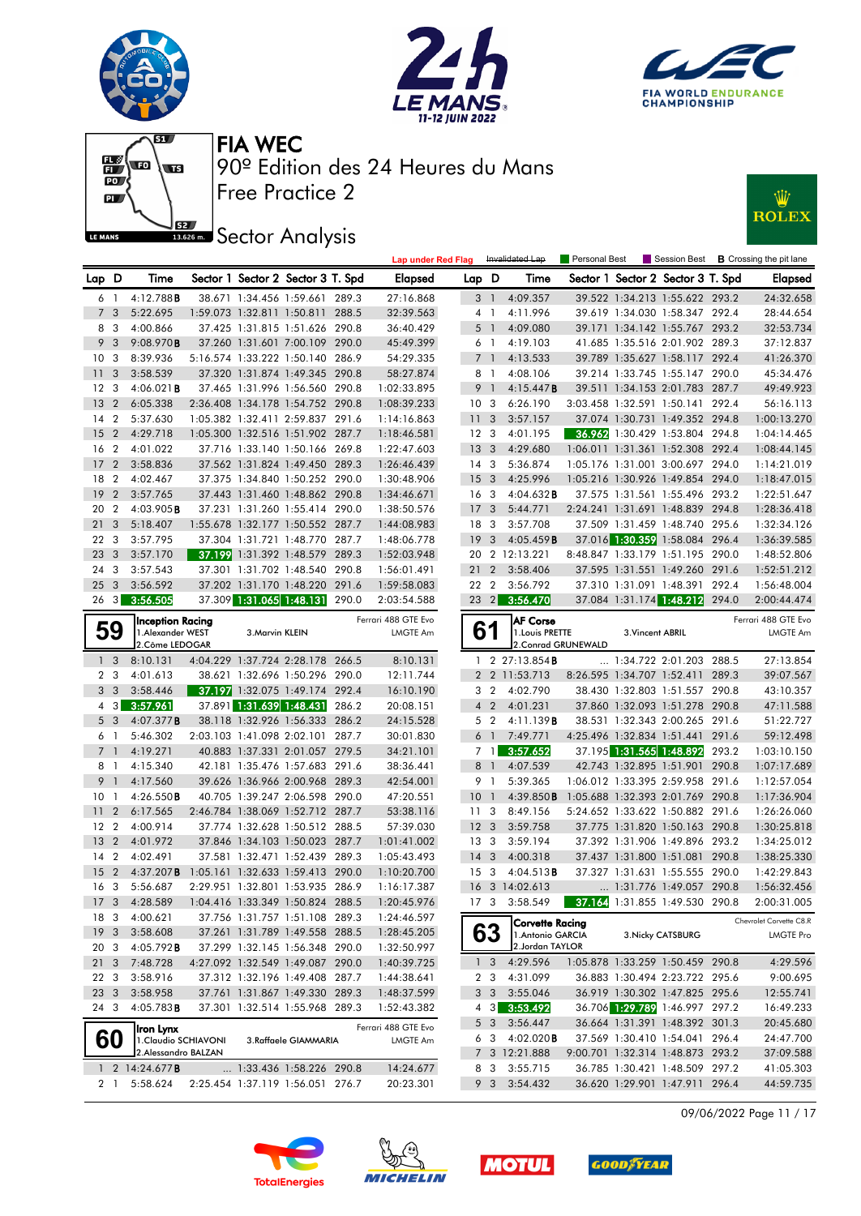# FIA WEC

90º Edition des 24 Heures du Mans

Free Practice 2

Sector Analysis

Lap under Red Flag | Invalidated Lap | Personal Best | Session Best | B Crossing the pit lane

| Lap | D | Time | Sector 1 | Sector 2 | Sector 3 | T. Spd | Elapsed |
|---|---|---|---|---|---|---|---|
| 6 | 1 | 4:12.788B | 38.671 | 1:34.456 | 1:59.661 | 289.3 | 27:16.868 |
| 7 | 3 | 5:22.695 | 1:59.073 | 1:32.811 | 1:50.811 | 288.5 | 32:39.563 |
| 8 | 3 | 4:00.866 | 37.425 | 1:31.815 | 1:51.626 | 290.8 | 36:40.429 |
| 9 | 3 | 9:08.970B | 37.260 | 1:31.601 | 7:00.109 | 290.0 | 45:49.399 |
| 10 | 3 | 8:39.936 | 5:16.574 | 1:33.222 | 1:50.140 | 286.9 | 54:29.335 |
| 11 | 3 | 3:58.539 | 37.320 | 1:31.874 | 1:49.345 | 290.8 | 58:27.874 |
| 12 | 3 | 4:06.021B | 37.465 | 1:31.996 | 1:56.560 | 290.8 | 1:02:33.895 |
| 13 | 2 | 6:05.338 | 2:36.408 | 1:34.178 | 1:54.752 | 290.8 | 1:08:39.233 |
| 14 | 2 | 5:37.630 | 1:05.382 | 1:32.411 | 2:59.837 | 291.6 | 1:14:16.863 |
| 15 | 2 | 4:29.718 | 1:05.300 | 1:32.516 | 1:51.902 | 287.7 | 1:18:46.581 |
| 16 | 2 | 4:01.022 | 37.716 | 1:33.140 | 1:50.166 | 269.8 | 1:22:47.603 |
| 17 | 2 | 3:58.836 | 37.562 | 1:31.824 | 1:49.450 | 289.3 | 1:26:46.439 |
| 18 | 2 | 4:02.467 | 37.375 | 1:34.840 | 1:50.252 | 290.0 | 1:30:48.906 |
| 19 | 2 | 3:57.765 | 37.443 | 1:31.460 | 1:48.862 | 290.8 | 1:34:46.671 |
| 20 | 2 | 4:03.905B | 37.231 | 1:31.260 | 1:55.414 | 290.0 | 1:38:50.576 |
| 21 | 3 | 5:18.407 | 1:55.678 | 1:32.177 | 1:50.552 | 287.7 | 1:44:08.983 |
| 22 | 3 | 3:57.795 | 37.304 | 1:31.721 | 1:48.770 | 287.7 | 1:48:06.778 |
| 23 | 3 | 3:57.170 | 37.199 | 1:31.392 | 1:48.579 | 289.3 | 1:52:03.948 |
| 24 | 3 | 3:57.543 | 37.301 | 1:31.702 | 1:48.540 | 290.8 | 1:56:01.491 |
| 25 | 3 | 3:56.592 | 37.202 | 1:31.170 | 1:48.220 | 291.6 | 1:59:58.083 |
| 26 | 3 | 3:56.505 | 37.309 | 1:31.065 | 1:48.131 | 290.0 | 2:03:54.588 |

## 59 Inception Racing — Ferrari 488 GTE Evo — LMGTE Am
1.Alexander WEST, 2.Côme LEDOGAR, 3.Marvin KLEIN

| Lap | D | Time | Sector 1 | Sector 2 | Sector 3 | T. Spd | Elapsed |
|---|---|---|---|---|---|---|---|
| 1 | 3 | 8:10.131 | 4:04.229 | 1:37.724 | 2:28.178 | 266.5 | 8:10.131 |
| 2 | 3 | 4:01.613 | 38.621 | 1:32.696 | 1:50.296 | 290.0 | 12:11.744 |
| 3 | 3 | 3:58.446 | 37.197 | 1:32.075 | 1:49.174 | 292.4 | 16:10.190 |
| 4 | 3 | 3:57.961 | 37.891 | 1:31.639 | 1:48.431 | 286.2 | 20:08.151 |
| 5 | 3 | 4:07.377B | 38.118 | 1:32.926 | 1:56.333 | 286.2 | 24:15.528 |
| 6 | 1 | 5:46.302 | 2:03.103 | 1:41.098 | 2:02.101 | 287.7 | 30:01.830 |
| 7 | 1 | 4:19.271 | 40.883 | 1:37.331 | 2:01.057 | 279.5 | 34:21.101 |
| 8 | 1 | 4:15.340 | 42.181 | 1:35.476 | 1:57.683 | 291.6 | 38:36.441 |
| 9 | 1 | 4:17.560 | 39.626 | 1:36.966 | 2:00.968 | 289.3 | 42:54.001 |
| 10 | 1 | 4:26.550B | 40.705 | 1:39.247 | 2:06.598 | 290.0 | 47:20.551 |
| 11 | 2 | 6:17.565 | 2:46.784 | 1:38.069 | 1:52.712 | 287.7 | 53:38.116 |
| 12 | 2 | 4:00.914 | 37.774 | 1:32.628 | 1:50.512 | 288.5 | 57:39.030 |
| 13 | 2 | 4:01.972 | 37.846 | 1:34.103 | 1:50.023 | 287.7 | 1:01:41.002 |
| 14 | 2 | 4:02.491 | 37.581 | 1:32.471 | 1:52.439 | 289.3 | 1:05:43.493 |
| 15 | 2 | 4:37.207B | 1:05.161 | 1:32.633 | 1:59.413 | 290.0 | 1:10:20.700 |
| 16 | 3 | 5:56.687 | 2:29.951 | 1:32.801 | 1:53.935 | 286.9 | 1:16:17.387 |
| 17 | 3 | 4:28.589 | 1:04.416 | 1:33.349 | 1:50.824 | 288.5 | 1:20:45.976 |
| 18 | 3 | 4:00.621 | 37.756 | 1:31.757 | 1:51.108 | 289.3 | 1:24:46.597 |
| 19 | 3 | 3:58.608 | 37.261 | 1:31.789 | 1:49.558 | 288.5 | 1:28:45.205 |
| 20 | 3 | 4:05.792B | 37.299 | 1:32.145 | 1:56.348 | 290.0 | 1:32:50.997 |
| 21 | 3 | 7:48.728 | 4:27.092 | 1:32.549 | 1:49.087 | 290.0 | 1:40:39.725 |
| 22 | 3 | 3:58.916 | 37.312 | 1:32.196 | 1:49.408 | 287.7 | 1:44:38.641 |
| 23 | 3 | 3:58.958 | 37.761 | 1:31.867 | 1:49.330 | 289.3 | 1:48:37.599 |
| 24 | 3 | 4:05.783B | 37.301 | 1:32.514 | 1:55.968 | 289.3 | 1:52:43.382 |

## 60 Iron Lynx — Ferrari 488 GTE Evo — LMGTE Am
1.Claudio SCHIAVONI, 2.Alessandro BALZAN, 3.Raffaele GIAMMARIA

| Lap | D | Time | Sector 1 | Sector 2 | Sector 3 | T. Spd | Elapsed |
|---|---|---|---|---|---|---|---|
| 1 | 2 | 14:24.677B | ... | 1:33.436 | 1:58.226 | 290.8 | 14:24.677 |
| 2 | 1 | 5:58.624 | 2:25.454 | 1:37.119 | 1:56.051 | 276.7 | 20:23.301 |
| 3 | 1 | 4:09.357 | 39.522 | 1:34.213 | 1:55.622 | 293.2 | 24:32.658 |
| 4 | 1 | 4:11.996 | 39.619 | 1:34.030 | 1:58.347 | 292.4 | 28:44.654 |
| 5 | 1 | 4:09.080 | 39.171 | 1:34.142 | 1:55.767 | 293.2 | 32:53.734 |
| 6 | 1 | 4:19.103 | 41.685 | 1:35.516 | 2:01.902 | 289.3 | 37:12.837 |
| 7 | 1 | 4:13.533 | 39.789 | 1:35.627 | 1:58.117 | 292.4 | 41:26.370 |
| 8 | 1 | 4:08.106 | 39.214 | 1:33.745 | 1:55.147 | 290.0 | 45:34.476 |
| 9 | 1 | 4:15.447B | 39.511 | 1:34.153 | 2:01.783 | 287.7 | 49:49.923 |
| 10 | 3 | 6:26.190 | 3:03.458 | 1:32.591 | 1:50.141 | 292.4 | 56:16.113 |
| 11 | 3 | 3:57.157 | 37.074 | 1:30.731 | 1:49.352 | 294.8 | 1:00:13.270 |
| 12 | 3 | 4:01.195 | 36.962 | 1:30.429 | 1:53.804 | 294.8 | 1:04:14.465 |
| 13 | 3 | 4:29.680 | 1:06.011 | 1:31.361 | 1:52.308 | 292.4 | 1:08:44.145 |
| 14 | 3 | 5:36.874 | 1:05.176 | 1:31.001 | 3:00.697 | 294.0 | 1:14:21.019 |
| 15 | 3 | 4:25.996 | 1:05.216 | 1:30.926 | 1:49.854 | 294.0 | 1:18:47.015 |
| 16 | 3 | 4:04.632B | 37.575 | 1:31.561 | 1:55.496 | 293.2 | 1:22:51.647 |
| 17 | 3 | 5:44.771 | 2:24.241 | 1:31.691 | 1:48.839 | 294.8 | 1:28:36.418 |
| 18 | 3 | 3:57.708 | 37.509 | 1:31.459 | 1:48.740 | 295.6 | 1:32:34.126 |
| 19 | 3 | 4:05.459B | 37.016 | 1:30.359 | 1:58.084 | 296.4 | 1:36:39.585 |
| 20 | 2 | 12:13.221 | 8:48.847 | 1:33.179 | 1:51.195 | 290.0 | 1:48:52.806 |
| 21 | 2 | 3:58.406 | 37.595 | 1:31.551 | 1:49.260 | 291.6 | 1:52:51.212 |
| 22 | 2 | 3:56.792 | 37.310 | 1:31.091 | 1:48.391 | 292.4 | 1:56:48.004 |
| 23 | 2 | 3:56.470 | 37.084 | 1:31.174 | 1:48.212 | 294.0 | 2:00:44.474 |

## 61 AF Corse — Ferrari 488 GTE Evo — LMGTE Am
1.Louis PRETTE, 2.Conrad GRUNEWALD, 3.Vincent ABRIL

| Lap | D | Time | Sector 1 | Sector 2 | Sector 3 | T. Spd | Elapsed |
|---|---|---|---|---|---|---|---|
| 1 | 2 | 27:13.854B | ... | 1:34.722 | 2:01.203 | 288.5 | 27:13.854 |
| 2 | 2 | 11:53.713 | 8:26.595 | 1:34.707 | 1:52.411 | 289.3 | 39:07.567 |
| 3 | 2 | 4:02.790 | 38.430 | 1:32.803 | 1:51.557 | 290.8 | 43:10.357 |
| 4 | 2 | 4:01.231 | 37.860 | 1:32.093 | 1:51.278 | 290.8 | 47:11.588 |
| 5 | 2 | 4:11.139B | 38.531 | 1:32.343 | 2:00.265 | 291.6 | 51:22.727 |
| 6 | 1 | 7:49.771 | 4:25.496 | 1:32.834 | 1:51.441 | 291.6 | 59:12.498 |
| 7 | 1 | 3:57.652 | 37.195 | 1:31.565 | 1:48.892 | 293.2 | 1:03:10.150 |
| 8 | 1 | 4:07.539 | 42.743 | 1:32.895 | 1:51.901 | 290.8 | 1:07:17.689 |
| 9 | 1 | 5:39.365 | 1:06.012 | 1:33.395 | 2:59.958 | 291.6 | 1:12:57.054 |
| 10 | 1 | 4:39.850B | 1:05.688 | 1:32.393 | 2:01.769 | 290.8 | 1:17:36.904 |
| 11 | 3 | 8:49.156 | 5:24.652 | 1:33.622 | 1:50.882 | 291.6 | 1:26:26.060 |
| 12 | 3 | 3:59.758 | 37.775 | 1:31.820 | 1:50.163 | 290.8 | 1:30:25.818 |
| 13 | 3 | 3:59.194 | 37.392 | 1:31.906 | 1:49.896 | 293.2 | 1:34:25.012 |
| 14 | 3 | 4:00.318 | 37.437 | 1:31.800 | 1:51.081 | 290.8 | 1:38:25.330 |
| 15 | 3 | 4:04.513B | 37.327 | 1:31.631 | 1:55.555 | 290.0 | 1:42:29.843 |
| 16 | 3 | 14:02.613 | ... | 1:31.776 | 1:49.057 | 290.8 | 1:56:32.456 |
| 17 | 3 | 3:58.549 | 37.164 | 1:31.855 | 1:49.530 | 290.8 | 2:00:31.005 |

## 63 Corvette Racing — Chevrolet Corvette C8.R — LMGTE Pro
1.Antonio GARCIA, 2.Jordan TAYLOR, 3.Nicky CATSBURG

| Lap | D | Time | Sector 1 | Sector 2 | Sector 3 | T. Spd | Elapsed |
|---|---|---|---|---|---|---|---|
| 1 | 3 | 4:29.596 | 1:05.878 | 1:33.259 | 1:50.459 | 290.8 | 4:29.596 |
| 2 | 3 | 4:31.099 | 36.883 | 1:30.494 | 2:23.722 | 295.6 | 9:00.695 |
| 3 | 3 | 3:55.046 | 36.919 | 1:30.302 | 1:47.825 | 295.6 | 12:55.741 |
| 4 | 3 | 3:53.492 | 36.706 | 1:29.789 | 1:46.997 | 297.2 | 16:49.233 |
| 5 | 3 | 3:56.447 | 36.664 | 1:31.391 | 1:48.392 | 301.3 | 20:45.680 |
| 6 | 3 | 4:02.020B | 37.569 | 1:30.410 | 1:54.041 | 296.4 | 24:47.700 |
| 7 | 3 | 12:21.888 | 9:00.701 | 1:32.314 | 1:48.873 | 293.2 | 37:09.588 |
| 8 | 3 | 3:55.715 | 36.785 | 1:30.421 | 1:48.509 | 297.2 | 41:05.303 |
| 9 | 3 | 3:54.432 | 36.620 | 1:29.901 | 1:47.911 | 296.4 | 44:59.735 |

09/06/2022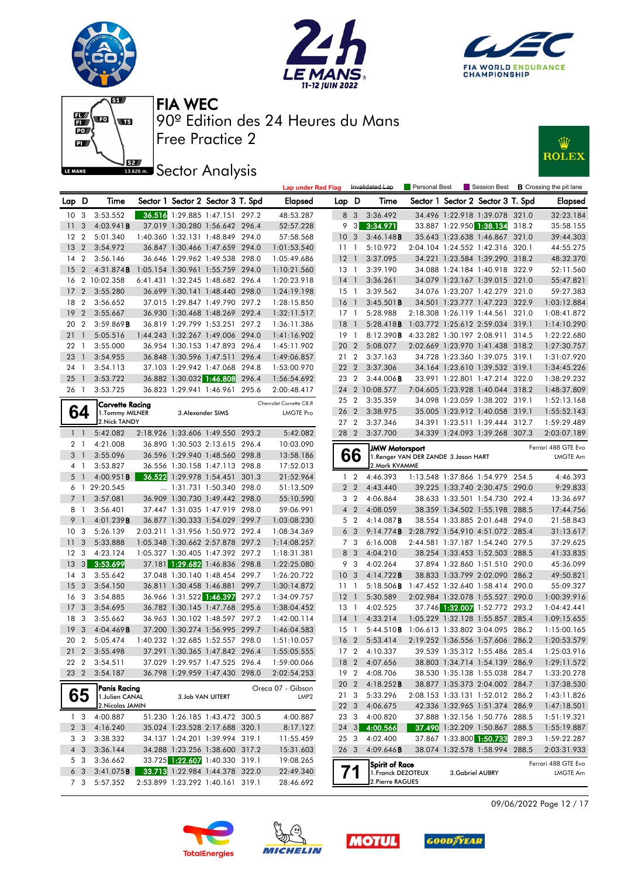# FIA WEC

## 90º Edition des 24 Heures du Mans

## Free Practice 2

## Sector Analysis

Lap under Red Flag | Invalidated Lap | Personal Best | Session Best | **B** Crossing the pit lane

| Lap | D | Time | Sector 1 | Sector 2 | Sector 3 | T. Spd | Elapsed |
|---|---|---|---|---|---|---|---|
| 10 | 3 | 3:53.552 | 36.516 | 1:29.885 | 1:47.151 | 297.2 | 48:53.287 |
| 11 | 3 | 4:03.941 B | 37.019 | 1:30.280 | 1:56.642 | 296.4 | 52:57.228 |
| 12 | 2 | 5:01.340 | 1:40.360 | 1:32.131 | 1:48.849 | 294.0 | 57:58.568 |
| 13 | 2 | 3:54.972 | 36.847 | 1:30.466 | 1:47.659 | 294.0 | 1:01:53.540 |
| 14 | 2 | 3:56.146 | 36.646 | 1:29.962 | 1:49.538 | 298.0 | 1:05:49.686 |
| 15 | 2 | 4:31.874 B | 1:05.154 | 1:30.961 | 1:55.759 | 294.0 | 1:10:21.560 |
| 16 | 2 | 10:02.358 | 6:41.431 | 1:32.245 | 1:48.682 | 296.4 | 1:20:23.918 |
| 17 | 2 | 3:55.280 | 36.699 | 1:30.141 | 1:48.440 | 298.0 | 1:24:19.198 |
| 18 | 2 | 3:56.652 | 37.015 | 1:29.847 | 1:49.790 | 297.2 | 1:28:15.850 |
| 19 | 2 | 3:55.667 | 36.930 | 1:30.468 | 1:48.269 | 292.4 | 1:32:11.517 |
| 20 | 2 | 3:59.869 B | 36.819 | 1:29.799 | 1:53.251 | 297.2 | 1:36:11.386 |
| 21 | 1 | 5:05.516 | 1:44.243 | 1:32.267 | 1:49.006 | 294.0 | 1:41:16.902 |
| 22 | 1 | 3:55.000 | 36.954 | 1:30.153 | 1:47.893 | 296.4 | 1:45:11.902 |
| 23 | 1 | 3:54.955 | 36.848 | 1:30.596 | 1:47.511 | 296.4 | 1:49:06.857 |
| 24 | 1 | 3:54.113 | 37.103 | 1:29.942 | 1:47.068 | 294.8 | 1:53:00.970 |
| 25 | 1 | 3:53.722 | 36.882 | 1:30.032 | 1:46.808 | 296.4 | 1:56:54.692 |
| 26 | 1 | 3:53.725 | 36.823 | 1:29.941 | 1:46.961 | 295.6 | 2:00:48.417 |

**64** Corvette Racing — Chevrolet Corvette C8.R — LMGTE Pro
1.Tommy MILNER, 2.Nick TANDY, 3.Alexander SIMS

| Lap | D | Time | Sector 1 | Sector 2 | Sector 3 | T. Spd | Elapsed |
|---|---|---|---|---|---|---|---|
| 1 | 1 | 5:42.082 | 2:18.926 | 1:33.606 | 1:49.550 | 293.2 | 5:42.082 |
| 2 | 1 | 4:21.008 | 36.890 | 1:30.503 | 2:13.615 | 296.4 | 10:03.090 |
| 3 | 1 | 3:55.096 | 36.596 | 1:29.940 | 1:48.560 | 298.8 | 13:58.186 |
| 4 | 1 | 3:53.827 | 36.556 | 1:30.158 | 1:47.113 | 298.8 | 17:52.013 |
| 5 | 1 | 4:00.951 B | 36.522 | 1:29.978 | 1:54.451 | 301.3 | 21:52.964 |
| 6 | 1 | 29:20.545 | ... | 1:31.731 | 1:50.340 | 298.0 | 51:13.509 |
| 7 | 1 | 3:57.081 | 36.909 | 1:30.730 | 1:49.442 | 298.0 | 55:10.590 |
| 8 | 1 | 3:56.401 | 37.447 | 1:31.035 | 1:47.919 | 298.0 | 59:06.991 |
| 9 | 1 | 4:01.239 B | 36.877 | 1:30.333 | 1:54.029 | 299.7 | 1:03:08.230 |
| 10 | 3 | 5:26.139 | 2:03.211 | 1:31.956 | 1:50.972 | 292.4 | 1:08:34.369 |
| 11 | 3 | 5:33.888 | 1:05.348 | 1:30.662 | 2:57.878 | 297.2 | 1:14:08.257 |
| 12 | 3 | 4:23.124 | 1:05.327 | 1:30.405 | 1:47.392 | 297.2 | 1:18:31.381 |
| 13 | 3 | 3:53.699 | 37.181 | 1:29.682 | 1:46.836 | 298.8 | 1:22:25.080 |
| 14 | 3 | 3:55.642 | 37.048 | 1:30.140 | 1:48.454 | 299.7 | 1:26:20.722 |
| 15 | 3 | 3:54.150 | 36.811 | 1:30.458 | 1:46.881 | 299.7 | 1:30:14.872 |
| 16 | 3 | 3:54.885 | 36.966 | 1:31.522 | 1:46.397 | 297.2 | 1:34:09.757 |
| 17 | 3 | 3:54.695 | 36.782 | 1:30.145 | 1:47.768 | 295.6 | 1:38:04.452 |
| 18 | 3 | 3:55.662 | 36.963 | 1:30.102 | 1:48.597 | 297.2 | 1:42:00.114 |
| 19 | 3 | 4:04.469 B | 37.200 | 1:30.274 | 1:56.995 | 299.7 | 1:46:04.583 |
| 20 | 2 | 5:05.474 | 1:40.232 | 1:32.685 | 1:52.557 | 298.0 | 1:51:10.057 |
| 21 | 2 | 3:55.498 | 37.291 | 1:30.365 | 1:47.842 | 296.4 | 1:55:05.555 |
| 22 | 2 | 3:54.511 | 37.029 | 1:29.957 | 1:47.525 | 296.4 | 1:59:00.066 |
| 23 | 2 | 3:54.187 | 36.798 | 1:29.959 | 1:47.430 | 298.0 | 2:02:54.253 |

**65** Panis Racing — Oreca 07 - Gibson — LMP2
1.Julien CANAL, 2.Nicolas JAMIN, 3.Job VAN UITERT

| Lap | D | Time | Sector 1 | Sector 2 | Sector 3 | T. Spd | Elapsed |
|---|---|---|---|---|---|---|---|
| 1 | 3 | 4:00.887 | 51.230 | 1:26.185 | 1:43.472 | 300.5 | 4:00.887 |
| 2 | 3 | 4:16.240 | 35.024 | 1:23.528 | 2:17.688 | 320.1 | 8:17.127 |
| 3 | 3 | 3:38.332 | 34.137 | 1:24.201 | 1:39.994 | 319.1 | 11:55.459 |
| 4 | 3 | 3:36.144 | 34.288 | 1:23.256 | 1:38.600 | 317.2 | 15:31.603 |
| 5 | 3 | 3:36.662 | 33.725 | 1:22.607 | 1:40.330 | 319.1 | 19:08.265 |
| 6 | 3 | 3:41.075 B | 33.713 | 1:22.984 | 1:44.378 | 322.0 | 22:49.340 |
| 7 | 3 | 5:57.352 | 2:53.899 | 1:23.292 | 1:40.161 | 319.1 | 28:46.692 |
| 8 | 3 | 3:36.492 | 34.496 | 1:22.918 | 1:39.078 | 321.0 | 32:23.184 |
| 9 | 3 | 3:34.971 | 33.887 | 1:22.950 | 1:38.134 | 318.2 | 35:58.155 |
| 10 | 3 | 3:46.148 B | 35.643 | 1:23.638 | 1:46.867 | 321.0 | 39:44.303 |
| 11 | 1 | 5:10.972 | 2:04.104 | 1:24.552 | 1:42.316 | 320.1 | 44:55.275 |
| 12 | 1 | 3:37.095 | 34.221 | 1:23.584 | 1:39.290 | 318.2 | 48:32.370 |
| 13 | 1 | 3:39.190 | 34.088 | 1:24.184 | 1:40.918 | 322.9 | 52:11.560 |
| 14 | 1 | 3:36.261 | 34.079 | 1:23.167 | 1:39.015 | 321.0 | 55:47.821 |
| 15 | 1 | 3:39.562 | 34.076 | 1:23.207 | 1:42.279 | 321.0 | 59:27.383 |
| 16 | 1 | 3:45.501 B | 34.501 | 1:23.777 | 1:47.223 | 322.9 | 1:03:12.884 |
| 17 | 1 | 5:28.988 | 2:18.308 | 1:26.119 | 1:44.561 | 321.0 | 1:08:41.872 |
| 18 | 1 | 5:28.418 B | 1:03.772 | 1:25.612 | 2:59.034 | 319.1 | 1:14:10.290 |
| 19 | 1 | 8:12.390 B | 4:33.282 | 1:30.197 | 2:08.911 | 314.5 | 1:22:22.680 |
| 20 | 2 | 5:08.077 | 2:02.669 | 1:23.970 | 1:41.438 | 318.2 | 1:27:30.757 |
| 21 | 2 | 3:37.163 | 34.728 | 1:23.360 | 1:39.075 | 319.1 | 1:31:07.920 |
| 22 | 2 | 3:37.306 | 34.164 | 1:23.610 | 1:39.532 | 319.1 | 1:34:45.226 |
| 23 | 2 | 3:44.006 B | 33.991 | 1:22.801 | 1:47.214 | 322.0 | 1:38:29.232 |
| 24 | 2 | 10:08.577 | 7:04.605 | 1:23.928 | 1:40.044 | 318.2 | 1:48:37.809 |
| 25 | 2 | 3:35.359 | 34.098 | 1:23.059 | 1:38.202 | 319.1 | 1:52:13.168 |
| 26 | 2 | 3:38.975 | 35.005 | 1:23.912 | 1:40.058 | 319.1 | 1:55:52.143 |
| 27 | 2 | 3:37.346 | 34.391 | 1:23.511 | 1:39.444 | 312.7 | 1:59:29.489 |
| 28 | 2 | 3:37.700 | 34.339 | 1:24.093 | 1:39.268 | 307.3 | 2:03:07.189 |

**66** JMW Motorsport — Ferrari 488 GTE Evo — LMGTE Am
1.Renger VAN DER ZANDE, 2.Mark KVAMME, 3.Jason HART

| Lap | D | Time | Sector 1 | Sector 2 | Sector 3 | T. Spd | Elapsed |
|---|---|---|---|---|---|---|---|
| 1 | 2 | 4:46.393 | 1:13.548 | 1:37.866 | 1:54.979 | 254.5 | 4:46.393 |
| 2 | 2 | 4:43.440 | 39.225 | 1:33.740 | 2:30.475 | 290.0 | 9:29.833 |
| 3 | 2 | 4:06.864 | 38.633 | 1:33.501 | 1:54.730 | 292.4 | 13:36.697 |
| 4 | 2 | 4:08.059 | 38.359 | 1:34.502 | 1:55.198 | 288.5 | 17:44.756 |
| 5 | 2 | 4:14.087 B | 38.554 | 1:33.885 | 2:01.648 | 294.0 | 21:58.843 |
| 6 | 3 | 9:14.774 B | 2:28.792 | 1:54.910 | 4:51.072 | 285.4 | 31:13.617 |
| 7 | 3 | 6:16.008 | 2:44.581 | 1:37.187 | 1:54.240 | 279.5 | 37:29.625 |
| 8 | 3 | 4:04.210 | 38.254 | 1:33.453 | 1:52.503 | 288.5 | 41:33.835 |
| 9 | 3 | 4:02.264 | 37.894 | 1:32.860 | 1:51.510 | 290.0 | 45:36.099 |
| 10 | 3 | 4:14.722 B | 38.833 | 1:33.799 | 2:02.090 | 286.2 | 49:50.821 |
| 11 | 1 | 5:18.506 B | 1:47.452 | 1:32.640 | 1:58.414 | 290.0 | 55:09.327 |
| 12 | 1 | 5:30.589 | 2:02.984 | 1:32.078 | 1:55.527 | 290.0 | 1:00:39.916 |
| 13 | 1 | 4:02.525 | 37.746 | 1:32.007 | 1:52.772 | 293.2 | 1:04:42.441 |
| 14 | 1 | 4:33.214 | 1:05.229 | 1:32.128 | 1:55.857 | 285.4 | 1:09:15.655 |
| 15 | 1 | 5:44.510 B | 1:06.613 | 1:33.802 | 3:04.095 | 286.2 | 1:15:00.165 |
| 16 | 2 | 5:53.414 | 2:19.252 | 1:36.556 | 1:57.606 | 286.2 | 1:20:53.579 |
| 17 | 2 | 4:10.337 | 39.539 | 1:35.312 | 1:55.486 | 285.4 | 1:25:03.916 |
| 18 | 2 | 4:07.656 | 38.803 | 1:34.714 | 1:54.139 | 286.9 | 1:29:11.572 |
| 19 | 2 | 4:08.706 | 38.530 | 1:35.138 | 1:55.038 | 284.7 | 1:33:20.278 |
| 20 | 2 | 4:18.252 B | 38.877 | 1:35.373 | 2:04.002 | 284.7 | 1:37:38.530 |
| 21 | 3 | 5:33.296 | 2:08.153 | 1:33.131 | 1:52.012 | 286.2 | 1:43:11.826 |
| 22 | 3 | 4:06.675 | 42.336 | 1:32.965 | 1:51.374 | 286.9 | 1:47:18.501 |
| 23 | 3 | 4:00.820 | 37.888 | 1:32.156 | 1:50.776 | 288.5 | 1:51:19.321 |
| 24 | 3 | 4:00.566 | 37.490 | 1:32.209 | 1:50.867 | 288.5 | 1:55:19.887 |
| 25 | 3 | 4:02.400 | 37.867 | 1:33.800 | 1:50.733 | 289.3 | 1:59:22.287 |
| 26 | 3 | 4:09.646 B | 38.074 | 1:32.578 | 1:58.994 | 288.5 | 2:03:31.933 |

**71** Spirit of Race — Ferrari 488 GTE Evo — LMGTE Am
1.Franck DEZOTEUX, 2.Pierre RAGUES, 3.Gabriel AUBRY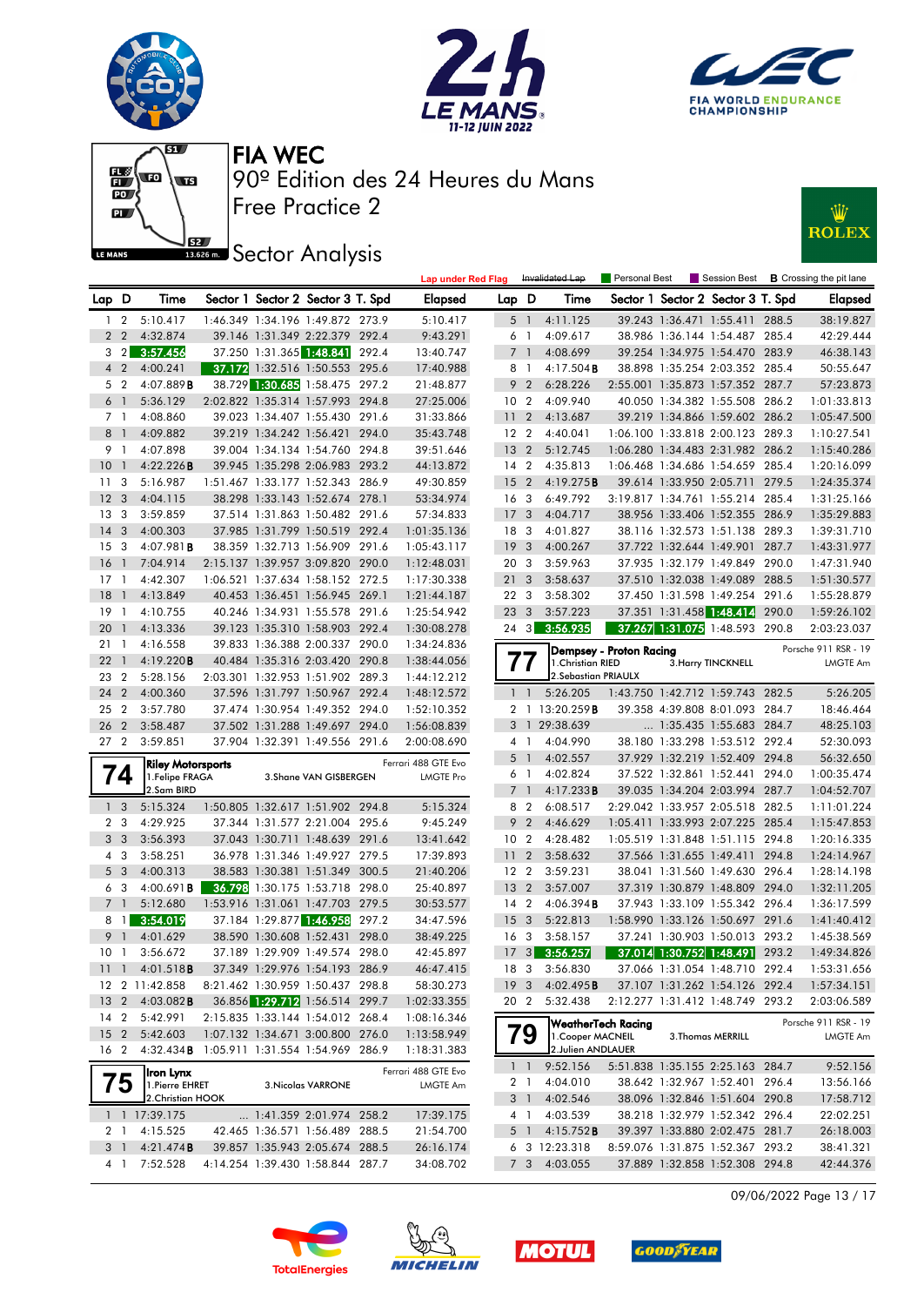# FIA WEC

90º Edition des 24 Heures du Mans

Free Practice 2

## Sector Analysis

Lap under Red Flag | Invalidated Lap | Personal Best | Session Best | B Crossing the pit lane

| Lap | D | Time | Sector 1 | Sector 2 | Sector 3 | T. Spd | Elapsed |
|---|---|---|---|---|---|---|---|
| 1 | 2 | 5:10.417 | 1:46.349 | 1:34.196 | 1:49.872 | 273.9 | 5:10.417 |
| 2 | 2 | 4:32.874 | 39.146 | 1:31.349 | 2:22.379 | 292.4 | 9:43.291 |
| 3 | 2 | 3:57.456 | 37.250 | 1:31.365 | 1:48.841 | 292.4 | 13:40.747 |
| 4 | 2 | 4:00.241 | 37.172 | 1:32.516 | 1:50.553 | 295.6 | 17:40.988 |
| 5 | 2 | 4:07.889B | 38.729 | 1:30.685 | 1:58.475 | 297.2 | 21:48.877 |
| 6 | 1 | 5:36.129 | 2:02.822 | 1:35.314 | 1:57.993 | 294.8 | 27:25.006 |
| 7 | 1 | 4:08.860 | 39.023 | 1:34.407 | 1:55.430 | 291.6 | 31:33.866 |
| 8 | 1 | 4:09.882 | 39.219 | 1:34.242 | 1:56.421 | 294.0 | 35:43.748 |
| 9 | 1 | 4:07.898 | 39.004 | 1:34.134 | 1:54.760 | 294.8 | 39:51.646 |
| 10 | 1 | 4:22.226B | 39.945 | 1:35.298 | 2:06.983 | 293.2 | 44:13.872 |
| 11 | 3 | 5:16.987 | 1:51.467 | 1:33.177 | 1:52.343 | 286.9 | 49:30.859 |
| 12 | 3 | 4:04.115 | 38.298 | 1:33.143 | 1:52.674 | 278.1 | 53:34.974 |
| 13 | 3 | 3:59.859 | 37.514 | 1:31.863 | 1:50.482 | 291.6 | 57:34.833 |
| 14 | 3 | 4:00.303 | 37.985 | 1:31.799 | 1:50.519 | 292.4 | 1:01:35.136 |
| 15 | 3 | 4:07.981B | 38.359 | 1:32.713 | 1:56.909 | 291.6 | 1:05:43.117 |
| 16 | 1 | 7:04.914 | 2:15.137 | 1:39.957 | 3:09.820 | 290.0 | 1:12:48.031 |
| 17 | 1 | 4:42.307 | 1:06.521 | 1:37.634 | 1:58.152 | 272.5 | 1:17:30.338 |
| 18 | 1 | 4:13.849 | 40.453 | 1:36.451 | 1:56.945 | 269.1 | 1:21:44.187 |
| 19 | 1 | 4:10.755 | 40.246 | 1:34.931 | 1:55.578 | 291.6 | 1:25:54.942 |
| 20 | 1 | 4:13.336 | 39.123 | 1:35.310 | 1:58.903 | 292.4 | 1:30:08.278 |
| 21 | 1 | 4:16.558 | 39.833 | 1:36.388 | 2:00.337 | 290.0 | 1:34:24.836 |
| 22 | 1 | 4:19.220B | 40.484 | 1:35.316 | 2:03.420 | 290.8 | 1:38:44.056 |
| 23 | 2 | 5:28.156 | 2:03.301 | 1:32.953 | 1:51.902 | 289.3 | 1:44:12.212 |
| 24 | 2 | 4:00.360 | 37.596 | 1:31.797 | 1:50.967 | 292.4 | 1:48:12.572 |
| 25 | 2 | 3:57.780 | 37.474 | 1:30.954 | 1:49.352 | 294.0 | 1:52:10.352 |
| 26 | 2 | 3:58.487 | 37.502 | 1:31.288 | 1:49.697 | 294.0 | 1:56:08.839 |
| 27 | 2 | 3:59.851 | 37.904 | 1:32.391 | 1:49.556 | 291.6 | 2:00:08.690 |

**74 — Riley Motorsports** — Ferrari 488 GTE Evo — LMGTE Pro
1.Felipe FRAGA, 2.Sam BIRD, 3.Shane VAN GISBERGEN

| Lap | D | Time | Sector 1 | Sector 2 | Sector 3 | T. Spd | Elapsed |
|---|---|---|---|---|---|---|---|
| 1 | 3 | 5:15.324 | 1:50.805 | 1:32.617 | 1:51.902 | 294.8 | 5:15.324 |
| 2 | 3 | 4:29.925 | 37.344 | 1:31.577 | 2:21.004 | 295.6 | 9:45.249 |
| 3 | 3 | 3:56.393 | 37.043 | 1:30.711 | 1:48.639 | 291.6 | 13:41.642 |
| 4 | 3 | 3:58.251 | 36.978 | 1:31.346 | 1:49.927 | 279.5 | 17:39.893 |
| 5 | 3 | 4:00.313 | 38.583 | 1:30.381 | 1:51.349 | 300.5 | 21:40.206 |
| 6 | 3 | 4:00.691B | 36.798 | 1:30.175 | 1:53.718 | 298.0 | 25:40.897 |
| 7 | 1 | 5:12.680 | 1:53.916 | 1:31.061 | 1:47.703 | 279.5 | 30:53.577 |
| 8 | 1 | 3:54.019 | 37.184 | 1:29.877 | 1:46.958 | 297.2 | 34:47.596 |
| 9 | 1 | 4:01.629 | 38.590 | 1:30.608 | 1:52.431 | 298.0 | 38:49.225 |
| 10 | 1 | 3:56.672 | 37.189 | 1:29.909 | 1:49.574 | 298.0 | 42:45.897 |
| 11 | 1 | 4:01.518B | 37.349 | 1:29.976 | 1:54.193 | 286.9 | 46:47.415 |
| 12 | 2 | 11:42.858 | 8:21.462 | 1:30.959 | 1:50.437 | 298.8 | 58:30.273 |
| 13 | 2 | 4:03.082B | 36.856 | 1:29.712 | 1:56.514 | 299.7 | 1:02:33.355 |
| 14 | 2 | 5:42.991 | 2:15.835 | 1:33.134 | 1:54.022 | 268.4 | 1:08:16.346 |
| 15 | 2 | 5:42.603 | 1:07.132 | 1:34.671 | 3:00.800 | 276.0 | 1:13:58.949 |
| 16 | 2 | 4:32.434B | 1:05.911 | 1:31.554 | 1:54.969 | 286.9 | 1:18:31.383 |

**75 — Iron Lynx** — Ferrari 488 GTE Evo — LMGTE Am
1.Pierre EHRET, 2.Christian HOOK, 3.Nicolas VARRONE

| Lap | D | Time | Sector 1 | Sector 2 | Sector 3 | T. Spd | Elapsed |
|---|---|---|---|---|---|---|---|
| 1 | 1 | 17:39.175 | ... | 1:41.359 | 2:01.974 | 258.2 | 17:39.175 |
| 2 | 1 | 4:15.525 | 42.465 | 1:36.571 | 1:56.489 | 288.5 | 21:54.700 |
| 3 | 1 | 4:21.474B | 39.857 | 1:35.943 | 2:05.674 | 288.5 | 26:16.174 |
| 4 | 1 | 7:52.528 | 4:14.254 | 1:39.430 | 1:58.844 | 287.7 | 34:08.702 |
| 5 | 1 | 4:11.125 | 39.243 | 1:36.471 | 1:55.411 | 288.5 | 38:19.827 |
| 6 | 1 | 4:09.617 | 38.986 | 1:36.144 | 1:54.487 | 285.4 | 42:29.444 |
| 7 | 1 | 4:08.699 | 39.254 | 1:34.975 | 1:54.470 | 283.9 | 46:38.143 |
| 8 | 1 | 4:17.504B | 38.898 | 1:35.254 | 2:03.352 | 285.4 | 50:55.647 |
| 9 | 2 | 6:28.226 | 2:55.001 | 1:35.873 | 1:57.352 | 287.7 | 57:23.873 |
| 10 | 2 | 4:09.940 | 40.050 | 1:34.382 | 1:55.508 | 286.2 | 1:01:33.813 |
| 11 | 2 | 4:13.687 | 39.219 | 1:34.866 | 1:59.602 | 286.2 | 1:05:47.500 |
| 12 | 2 | 4:40.041 | 1:06.100 | 1:33.818 | 2:00.123 | 289.3 | 1:10:27.541 |
| 13 | 2 | 5:12.745 | 1:06.280 | 1:34.483 | 2:31.982 | 286.2 | 1:15:40.286 |
| 14 | 2 | 4:35.813 | 1:06.468 | 1:34.686 | 1:54.659 | 285.4 | 1:20:16.099 |
| 15 | 2 | 4:19.275B | 39.614 | 1:33.950 | 2:05.711 | 279.5 | 1:24:35.374 |
| 16 | 3 | 6:49.792 | 3:19.817 | 1:34.761 | 1:55.214 | 285.4 | 1:31:25.166 |
| 17 | 3 | 4:04.717 | 38.956 | 1:33.406 | 1:52.355 | 286.9 | 1:35:29.883 |
| 18 | 3 | 4:01.827 | 38.116 | 1:32.573 | 1:51.138 | 289.3 | 1:39:31.710 |
| 19 | 3 | 4:00.267 | 37.722 | 1:32.644 | 1:49.901 | 287.7 | 1:43:31.977 |
| 20 | 3 | 3:59.963 | 37.935 | 1:32.179 | 1:49.849 | 290.0 | 1:47:31.940 |
| 21 | 3 | 3:58.637 | 37.510 | 1:32.038 | 1:49.089 | 288.5 | 1:51:30.577 |
| 22 | 3 | 3:58.302 | 37.450 | 1:31.598 | 1:49.254 | 291.6 | 1:55:28.879 |
| 23 | 3 | 3:57.223 | 37.351 | 1:31.458 | 1:48.414 | 290.0 | 1:59:26.102 |
| 24 | 3 | 3:56.935 | 37.267 | 1:31.075 | 1:48.593 | 290.8 | 2:03:23.037 |

**77 — Dempsey - Proton Racing** — Porsche 911 RSR - 19 — LMGTE Am
1.Christian RIED, 2.Sebastian PRIAULX, 3.Harry TINCKNELL

| Lap | D | Time | Sector 1 | Sector 2 | Sector 3 | T. Spd | Elapsed |
|---|---|---|---|---|---|---|---|
| 1 | 1 | 5:26.205 | 1:43.750 | 1:42.712 | 1:59.743 | 282.5 | 5:26.205 |
| 2 | 1 | 13:20.259B | 39.358 | 4:39.808 | 8:01.093 | 284.7 | 18:46.464 |
| 3 | 1 | 29:38.639 | ... | 1:35.435 | 1:55.683 | 284.7 | 48:25.103 |
| 4 | 1 | 4:04.990 | 38.180 | 1:33.298 | 1:53.512 | 292.4 | 52:30.093 |
| 5 | 1 | 4:02.557 | 37.929 | 1:32.219 | 1:52.409 | 294.8 | 56:32.650 |
| 6 | 1 | 4:02.824 | 37.522 | 1:32.861 | 1:52.441 | 294.0 | 1:00:35.474 |
| 7 | 1 | 4:17.233B | 39.035 | 1:34.204 | 2:03.994 | 287.7 | 1:04:52.707 |
| 8 | 2 | 6:08.517 | 2:29.042 | 1:33.957 | 2:05.518 | 282.5 | 1:11:01.224 |
| 9 | 2 | 4:46.629 | 1:05.411 | 1:33.993 | 2:07.225 | 285.4 | 1:15:47.853 |
| 10 | 2 | 4:28.482 | 1:05.519 | 1:31.848 | 1:51.115 | 294.8 | 1:20:16.335 |
| 11 | 2 | 3:58.632 | 37.566 | 1:31.655 | 1:49.411 | 294.8 | 1:24:14.967 |
| 12 | 2 | 3:59.231 | 38.041 | 1:31.560 | 1:49.630 | 296.4 | 1:28:14.198 |
| 13 | 2 | 3:57.007 | 37.319 | 1:30.879 | 1:48.809 | 294.0 | 1:32:11.205 |
| 14 | 2 | 4:06.394B | 37.943 | 1:33.109 | 1:55.342 | 296.4 | 1:36:17.599 |
| 15 | 3 | 5:22.813 | 1:58.990 | 1:33.126 | 1:50.697 | 291.6 | 1:41:40.412 |
| 16 | 3 | 3:58.157 | 37.241 | 1:30.903 | 1:50.013 | 293.2 | 1:45:38.569 |
| 17 | 3 | 3:56.257 | 37.014 | 1:30.752 | 1:48.491 | 293.2 | 1:49:34.826 |
| 18 | 3 | 3:56.830 | 37.066 | 1:31.054 | 1:48.710 | 292.4 | 1:53:31.656 |
| 19 | 3 | 4:02.495B | 37.107 | 1:31.262 | 1:54.126 | 292.4 | 1:57:34.151 |
| 20 | 2 | 5:32.438 | 2:12.277 | 1:31.412 | 1:48.749 | 293.2 | 2:03:06.589 |

**79 — WeatherTech Racing** — Porsche 911 RSR - 19 — LMGTE Am
1.Cooper MACNEIL, 2.Julien ANDLAUER, 3.Thomas MERRILL

| Lap | D | Time | Sector 1 | Sector 2 | Sector 3 | T. Spd | Elapsed |
|---|---|---|---|---|---|---|---|
| 1 | 1 | 9:52.156 | 5:51.838 | 1:35.155 | 2:25.163 | 284.7 | 9:52.156 |
| 2 | 1 | 4:04.010 | 38.642 | 1:32.967 | 1:52.401 | 296.4 | 13:56.166 |
| 3 | 1 | 4:02.546 | 38.096 | 1:32.846 | 1:51.604 | 290.8 | 17:58.712 |
| 4 | 1 | 4:03.539 | 38.218 | 1:32.979 | 1:52.342 | 296.4 | 22:02.251 |
| 5 | 1 | 4:15.752B | 39.397 | 1:33.880 | 2:02.475 | 281.7 | 26:18.003 |
| 6 | 3 | 12:23.318 | 8:59.076 | 1:31.875 | 1:52.367 | 293.2 | 38:41.321 |
| 7 | 3 | 4:03.055 | 37.889 | 1:32.858 | 1:52.308 | 294.8 | 42:44.376 |

09/06/2022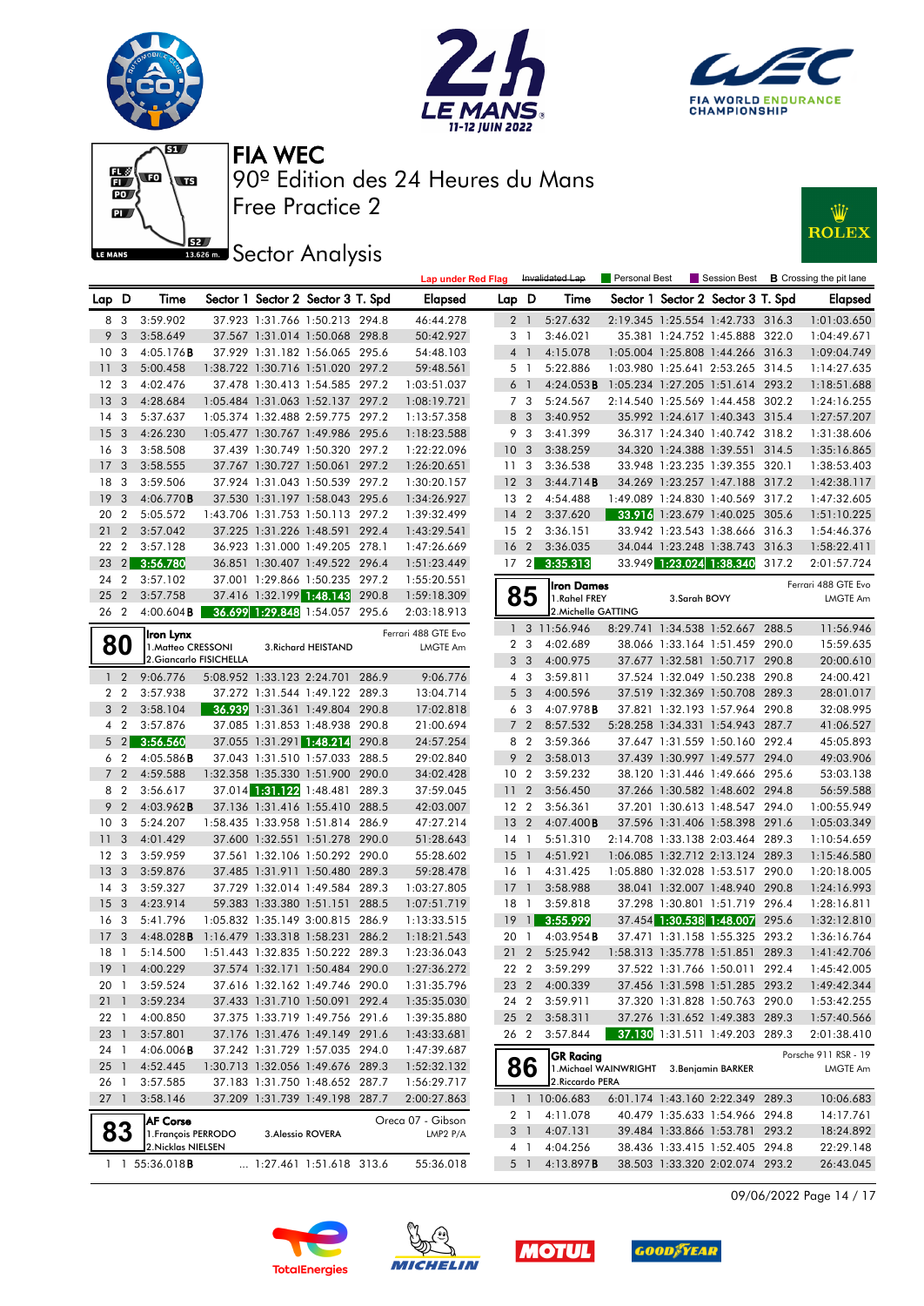# FIA WEC

90º Edition des 24 Heures du Mans

Free Practice 2

## Sector Analysis

Lap under Red Flag | Invalidated Lap | Personal Best | Session Best | B Crossing the pit lane

| Lap | D | Time | Sector 1 | Sector 2 | Sector 3 | T. Spd | Elapsed |
|---|---|---|---|---|---|---|---|
| 8 | 3 | 3:59.902 | 37.923 | 1:31.766 | 1:50.213 | 294.8 | 46:44.278 |
| 9 | 3 | 3:58.649 | 37.567 | 1:31.014 | 1:50.068 | 298.8 | 50:42.927 |
| 10 | 3 | 4:05.176B | 37.929 | 1:31.182 | 1:56.065 | 295.6 | 54:48.103 |
| 11 | 3 | 5:00.458 | 1:38.722 | 1:30.716 | 1:51.020 | 297.2 | 59:48.561 |
| 12 | 3 | 4:02.476 | 37.478 | 1:30.413 | 1:54.585 | 297.2 | 1:03:51.037 |
| 13 | 3 | 4:28.684 | 1:05.484 | 1:31.063 | 1:52.137 | 297.2 | 1:08:19.721 |
| 14 | 3 | 5:37.637 | 1:05.374 | 1:32.488 | 2:59.775 | 297.2 | 1:13:57.358 |
| 15 | 3 | 4:26.230 | 1:05.477 | 1:30.767 | 1:49.986 | 295.6 | 1:18:23.588 |
| 16 | 3 | 3:58.508 | 37.439 | 1:30.749 | 1:50.320 | 297.2 | 1:22:22.096 |
| 17 | 3 | 3:58.555 | 37.767 | 1:30.727 | 1:50.061 | 297.2 | 1:26:20.651 |
| 18 | 3 | 3:59.506 | 37.924 | 1:31.043 | 1:50.539 | 297.2 | 1:30:20.157 |
| 19 | 3 | 4:06.770B | 37.530 | 1:31.197 | 1:58.043 | 295.6 | 1:34:26.927 |
| 20 | 2 | 5:05.572 | 1:43.706 | 1:31.753 | 1:50.113 | 297.2 | 1:39:32.499 |
| 21 | 2 | 3:57.042 | 37.225 | 1:31.226 | 1:48.591 | 292.4 | 1:43:29.541 |
| 22 | 2 | 3:57.128 | 36.923 | 1:31.000 | 1:49.205 | 278.1 | 1:47:26.669 |
| 23 | 2 | 3:56.780 | 36.851 | 1:30.407 | 1:49.522 | 296.4 | 1:51:23.449 |
| 24 | 2 | 3:57.102 | 37.001 | 1:29.866 | 1:50.235 | 297.2 | 1:55:20.551 |
| 25 | 2 | 3:57.758 | 37.416 | 1:32.199 | 1:48.143 | 290.8 | 1:59:18.309 |
| 26 | 2 | 4:00.604B | 36.699 | 1:29.848 | 1:54.057 | 295.6 | 2:03:18.913 |

**80 — Iron Lynx** — Ferrari 488 GTE Evo — LMGTE Am
1.Matteo CRESSONI, 2.Giancarlo FISICHELLA, 3.Richard HEISTAND

| Lap | D | Time | Sector 1 | Sector 2 | Sector 3 | T. Spd | Elapsed |
|---|---|---|---|---|---|---|---|
| 1 | 2 | 9:06.776 | 5:08.952 | 1:33.123 | 2:24.701 | 286.9 | 9:06.776 |
| 2 | 2 | 3:57.938 | 37.272 | 1:31.544 | 1:49.122 | 289.3 | 13:04.714 |
| 3 | 2 | 3:58.104 | 36.939 | 1:31.361 | 1:49.804 | 290.8 | 17:02.818 |
| 4 | 2 | 3:57.876 | 37.085 | 1:31.853 | 1:48.938 | 290.8 | 21:00.694 |
| 5 | 2 | 3:56.560 | 37.055 | 1:31.291 | 1:48.214 | 290.8 | 24:57.254 |
| 6 | 2 | 4:05.586B | 37.043 | 1:31.510 | 1:57.033 | 288.5 | 29:02.840 |
| 7 | 2 | 4:59.588 | 1:32.358 | 1:35.330 | 1:51.900 | 290.0 | 34:02.428 |
| 8 | 2 | 3:56.617 | 37.014 | 1:31.122 | 1:48.481 | 289.3 | 37:59.045 |
| 9 | 2 | 4:03.962B | 37.136 | 1:31.416 | 1:55.410 | 288.5 | 42:03.007 |
| 10 | 3 | 5:24.207 | 1:58.435 | 1:33.958 | 1:51.814 | 286.9 | 47:27.214 |
| 11 | 3 | 4:01.429 | 37.600 | 1:32.551 | 1:51.278 | 290.0 | 51:28.643 |
| 12 | 3 | 3:59.959 | 37.561 | 1:32.106 | 1:50.292 | 290.0 | 55:28.602 |
| 13 | 3 | 3:59.876 | 37.485 | 1:31.911 | 1:50.480 | 289.3 | 59:28.478 |
| 14 | 3 | 3:59.327 | 37.729 | 1:32.014 | 1:49.584 | 289.3 | 1:03:27.805 |
| 15 | 3 | 4:23.914 | 59.383 | 1:33.380 | 1:51.151 | 288.5 | 1:07:51.719 |
| 16 | 3 | 5:41.796 | 1:05.832 | 1:35.149 | 3:00.815 | 286.9 | 1:13:33.515 |
| 17 | 3 | 4:48.028B | 1:16.479 | 1:33.318 | 1:58.231 | 286.2 | 1:18:21.543 |
| 18 | 1 | 5:14.500 | 1:51.443 | 1:32.835 | 1:50.222 | 289.3 | 1:23:36.043 |
| 19 | 1 | 4:00.229 | 37.574 | 1:32.171 | 1:50.484 | 290.0 | 1:27:36.272 |
| 20 | 1 | 3:59.524 | 37.616 | 1:32.162 | 1:49.746 | 290.0 | 1:31:35.796 |
| 21 | 1 | 3:59.234 | 37.433 | 1:31.710 | 1:50.091 | 292.4 | 1:35:35.030 |
| 22 | 1 | 4:00.850 | 37.375 | 1:33.719 | 1:49.756 | 291.6 | 1:39:35.880 |
| 23 | 1 | 3:57.801 | 37.176 | 1:31.476 | 1:49.149 | 291.6 | 1:43:33.681 |
| 24 | 1 | 4:06.006B | 37.242 | 1:31.729 | 1:57.035 | 294.0 | 1:47:39.687 |
| 25 | 1 | 4:52.445 | 1:30.713 | 1:32.056 | 1:49.676 | 289.3 | 1:52:32.132 |
| 26 | 1 | 3:57.585 | 37.183 | 1:31.750 | 1:48.652 | 287.7 | 1:56:29.717 |
| 27 | 1 | 3:58.146 | 37.209 | 1:31.739 | 1:49.198 | 287.7 | 2:00:27.863 |

**83 — AF Corse** — Oreca 07 - Gibson — LMP2 P/A
1.François PERRODO, 2.Nicklas NIELSEN, 3.Alessio ROVERA

| Lap | D | Time | Sector 1 | Sector 2 | Sector 3 | T. Spd | Elapsed |
|---|---|---|---|---|---|---|---|
| 1 | 1 | 55:36.018B | ... | 1:27.461 | 1:51.618 | 313.6 | 55:36.018 |
| 2 | 1 | 5:27.632 | 2:19.345 | 1:25.554 | 1:42.733 | 316.3 | 1:01:03.650 |
| 3 | 1 | 3:46.021 | 35.381 | 1:24.752 | 1:45.888 | 322.0 | 1:04:49.671 |
| 4 | 1 | 4:15.078 | 1:05.004 | 1:25.808 | 1:44.266 | 316.3 | 1:09:04.749 |
| 5 | 1 | 5:22.886 | 1:03.980 | 1:25.641 | 2:53.265 | 314.5 | 1:14:27.635 |
| 6 | 1 | 4:24.053B | 1:05.234 | 1:27.205 | 1:51.614 | 293.2 | 1:18:51.688 |
| 7 | 3 | 5:24.567 | 2:14.540 | 1:25.569 | 1:44.458 | 302.2 | 1:24:16.255 |
| 8 | 3 | 3:40.952 | 35.992 | 1:24.617 | 1:40.343 | 315.4 | 1:27:57.207 |
| 9 | 3 | 3:41.399 | 36.317 | 1:24.340 | 1:40.742 | 318.2 | 1:31:38.606 |
| 10 | 3 | 3:38.259 | 34.320 | 1:24.388 | 1:39.551 | 314.5 | 1:35:16.865 |
| 11 | 3 | 3:36.538 | 33.948 | 1:23.235 | 1:39.355 | 320.1 | 1:38:53.403 |
| 12 | 3 | 3:44.714B | 34.269 | 1:23.257 | 1:47.188 | 317.2 | 1:42:38.117 |
| 13 | 2 | 4:54.488 | 1:49.089 | 1:24.830 | 1:40.569 | 317.2 | 1:47:32.605 |
| 14 | 2 | 3:37.620 | 33.916 | 1:23.679 | 1:40.025 | 305.6 | 1:51:10.225 |
| 15 | 2 | 3:36.151 | 33.942 | 1:23.543 | 1:38.666 | 316.3 | 1:54:46.376 |
| 16 | 2 | 3:36.035 | 34.044 | 1:23.248 | 1:38.743 | 316.3 | 1:58:22.411 |
| 17 | 2 | 3:35.313 | 33.949 | 1:23.024 | 1:38.340 | 317.2 | 2:01:57.724 |

**85 — Iron Dames** — Ferrari 488 GTE Evo — LMGTE Am
1.Rahel FREY, 2.Michelle GATTING, 3.Sarah BOVY

| Lap | D | Time | Sector 1 | Sector 2 | Sector 3 | T. Spd | Elapsed |
|---|---|---|---|---|---|---|---|
| 1 | 3 | 11:56.946 | 8:29.741 | 1:34.538 | 1:52.667 | 288.5 | 11:56.946 |
| 2 | 3 | 4:02.689 | 38.066 | 1:33.164 | 1:51.459 | 290.0 | 15:59.635 |
| 3 | 3 | 4:00.975 | 37.677 | 1:32.581 | 1:50.717 | 290.8 | 20:00.610 |
| 4 | 3 | 3:59.811 | 37.524 | 1:32.049 | 1:50.238 | 290.8 | 24:00.421 |
| 5 | 3 | 4:00.596 | 37.519 | 1:32.369 | 1:50.708 | 289.3 | 28:01.017 |
| 6 | 3 | 4:07.978B | 37.821 | 1:32.193 | 1:57.964 | 290.8 | 32:08.995 |
| 7 | 2 | 8:57.532 | 5:28.258 | 1:34.331 | 1:54.943 | 287.7 | 41:06.527 |
| 8 | 2 | 3:59.366 | 37.647 | 1:31.559 | 1:50.160 | 292.4 | 45:05.893 |
| 9 | 2 | 3:58.013 | 37.439 | 1:30.997 | 1:49.577 | 294.0 | 49:03.906 |
| 10 | 2 | 3:59.232 | 38.120 | 1:31.446 | 1:49.666 | 295.6 | 53:03.138 |
| 11 | 2 | 3:56.450 | 37.266 | 1:30.582 | 1:48.602 | 294.8 | 56:59.588 |
| 12 | 2 | 3:56.361 | 37.201 | 1:30.613 | 1:48.547 | 294.0 | 1:00:55.949 |
| 13 | 2 | 4:07.400B | 37.596 | 1:31.406 | 1:58.398 | 291.6 | 1:05:03.349 |
| 14 | 1 | 5:51.310 | 2:14.708 | 1:33.138 | 2:03.464 | 289.3 | 1:10:54.659 |
| 15 | 1 | 4:51.921 | 1:06.085 | 1:32.712 | 2:13.124 | 289.3 | 1:15:46.580 |
| 16 | 1 | 4:31.425 | 1:05.880 | 1:32.028 | 1:53.517 | 290.0 | 1:20:18.005 |
| 17 | 1 | 3:58.988 | 38.041 | 1:32.007 | 1:48.940 | 290.8 | 1:24:16.993 |
| 18 | 1 | 3:59.818 | 37.298 | 1:30.801 | 1:51.719 | 296.4 | 1:28:16.811 |
| 19 | 1 | 3:55.999 | 37.454 | 1:30.538 | 1:48.007 | 295.6 | 1:32:12.810 |
| 20 | 1 | 4:03.954B | 37.471 | 1:31.158 | 1:55.325 | 293.2 | 1:36:16.764 |
| 21 | 2 | 5:25.942 | 1:58.313 | 1:35.778 | 1:51.851 | 289.3 | 1:41:42.706 |
| 22 | 2 | 3:59.299 | 37.522 | 1:31.766 | 1:50.011 | 292.4 | 1:45:42.005 |
| 23 | 2 | 4:00.339 | 37.456 | 1:31.598 | 1:51.285 | 293.2 | 1:49:42.344 |
| 24 | 2 | 3:59.911 | 37.320 | 1:31.828 | 1:50.763 | 290.0 | 1:53:42.255 |
| 25 | 2 | 3:58.311 | 37.276 | 1:31.652 | 1:49.383 | 289.3 | 1:57:40.566 |
| 26 | 2 | 3:57.844 | 37.130 | 1:31.511 | 1:49.203 | 289.3 | 2:01:38.410 |

**86 — GR Racing** — Porsche 911 RSR - 19 — LMGTE Am
1.Michael WAINWRIGHT, 2.Riccardo PERA, 3.Benjamin BARKER

| Lap | D | Time | Sector 1 | Sector 2 | Sector 3 | T. Spd | Elapsed |
|---|---|---|---|---|---|---|---|
| 1 | 1 | 10:06.683 | 6:01.174 | 1:43.160 | 2:22.349 | 289.3 | 10:06.683 |
| 2 | 1 | 4:11.078 | 40.479 | 1:35.633 | 1:54.966 | 294.8 | 14:17.761 |
| 3 | 1 | 4:07.131 | 39.484 | 1:33.866 | 1:53.781 | 293.2 | 18:24.892 |
| 4 | 1 | 4:04.256 | 38.436 | 1:33.415 | 1:52.405 | 294.8 | 22:29.148 |
| 5 | 1 | 4:13.897B | 38.503 | 1:33.320 | 2:02.074 | 293.2 | 26:43.045 |

09/06/2022 Page 14 / 17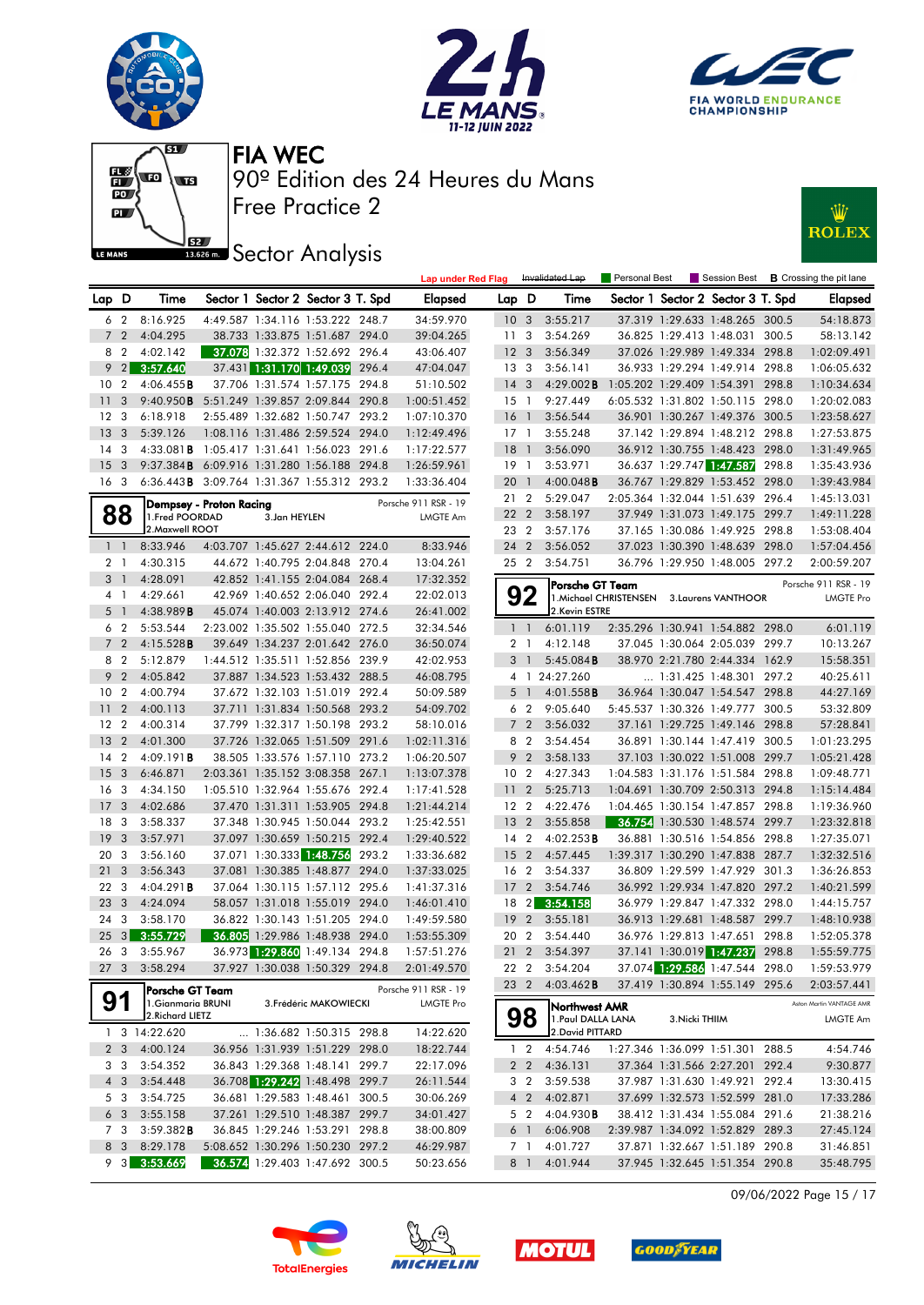# FIA WEC

90º Edition des 24 Heures du Mans

Free Practice 2

## Sector Analysis

Lap under Red Flag | Invalidated Lap | Personal Best | Session Best | **B** Crossing the pit lane

| Lap | D | Time | Sector 1 | Sector 2 | Sector 3 | T. Spd | Elapsed |
|---|---|---|---|---|---|---|---|
| 6 | 2 | 8:16.925 | 4:49.587 | 1:34.116 | 1:53.222 | 248.7 | 34:59.970 |
| 7 | 2 | 4:04.295 | 38.733 | 1:33.875 | 1:51.687 | 294.0 | 39:04.265 |
| 8 | 2 | 4:02.142 | 37.078 | 1:32.372 | 1:52.692 | 296.4 | 43:06.407 |
| 9 | 2 | 3:57.640 | 37.431 | 1:31.170 | 1:49.039 | 296.4 | 47:04.047 |
| 10 | 2 | 4:06.455 **B** | 37.706 | 1:31.574 | 1:57.175 | 294.8 | 51:10.502 |
| 11 | 3 | 9:40.950 **B** | 5:51.249 | 1:39.857 | 2:09.844 | 290.8 | 1:00:51.452 |
| 12 | 3 | 6:18.918 | 2:55.489 | 1:32.682 | 1:50.747 | 293.2 | 1:07:10.370 |
| 13 | 3 | 5:39.126 | 1:08.116 | 1:31.486 | 2:59.524 | 294.0 | 1:12:49.496 |
| 14 | 3 | 4:33.081 **B** | 1:05.417 | 1:31.641 | 1:56.023 | 291.6 | 1:17:22.577 |
| 15 | 3 | 9:37.384 **B** | 6:09.916 | 1:31.280 | 1:56.188 | 294.8 | 1:26:59.961 |
| 16 | 3 | 6:36.443 **B** | 3:09.764 | 1:31.367 | 1:55.312 | 293.2 | 1:33:36.404 |

### 88 Dempsey - Proton Racing — Porsche 911 RSR - 19 — LMGTE Am
1.Fred POORDAD 2.Maxwell ROOT 3.Jan HEYLEN

| Lap | D | Time | Sector 1 | Sector 2 | Sector 3 | T. Spd | Elapsed |
|---|---|---|---|---|---|---|---|
| 1 | 1 | 8:33.946 | 4:03.707 | 1:45.627 | 2:44.612 | 224.0 | 8:33.946 |
| 2 | 1 | 4:30.315 | 44.672 | 1:40.795 | 2:04.848 | 270.4 | 13:04.261 |
| 3 | 1 | 4:28.091 | 42.852 | 1:41.155 | 2:04.084 | 268.4 | 17:32.352 |
| 4 | 1 | 4:29.661 | 42.969 | 1:40.652 | 2:06.040 | 292.4 | 22:02.013 |
| 5 | 1 | 4:38.989 **B** | 45.074 | 1:40.003 | 2:13.912 | 274.6 | 26:41.002 |
| 6 | 2 | 5:53.544 | 2:23.002 | 1:35.502 | 1:55.040 | 272.5 | 32:34.546 |
| 7 | 2 | 4:15.528 **B** | 39.649 | 1:34.237 | 2:01.642 | 276.0 | 36:50.074 |
| 8 | 2 | 5:12.879 | 1:44.512 | 1:35.511 | 1:52.856 | 239.9 | 42:02.953 |
| 9 | 2 | 4:05.842 | 37.887 | 1:34.523 | 1:53.432 | 288.5 | 46:08.795 |
| 10 | 2 | 4:00.794 | 37.672 | 1:32.103 | 1:51.019 | 292.4 | 50:09.589 |
| 11 | 2 | 4:00.113 | 37.711 | 1:31.834 | 1:50.568 | 293.2 | 54:09.702 |
| 12 | 2 | 4:00.314 | 37.799 | 1:32.317 | 1:50.198 | 293.2 | 58:10.016 |
| 13 | 2 | 4:01.300 | 37.726 | 1:32.065 | 1:51.509 | 291.6 | 1:02:11.316 |
| 14 | 2 | 4:09.191 **B** | 38.505 | 1:33.576 | 1:57.110 | 273.2 | 1:06:20.507 |
| 15 | 3 | 6:46.871 | 2:03.361 | 1:35.152 | 3:08.358 | 267.1 | 1:13:07.378 |
| 16 | 3 | 4:34.150 | 1:05.510 | 1:32.964 | 1:55.676 | 292.4 | 1:17:41.528 |
| 17 | 3 | 4:02.686 | 37.470 | 1:31.311 | 1:53.905 | 294.8 | 1:21:44.214 |
| 18 | 3 | 3:58.337 | 37.348 | 1:30.945 | 1:50.044 | 293.2 | 1:25:42.551 |
| 19 | 3 | 3:57.971 | 37.097 | 1:30.659 | 1:50.215 | 292.4 | 1:29:40.522 |
| 20 | 3 | 3:56.160 | 37.071 | 1:30.333 | 1:48.756 | 293.2 | 1:33:36.682 |
| 21 | 3 | 3:56.343 | 37.081 | 1:30.385 | 1:48.877 | 294.0 | 1:37:33.025 |
| 22 | 3 | 4:04.291 **B** | 37.064 | 1:30.115 | 1:57.112 | 295.6 | 1:41:37.316 |
| 23 | 3 | 4:24.094 | 58.057 | 1:31.018 | 1:55.019 | 294.0 | 1:46:01.410 |
| 24 | 3 | 3:58.170 | 36.822 | 1:30.143 | 1:51.205 | 294.0 | 1:49:59.580 |
| 25 | 3 | 3:55.729 | 36.805 | 1:29.986 | 1:48.938 | 294.0 | 1:53:55.309 |
| 26 | 3 | 3:55.967 | 36.973 | 1:29.860 | 1:49.134 | 294.8 | 1:57:51.276 |
| 27 | 3 | 3:58.294 | 37.927 | 1:30.038 | 1:50.329 | 294.8 | 2:01:49.570 |

### 91 Porsche GT Team — Porsche 911 RSR - 19 — LMGTE Pro
1.Gianmaria BRUNI 2.Richard LIETZ 3.Frédéric MAKOWIECKI

| Lap | D | Time | Sector 1 | Sector 2 | Sector 3 | T. Spd | Elapsed |
|---|---|---|---|---|---|---|---|
| 1 | 3 | 14:22.620 | ... | 1:36.682 | 1:50.315 | 298.8 | 14:22.620 |
| 2 | 3 | 4:00.124 | 36.956 | 1:31.939 | 1:51.229 | 298.0 | 18:22.744 |
| 3 | 3 | 3:54.352 | 36.843 | 1:29.368 | 1:48.141 | 299.7 | 22:17.096 |
| 4 | 3 | 3:54.448 | 36.708 | 1:29.242 | 1:48.498 | 299.7 | 26:11.544 |
| 5 | 3 | 3:54.725 | 36.681 | 1:29.583 | 1:48.461 | 300.5 | 30:06.269 |
| 6 | 3 | 3:55.158 | 37.261 | 1:29.510 | 1:48.387 | 299.7 | 34:01.427 |
| 7 | 3 | 3:59.382 **B** | 36.845 | 1:29.246 | 1:53.291 | 298.8 | 38:00.809 |
| 8 | 3 | 8:29.178 | 5:08.652 | 1:30.296 | 1:50.230 | 297.2 | 46:29.987 |
| 9 | 3 | 3:53.669 | 36.574 | 1:29.403 | 1:47.692 | 300.5 | 50:23.656 |
| 10 | 3 | 3:55.217 | 37.319 | 1:29.633 | 1:48.265 | 300.5 | 54:18.873 |
| 11 | 3 | 3:54.269 | 36.825 | 1:29.413 | 1:48.031 | 300.5 | 58:13.142 |
| 12 | 3 | 3:56.349 | 37.026 | 1:29.989 | 1:49.334 | 298.8 | 1:02:09.491 |
| 13 | 3 | 3:56.141 | 36.933 | 1:29.294 | 1:49.914 | 298.8 | 1:06:05.632 |
| 14 | 3 | 4:29.002 **B** | 1:05.202 | 1:29.409 | 1:54.391 | 298.8 | 1:10:34.634 |
| 15 | 1 | 9:27.449 | 6:05.532 | 1:31.802 | 1:50.115 | 298.0 | 1:20:02.083 |
| 16 | 1 | 3:56.544 | 36.901 | 1:30.267 | 1:49.376 | 300.5 | 1:23:58.627 |
| 17 | 1 | 3:55.248 | 37.142 | 1:29.894 | 1:48.212 | 298.8 | 1:27:53.875 |
| 18 | 1 | 3:56.090 | 36.912 | 1:30.755 | 1:48.423 | 298.0 | 1:31:49.965 |
| 19 | 1 | 3:53.971 | 36.637 | 1:29.747 | 1:47.587 | 298.8 | 1:35:43.936 |
| 20 | 1 | 4:00.048 **B** | 36.767 | 1:29.829 | 1:53.452 | 298.0 | 1:39:43.984 |
| 21 | 2 | 5:29.047 | 2:05.364 | 1:32.044 | 1:51.639 | 296.4 | 1:45:13.031 |
| 22 | 2 | 3:58.197 | 37.949 | 1:31.073 | 1:49.175 | 299.7 | 1:49:11.228 |
| 23 | 2 | 3:57.176 | 37.165 | 1:30.086 | 1:49.925 | 298.8 | 1:53:08.404 |
| 24 | 2 | 3:56.052 | 37.023 | 1:30.390 | 1:48.639 | 298.0 | 1:57:04.456 |
| 25 | 2 | 3:54.751 | 36.796 | 1:29.950 | 1:48.005 | 297.2 | 2:00:59.207 |

### 92 Porsche GT Team — Porsche 911 RSR - 19 — LMGTE Pro
1.Michael CHRISTENSEN 2.Kevin ESTRE 3.Laurens VANTHOOR

| Lap | D | Time | Sector 1 | Sector 2 | Sector 3 | T. Spd | Elapsed |
|---|---|---|---|---|---|---|---|
| 1 | 1 | 6:01.119 | 2:35.296 | 1:30.941 | 1:54.882 | 298.0 | 6:01.119 |
| 2 | 1 | 4:12.148 | 37.045 | 1:30.064 | 2:05.039 | 299.7 | 10:13.267 |
| 3 | 1 | 5:45.084 **B** | 38.970 | 2:21.780 | 2:44.334 | 162.9 | 15:58.351 |
| 4 | 1 | 24:27.260 | ... | 1:31.425 | 1:48.301 | 297.2 | 40:25.611 |
| 5 | 1 | 4:01.558 **B** | 36.964 | 1:30.047 | 1:54.547 | 298.8 | 44:27.169 |
| 6 | 2 | 9:05.640 | 5:45.537 | 1:30.326 | 1:49.777 | 300.5 | 53:32.809 |
| 7 | 2 | 3:56.032 | 37.161 | 1:29.725 | 1:49.146 | 298.8 | 57:28.841 |
| 8 | 2 | 3:54.454 | 36.891 | 1:30.144 | 1:47.419 | 300.5 | 1:01:23.295 |
| 9 | 2 | 3:58.133 | 37.103 | 1:30.022 | 1:51.008 | 299.7 | 1:05:21.428 |
| 10 | 2 | 4:27.343 | 1:04.583 | 1:31.176 | 1:51.584 | 298.8 | 1:09:48.771 |
| 11 | 2 | 5:25.713 | 1:04.691 | 1:30.709 | 2:50.313 | 294.8 | 1:15:14.484 |
| 12 | 2 | 4:22.476 | 1:04.465 | 1:30.154 | 1:47.857 | 298.8 | 1:19:36.960 |
| 13 | 2 | 3:55.858 | 36.754 | 1:30.530 | 1:48.574 | 299.7 | 1:23:32.818 |
| 14 | 2 | 4:02.253 **B** | 36.881 | 1:30.516 | 1:54.856 | 298.8 | 1:27:35.071 |
| 15 | 2 | 4:57.445 | 1:39.317 | 1:30.290 | 1:47.838 | 287.7 | 1:32:32.516 |
| 16 | 2 | 3:54.337 | 36.809 | 1:29.599 | 1:47.929 | 301.3 | 1:36:26.853 |
| 17 | 2 | 3:54.746 | 36.992 | 1:29.934 | 1:47.820 | 297.2 | 1:40:21.599 |
| 18 | 2 | 3:54.158 | 36.979 | 1:29.847 | 1:47.332 | 298.0 | 1:44:15.757 |
| 19 | 2 | 3:55.181 | 36.913 | 1:29.681 | 1:48.587 | 299.7 | 1:48:10.938 |
| 20 | 2 | 3:54.440 | 36.976 | 1:29.813 | 1:47.651 | 298.8 | 1:52:05.378 |
| 21 | 2 | 3:54.397 | 37.141 | 1:30.019 | 1:47.237 | 298.8 | 1:55:59.775 |
| 22 | 2 | 3:54.204 | 37.074 | 1:29.586 | 1:47.544 | 298.0 | 1:59:53.979 |
| 23 | 2 | 4:03.462 **B** | 37.419 | 1:30.894 | 1:55.149 | 295.6 | 2:03:57.441 |

### 98 Northwest AMR — Aston Martin VANTAGE AMR — LMGTE Am
1.Paul DALLA LANA 2.David PITTARD 3.Nicki THIIM

| Lap | D | Time | Sector 1 | Sector 2 | Sector 3 | T. Spd | Elapsed |
|---|---|---|---|---|---|---|---|
| 1 | 2 | 4:54.746 | 1:27.346 | 1:36.099 | 1:51.301 | 288.5 | 4:54.746 |
| 2 | 2 | 4:36.131 | 37.364 | 1:31.566 | 2:27.201 | 292.4 | 9:30.877 |
| 3 | 2 | 3:59.538 | 37.987 | 1:31.630 | 1:49.921 | 292.4 | 13:30.415 |
| 4 | 2 | 4:02.871 | 37.699 | 1:32.573 | 1:52.599 | 281.0 | 17:33.286 |
| 5 | 2 | 4:04.930 **B** | 38.412 | 1:31.434 | 1:55.084 | 291.6 | 21:38.216 |
| 6 | 1 | 6:06.908 | 2:39.987 | 1:34.092 | 1:52.829 | 289.3 | 27:45.124 |
| 7 | 1 | 4:01.727 | 37.871 | 1:32.667 | 1:51.189 | 290.8 | 31:46.851 |
| 8 | 1 | 4:01.944 | 37.945 | 1:32.645 | 1:51.354 | 290.8 | 35:48.795 |

09/06/2022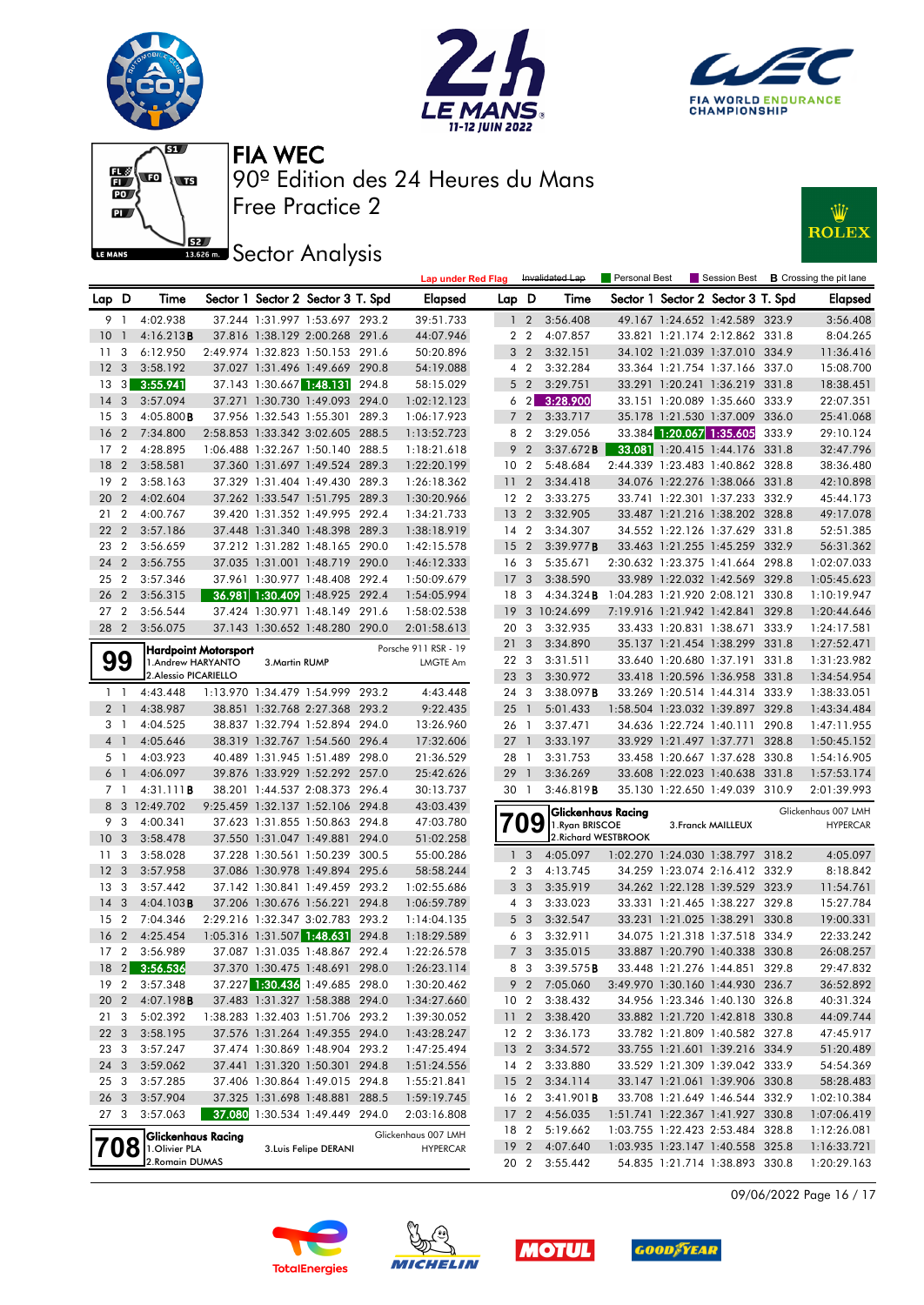# FIA WEC

## 90º Edition des 24 Heures du Mans

## Free Practice 2

## Sector Analysis

Lap under Red Flag | Invalidated Lap | Personal Best | Session Best | B Crossing the pit lane

| Lap | D | Time | Sector 1 | Sector 2 | Sector 3 | T. Spd | Elapsed |
|---|---|---|---|---|---|---|---|
| 9 | 1 | 4:02.938 | 37.244 | 1:31.997 | 1:53.697 | 293.2 | 39:51.733 |
| 10 | 1 | 4:16.213B | 37.816 | 1:38.129 | 2:00.268 | 291.6 | 44:07.946 |
| 11 | 3 | 6:12.950 | 2:49.974 | 1:32.823 | 1:50.153 | 291.6 | 50:20.896 |
| 12 | 3 | 3:58.192 | 37.027 | 1:31.496 | 1:49.669 | 290.8 | 54:19.088 |
| 13 | 3 | 3:55.941 | 37.143 | 1:30.667 | 1:48.131 | 294.8 | 58:15.029 |
| 14 | 3 | 3:57.094 | 37.271 | 1:30.730 | 1:49.093 | 294.0 | 1:02:12.123 |
| 15 | 3 | 4:05.800B | 37.956 | 1:32.543 | 1:55.301 | 289.3 | 1:06:17.923 |
| 16 | 2 | 7:34.800 | 2:58.853 | 1:33.342 | 3:02.605 | 288.5 | 1:13:52.723 |
| 17 | 2 | 4:28.895 | 1:06.488 | 1:32.267 | 1:50.140 | 288.5 | 1:18:21.618 |
| 18 | 2 | 3:58.581 | 37.360 | 1:31.697 | 1:49.524 | 289.3 | 1:22:20.199 |
| 19 | 2 | 3:58.163 | 37.329 | 1:31.404 | 1:49.430 | 289.3 | 1:26:18.362 |
| 20 | 2 | 4:02.604 | 37.262 | 1:33.547 | 1:51.795 | 289.3 | 1:30:20.966 |
| 21 | 2 | 4:00.767 | 39.420 | 1:31.352 | 1:49.995 | 289.3 | 1:34:21.733 |
| 22 | 2 | 3:57.186 | 37.448 | 1:31.340 | 1:48.398 | 289.3 | 1:38:18.919 |
| 23 | 2 | 3:56.659 | 37.212 | 1:31.282 | 1:48.165 | 290.0 | 1:42:15.578 |
| 24 | 2 | 3:56.755 | 37.035 | 1:31.001 | 1:48.719 | 290.0 | 1:46:12.333 |
| 25 | 2 | 3:57.346 | 37.961 | 1:30.977 | 1:48.408 | 292.4 | 1:50:09.679 |
| 26 | 2 | 3:56.315 | 36.981 | 1:30.409 | 1:48.925 | 292.4 | 1:54:05.994 |
| 27 | 2 | 3:56.544 | 37.424 | 1:30.971 | 1:48.149 | 291.6 | 1:58:02.538 |
| 28 | 2 | 3:56.075 | 37.143 | 1:30.652 | 1:48.280 | 290.0 | 2:01:58.613 |

**99 – Hardpoint Motorsport** – Porsche 911 RSR - 19 – LMGTE Am
1.Andrew HARYANTO, 2.Alessio PICARIELLO, 3.Martin RUMP

| Lap | D | Time | Sector 1 | Sector 2 | Sector 3 | T. Spd | Elapsed |
|---|---|---|---|---|---|---|---|
| 1 | 1 | 4:43.448 | 1:13.970 | 1:34.479 | 1:54.999 | 293.2 | 4:43.448 |
| 2 | 1 | 4:38.987 | 38.851 | 1:32.768 | 2:27.368 | 293.2 | 9:22.435 |
| 3 | 1 | 4:04.525 | 38.837 | 1:32.794 | 1:52.894 | 294.0 | 13:26.960 |
| 4 | 1 | 4:05.646 | 38.319 | 1:32.767 | 1:54.560 | 296.4 | 17:32.606 |
| 5 | 1 | 4:03.923 | 40.489 | 1:31.945 | 1:51.489 | 298.0 | 21:36.529 |
| 6 | 1 | 4:06.097 | 39.876 | 1:33.929 | 1:52.292 | 257.0 | 25:42.626 |
| 7 | 1 | 4:31.111B | 38.201 | 1:44.537 | 2:08.373 | 296.4 | 30:13.737 |
| 8 | 3 | 12:49.702 | 9:25.459 | 1:32.137 | 1:52.106 | 294.8 | 43:03.439 |
| 9 | 3 | 4:00.341 | 37.623 | 1:31.855 | 1:50.863 | 294.8 | 47:03.780 |
| 10 | 3 | 3:58.478 | 37.550 | 1:31.047 | 1:49.881 | 294.0 | 51:02.258 |
| 11 | 3 | 3:58.028 | 37.228 | 1:30.561 | 1:50.239 | 300.5 | 55:00.286 |
| 12 | 3 | 3:57.958 | 37.086 | 1:30.978 | 1:49.894 | 295.6 | 58:58.244 |
| 13 | 3 | 3:57.442 | 37.142 | 1:30.841 | 1:49.459 | 293.2 | 1:02:55.686 |
| 14 | 3 | 4:04.103B | 37.206 | 1:30.676 | 1:56.221 | 294.8 | 1:06:59.789 |
| 15 | 2 | 7:04.346 | 2:29.216 | 1:32.347 | 3:02.783 | 293.2 | 1:14:04.135 |
| 16 | 2 | 4:25.454 | 1:05.316 | 1:31.507 | 1:48.631 | 294.8 | 1:18:29.589 |
| 17 | 2 | 3:56.989 | 37.087 | 1:31.035 | 1:48.867 | 292.4 | 1:22:26.578 |
| 18 | 2 | 3:56.536 | 37.370 | 1:30.475 | 1:48.691 | 298.0 | 1:26:23.114 |
| 19 | 2 | 3:57.348 | 37.227 | 1:30.436 | 1:49.685 | 298.0 | 1:30:20.462 |
| 20 | 2 | 4:07.198B | 37.483 | 1:31.327 | 1:58.388 | 294.0 | 1:34:27.660 |
| 21 | 3 | 5:02.392 | 1:38.283 | 1:32.403 | 1:51.706 | 293.2 | 1:39:30.052 |
| 22 | 3 | 3:58.195 | 37.576 | 1:31.264 | 1:49.355 | 294.0 | 1:43:28.247 |
| 23 | 3 | 3:57.247 | 37.474 | 1:30.869 | 1:48.904 | 293.2 | 1:47:25.494 |
| 24 | 3 | 3:59.062 | 37.441 | 1:31.320 | 1:50.301 | 294.8 | 1:51:24.556 |
| 25 | 3 | 3:57.285 | 37.406 | 1:30.864 | 1:49.015 | 294.8 | 1:55:21.841 |
| 26 | 3 | 3:57.904 | 37.325 | 1:31.698 | 1:48.881 | 288.5 | 1:59:19.745 |
| 27 | 3 | 3:57.063 | 37.080 | 1:30.534 | 1:49.449 | 294.0 | 2:03:16.808 |

**708 – Glickenhaus Racing** – Glickenhaus 007 LMH – HYPERCAR
1.Olivier PLA, 2.Romain DUMAS, 3.Luis Felipe DERANI

| Lap | D | Time | Sector 1 | Sector 2 | Sector 3 | T. Spd | Elapsed |
|---|---|---|---|---|---|---|---|
| 1 | 2 | 3:56.408 | 49.167 | 1:24.652 | 1:42.589 | 323.9 | 3:56.408 |
| 2 | 2 | 4:07.857 | 33.821 | 1:21.174 | 2:12.862 | 331.8 | 8:04.265 |
| 3 | 2 | 3:32.151 | 34.102 | 1:21.039 | 1:37.010 | 334.9 | 11:36.416 |
| 4 | 2 | 3:32.284 | 33.364 | 1:21.754 | 1:37.166 | 337.0 | 15:08.700 |
| 5 | 2 | 3:29.751 | 33.291 | 1:20.241 | 1:36.219 | 331.8 | 18:38.451 |
| 6 | 2 | 3:28.900 | 33.151 | 1:20.089 | 1:35.660 | 333.9 | 22:07.351 |
| 7 | 2 | 3:33.717 | 35.178 | 1:21.530 | 1:37.009 | 336.0 | 25:41.068 |
| 8 | 2 | 3:29.056 | 33.384 | 1:20.067 | 1:35.605 | 333.9 | 29:10.124 |
| 9 | 2 | 3:37.672B | 33.081 | 1:20.415 | 1:44.176 | 331.8 | 32:47.796 |
| 10 | 2 | 5:48.684 | 2:44.339 | 1:23.483 | 1:40.862 | 328.8 | 38:36.480 |
| 11 | 2 | 3:34.418 | 34.076 | 1:22.276 | 1:38.066 | 331.8 | 42:10.898 |
| 12 | 2 | 3:33.275 | 33.741 | 1:22.301 | 1:37.233 | 332.9 | 45:44.173 |
| 13 | 2 | 3:32.905 | 33.487 | 1:21.216 | 1:38.202 | 328.8 | 49:17.078 |
| 14 | 2 | 3:34.307 | 34.552 | 1:22.126 | 1:37.629 | 331.8 | 52:51.385 |
| 15 | 2 | 3:39.977B | 33.463 | 1:21.255 | 1:45.259 | 332.9 | 56:31.362 |
| 16 | 3 | 5:35.671 | 2:30.632 | 1:23.375 | 1:41.664 | 298.8 | 1:02:07.033 |
| 17 | 3 | 3:38.590 | 33.989 | 1:22.032 | 1:42.569 | 329.8 | 1:05:45.623 |
| 18 | 3 | 4:34.324B | 1:04.283 | 1:21.920 | 2:08.121 | 330.8 | 1:10:19.947 |
| 19 | 3 | 10:24.699 | 7:19.916 | 1:21.942 | 1:42.841 | 329.8 | 1:20:44.646 |
| 20 | 3 | 3:32.935 | 33.433 | 1:20.831 | 1:38.671 | 333.9 | 1:24:17.581 |
| 21 | 3 | 3:34.890 | 35.137 | 1:21.454 | 1:38.299 | 331.8 | 1:27:52.471 |
| 22 | 3 | 3:31.511 | 33.640 | 1:20.680 | 1:37.191 | 331.8 | 1:31:23.982 |
| 23 | 3 | 3:30.972 | 33.418 | 1:20.596 | 1:36.958 | 331.8 | 1:34:54.954 |
| 24 | 3 | 3:38.097B | 33.269 | 1:20.514 | 1:44.314 | 333.9 | 1:38:33.051 |
| 25 | 1 | 5:01.433 | 1:58.504 | 1:23.032 | 1:39.897 | 329.8 | 1:43:34.484 |
| 26 | 1 | 3:37.471 | 34.636 | 1:22.724 | 1:40.111 | 290.8 | 1:47:11.955 |
| 27 | 1 | 3:33.197 | 33.929 | 1:21.497 | 1:37.771 | 328.8 | 1:50:45.152 |
| 28 | 1 | 3:31.753 | 33.458 | 1:20.667 | 1:37.628 | 330.8 | 1:54:16.905 |
| 29 | 1 | 3:36.269 | 33.608 | 1:22.023 | 1:40.638 | 331.8 | 1:57:53.174 |
| 30 | 1 | 3:46.819B | 35.130 | 1:22.650 | 1:49.039 | 310.9 | 2:01:39.993 |

**709 – Glickenhaus Racing** – Glickenhaus 007 LMH – HYPERCAR
1.Ryan BRISCOE, 2.Richard WESTBROOK, 3.Franck MAILLEUX

| Lap | D | Time | Sector 1 | Sector 2 | Sector 3 | T. Spd | Elapsed |
|---|---|---|---|---|---|---|---|
| 1 | 3 | 4:05.097 | 1:02.270 | 1:24.030 | 1:38.797 | 318.2 | 4:05.097 |
| 2 | 3 | 4:13.745 | 34.259 | 1:23.074 | 2:16.412 | 332.9 | 8:18.842 |
| 3 | 3 | 3:35.919 | 34.262 | 1:22.128 | 1:39.529 | 323.9 | 11:54.761 |
| 4 | 3 | 3:33.023 | 33.331 | 1:21.465 | 1:38.227 | 329.8 | 15:27.784 |
| 5 | 3 | 3:32.547 | 33.231 | 1:21.025 | 1:38.291 | 330.8 | 19:00.331 |
| 6 | 3 | 3:32.911 | 34.075 | 1:21.318 | 1:37.518 | 334.9 | 22:33.242 |
| 7 | 3 | 3:35.015 | 33.887 | 1:20.790 | 1:40.338 | 330.8 | 26:08.257 |
| 8 | 3 | 3:39.575B | 33.448 | 1:21.276 | 1:44.851 | 329.8 | 29:47.832 |
| 9 | 2 | 7:05.060 | 3:49.970 | 1:30.160 | 1:44.930 | 236.7 | 36:52.892 |
| 10 | 2 | 3:38.432 | 34.956 | 1:23.346 | 1:40.130 | 326.8 | 40:31.324 |
| 11 | 2 | 3:38.420 | 33.882 | 1:21.720 | 1:42.818 | 330.8 | 44:09.744 |
| 12 | 2 | 3:36.173 | 33.782 | 1:21.809 | 1:40.582 | 327.8 | 47:45.917 |
| 13 | 2 | 3:34.572 | 33.755 | 1:21.601 | 1:39.216 | 334.9 | 51:20.489 |
| 14 | 2 | 3:33.880 | 33.529 | 1:21.309 | 1:39.042 | 333.9 | 54:54.369 |
| 15 | 2 | 3:34.114 | 33.147 | 1:21.061 | 1:39.906 | 330.8 | 58:28.483 |
| 16 | 2 | 3:41.901B | 33.708 | 1:21.649 | 1:46.544 | 332.9 | 1:02:10.384 |
| 17 | 2 | 4:56.035 | 1:51.741 | 1:22.367 | 1:41.927 | 330.8 | 1:07:06.419 |
| 18 | 2 | 5:19.662 | 1:03.755 | 1:22.423 | 2:53.484 | 328.8 | 1:12:26.081 |
| 19 | 2 | 4:07.640 | 1:03.935 | 1:23.147 | 1:40.558 | 325.8 | 1:16:33.721 |
| 20 | 2 | 3:55.442 | 54.835 | 1:21.714 | 1:38.893 | 330.8 | 1:20:29.163 |

09/06/2022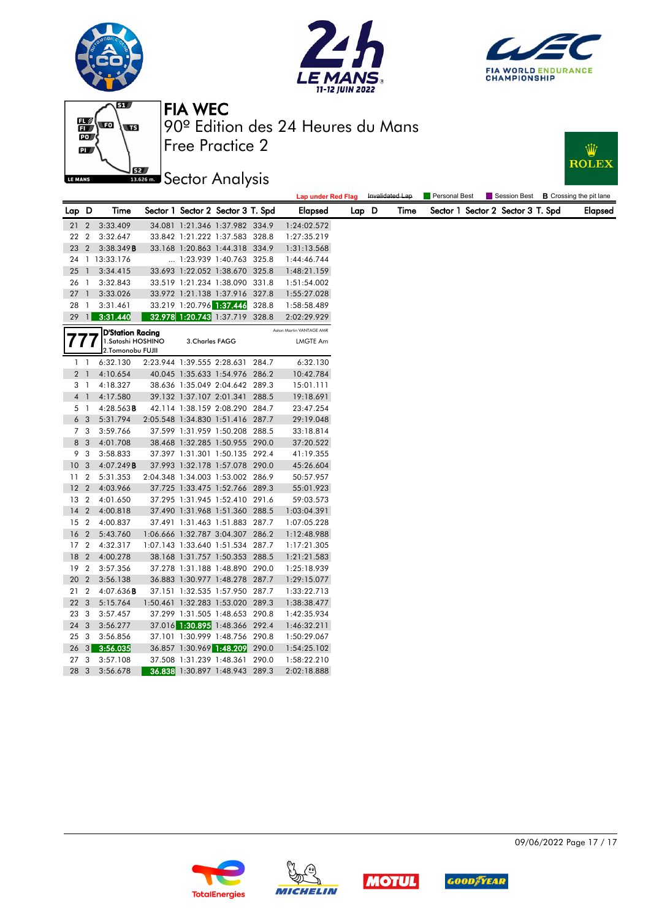# FIA WEC

90º Edition des 24 Heures du Mans

Free Practice 2

Sector Analysis

Lap under Red Flag | Invalidated Lap | Personal Best | Session Best | **B** Crossing the pit lane

| Lap | D | Time | Sector 1 | Sector 2 | Sector 3 | T. Spd | Elapsed |
|---|---|---|---|---|---|---|---|
| 21 | 2 | 3:33.409 | 34.081 | 1:21.346 | 1:37.982 | 334.9 | 1:24:02.572 |
| 22 | 2 | 3:32.647 | 33.842 | 1:21.222 | 1:37.583 | 328.8 | 1:27:35.219 |
| 23 | 2 | 3:38.349 **B** | 33.168 | 1:20.863 | 1:44.318 | 334.9 | 1:31:13.568 |
| 24 | 1 | 13:33.176 | ... | 1:23.939 | 1:40.763 | 325.8 | 1:44:46.744 |
| 25 | 1 | 3:34.415 | 33.693 | 1:22.052 | 1:38.670 | 325.8 | 1:48:21.159 |
| 26 | 1 | 3:32.843 | 33.519 | 1:21.234 | 1:38.090 | 331.8 | 1:51:54.002 |
| 27 | 1 | 3:33.026 | 33.972 | 1:21.138 | 1:37.916 | 327.8 | 1:55:27.028 |
| 28 | 1 | 3:31.461 | 33.219 | 1:20.796 | 1:37.446 | 328.8 | 1:58:58.489 |
| 29 | 1 | 3:31.440 | 32.978 | 1:20.743 | 1:37.719 | 328.8 | 2:02:29.929 |

**777** — **D'Station Racing** — Aston Martin VANTAGE AMR — LMGTE Am

1.Satoshi HOSHINO
2.Tomonobu FUJII
3.Charles FAGG

| Lap | D | Time | Sector 1 | Sector 2 | Sector 3 | T. Spd | Elapsed |
|---|---|---|---|---|---|---|---|
| 1 | 1 | 6:32.130 | 2:23.944 | 1:39.555 | 2:28.631 | 284.7 | 6:32.130 |
| 2 | 1 | 4:10.654 | 40.045 | 1:35.633 | 1:54.976 | 286.2 | 10:42.784 |
| 3 | 1 | 4:18.327 | 38.636 | 1:35.049 | 2:04.642 | 289.3 | 15:01.111 |
| 4 | 1 | 4:17.580 | 39.132 | 1:37.107 | 2:01.341 | 288.5 | 19:18.691 |
| 5 | 1 | 4:28.563 **B** | 42.114 | 1:38.159 | 2:08.290 | 284.7 | 23:47.254 |
| 6 | 3 | 5:31.794 | 2:05.548 | 1:34.830 | 1:51.416 | 287.7 | 29:19.048 |
| 7 | 3 | 3:59.766 | 37.599 | 1:31.959 | 1:50.208 | 288.5 | 33:18.814 |
| 8 | 3 | 4:01.708 | 38.468 | 1:32.285 | 1:50.955 | 290.0 | 37:20.522 |
| 9 | 3 | 3:58.833 | 37.397 | 1:31.301 | 1:50.135 | 292.4 | 41:19.355 |
| 10 | 3 | 4:07.249 **B** | 37.993 | 1:32.178 | 1:57.078 | 290.0 | 45:26.604 |
| 11 | 2 | 5:31.353 | 2:04.348 | 1:34.003 | 1:53.002 | 286.9 | 50:57.957 |
| 12 | 2 | 4:03.966 | 37.725 | 1:33.475 | 1:52.766 | 289.3 | 55:01.923 |
| 13 | 2 | 4:01.650 | 37.295 | 1:31.945 | 1:52.410 | 291.6 | 59:03.573 |
| 14 | 2 | 4:00.818 | 37.490 | 1:31.968 | 1:51.360 | 288.5 | 1:03:04.391 |
| 15 | 2 | 4:00.837 | 37.491 | 1:31.463 | 1:51.883 | 287.7 | 1:07:05.228 |
| 16 | 2 | 5:43.760 | 1:06.666 | 1:32.787 | 3:04.307 | 286.2 | 1:12:48.988 |
| 17 | 2 | 4:32.317 | 1:07.143 | 1:33.640 | 1:51.534 | 287.7 | 1:17:21.305 |
| 18 | 2 | 4:00.278 | 38.168 | 1:31.757 | 1:50.353 | 288.5 | 1:21:21.583 |
| 19 | 2 | 3:57.356 | 37.278 | 1:31.188 | 1:48.890 | 290.0 | 1:25:18.939 |
| 20 | 2 | 3:56.138 | 36.883 | 1:30.977 | 1:48.278 | 287.7 | 1:29:15.077 |
| 21 | 2 | 4:07.636 **B** | 37.151 | 1:32.535 | 1:57.950 | 287.7 | 1:33:22.713 |
| 22 | 3 | 5:15.764 | 1:50.461 | 1:32.283 | 1:53.020 | 289.3 | 1:38:38.477 |
| 23 | 3 | 3:57.457 | 37.299 | 1:31.505 | 1:48.653 | 290.8 | 1:42:35.934 |
| 24 | 3 | 3:56.277 | 37.016 | 1:30.895 | 1:48.366 | 292.4 | 1:46:32.211 |
| 25 | 3 | 3:56.856 | 37.101 | 1:30.999 | 1:48.756 | 290.8 | 1:50:29.067 |
| 26 | 3 | 3:56.035 | 36.857 | 1:30.969 | 1:48.209 | 290.0 | 1:54:25.102 |
| 27 | 3 | 3:57.108 | 37.508 | 1:31.239 | 1:48.361 | 290.0 | 1:58:22.210 |
| 28 | 3 | 3:56.678 | 36.838 | 1:30.897 | 1:48.943 | 289.3 | 2:02:18.888 |

09/06/2022